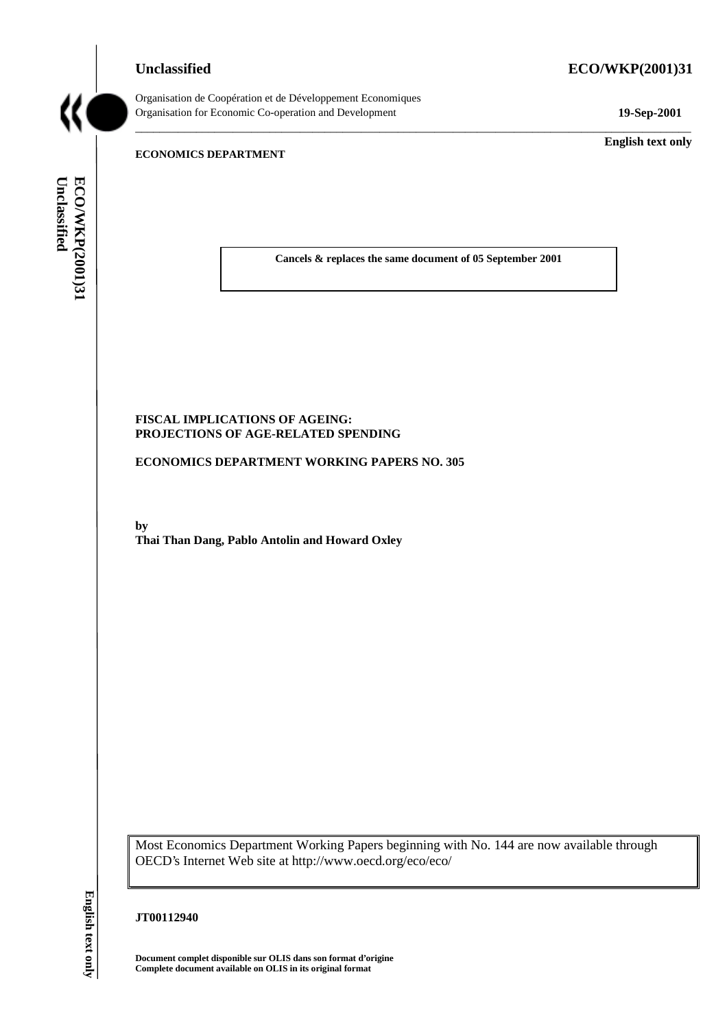**Unclassified** **ECO/WKP(2001)31**

Organisation de Coopération et de Développement Economiques
Organisation for Economic Co-operation and Development **19-Sep-2001**

**English text only**

**ECONOMICS DEPARTMENT**

**Cancels & replaces the same document of 05 September 2001**

**FISCAL IMPLICATIONS OF AGEING: PROJECTIONS OF AGE-RELATED SPENDING**

**ECONOMICS DEPARTMENT WORKING PAPERS NO. 305**

**by**
**Thai Than Dang, Pablo Antolin and Howard Oxley**

Most Economics Department Working Papers beginning with No. 144 are now available through OECD's Internet Web site at http://www.oecd.org/eco/eco/

**JT00112940**

**Document complet disponible sur OLIS dans son format d'origine**
**Complete document available on OLIS in its original format**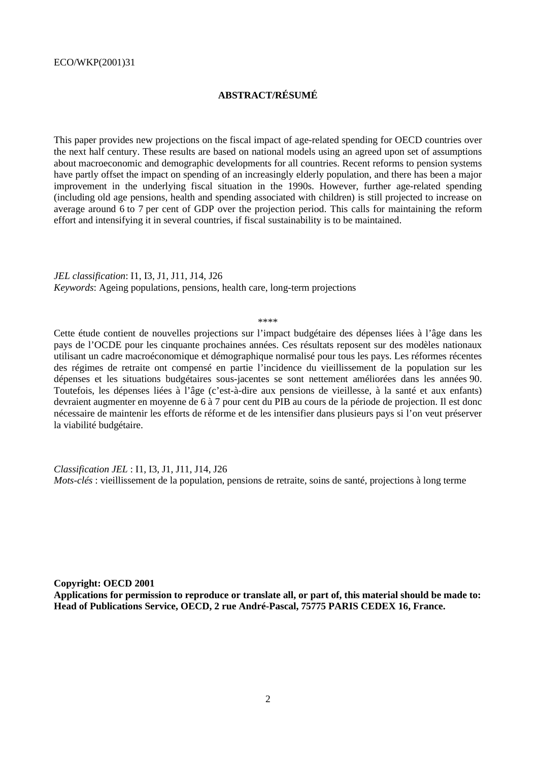**ABSTRACT/RÉSUMÉ**

This paper provides new projections on the fiscal impact of age-related spending for OECD countries over the next half century. These results are based on national models using an agreed upon set of assumptions about macroeconomic and demographic developments for all countries. Recent reforms to pension systems have partly offset the impact on spending of an increasingly elderly population, and there has been a major improvement in the underlying fiscal situation in the 1990s. However, further age-related spending (including old age pensions, health and spending associated with children) is still projected to increase on average around 6 to 7 per cent of GDP over the projection period. This calls for maintaining the reform effort and intensifying it in several countries, if fiscal sustainability is to be maintained.

*JEL classification*: I1, I3, J1, J11, J14, J26
*Keywords*: Ageing populations, pensions, health care, long-term projections

****

Cette étude contient de nouvelles projections sur l'impact budgétaire des dépenses liées à l'âge dans les pays de l'OCDE pour les cinquante prochaines années. Ces résultats reposent sur des modèles nationaux utilisant un cadre macroéconomique et démographique normalisé pour tous les pays. Les réformes récentes des régimes de retraite ont compensé en partie l'incidence du vieillissement de la population sur les dépenses et les situations budgétaires sous-jacentes se sont nettement améliorées dans les années 90. Toutefois, les dépenses liées à l'âge (c'est-à-dire aux pensions de vieillesse, à la santé et aux enfants) devraient augmenter en moyenne de 6 à 7 pour cent du PIB au cours de la période de projection. Il est donc nécessaire de maintenir les efforts de réforme et de les intensifier dans plusieurs pays si l'on veut préserver la viabilité budgétaire.

*Classification JEL* : I1, I3, J1, J11, J14, J26
*Mots-clés* : vieillissement de la population, pensions de retraite, soins de santé, projections à long terme

**Copyright: OECD 2001**
**Applications for permission to reproduce or translate all, or part of, this material should be made to: Head of Publications Service, OECD, 2 rue André-Pascal, 75775 PARIS CEDEX 16, France.**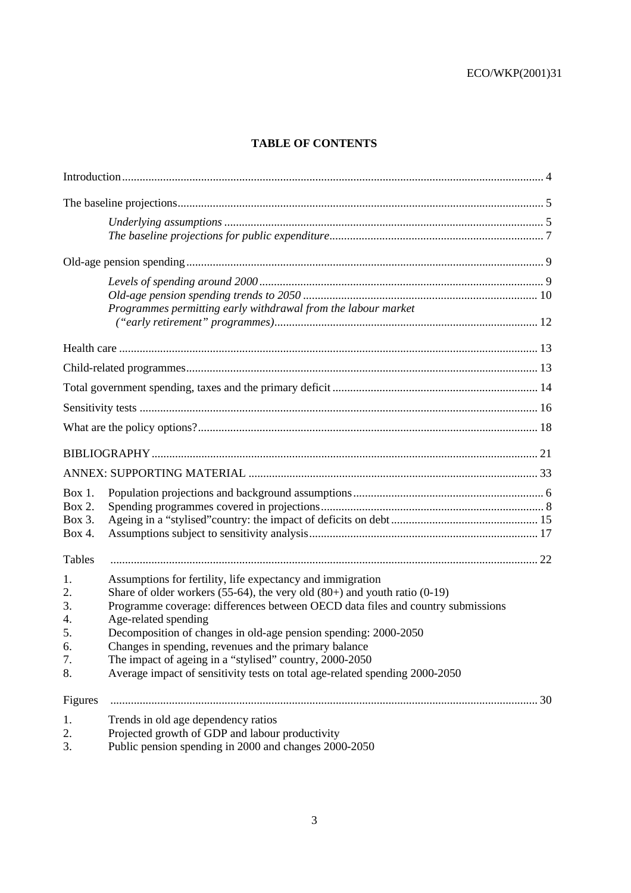# TABLE OF CONTENTS

Introduction .......... 4

The baseline projections .......... 5

*Underlying assumptions* .......... 5
*The baseline projections for public expenditure* .......... 7

Old-age pension spending .......... 9

*Levels of spending around 2000* .......... 9
*Old-age pension spending trends to 2050* .......... 10
*Programmes permitting early withdrawal from the labour market (“early retirement” programmes)* .......... 12

Health care .......... 13

Child-related programmes .......... 13

Total government spending, taxes and the primary deficit .......... 14

Sensitivity tests .......... 16

What are the policy options? .......... 18

BIBLIOGRAPHY .......... 21

ANNEX: SUPPORTING MATERIAL .......... 33

Box 1. Population projections and background assumptions .......... 6
Box 2. Spending programmes covered in projections .......... 8
Box 3. Ageing in a “stylised” country: the impact of deficits on debt .......... 15
Box 4. Assumptions subject to sensitivity analysis .......... 17

Tables .......... 22

1. Assumptions for fertility, life expectancy and immigration
2. Share of older workers (55-64), the very old (80+) and youth ratio (0-19)
3. Programme coverage: differences between OECD data files and country submissions
4. Age-related spending
5. Decomposition of changes in old-age pension spending: 2000-2050
6. Changes in spending, revenues and the primary balance
7. The impact of ageing in a “stylised” country, 2000-2050
8. Average impact of sensitivity tests on total age-related spending 2000-2050

Figures .......... 30

1. Trends in old age dependency ratios
2. Projected growth of GDP and labour productivity
3. Public pension spending in 2000 and changes 2000-2050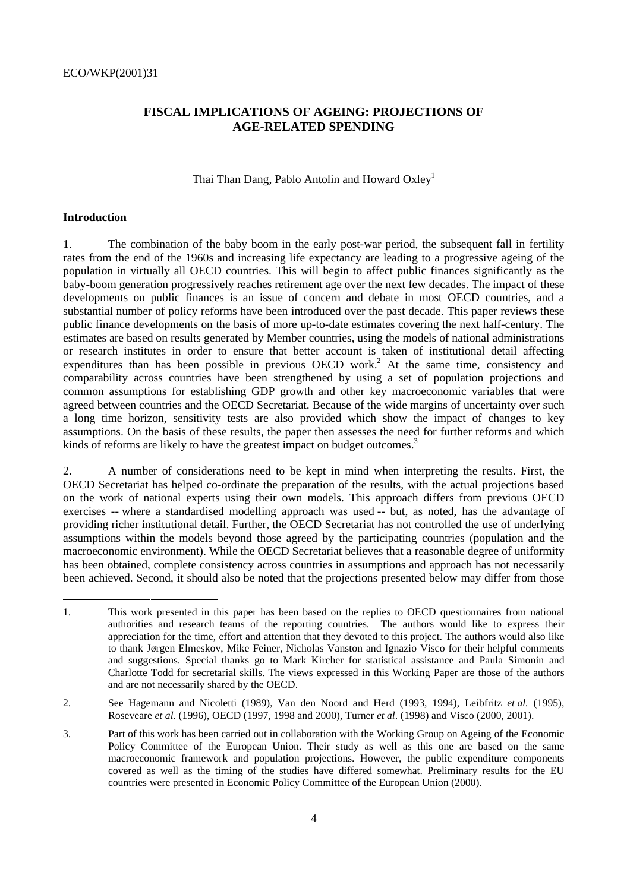# FISCAL IMPLICATIONS OF AGEING: PROJECTIONS OF AGE-RELATED SPENDING

Thai Than Dang, Pablo Antolin and Howard Oxley[1]

## Introduction

1. The combination of the baby boom in the early post-war period, the subsequent fall in fertility rates from the end of the 1960s and increasing life expectancy are leading to a progressive ageing of the population in virtually all OECD countries. This will begin to affect public finances significantly as the baby-boom generation progressively reaches retirement age over the next few decades. The impact of these developments on public finances is an issue of concern and debate in most OECD countries, and a substantial number of policy reforms have been introduced over the past decade. This paper reviews these public finance developments on the basis of more up-to-date estimates covering the next half-century. The estimates are based on results generated by Member countries, using the models of national administrations or research institutes in order to ensure that better account is taken of institutional detail affecting expenditures than has been possible in previous OECD work.[2] At the same time, consistency and comparability across countries have been strengthened by using a set of population projections and common assumptions for establishing GDP growth and other key macroeconomic variables that were agreed between countries and the OECD Secretariat. Because of the wide margins of uncertainty over such a long time horizon, sensitivity tests are also provided which show the impact of changes to key assumptions. On the basis of these results, the paper then assesses the need for further reforms and which kinds of reforms are likely to have the greatest impact on budget outcomes.[3]

2. A number of considerations need to be kept in mind when interpreting the results. First, the OECD Secretariat has helped co-ordinate the preparation of the results, with the actual projections based on the work of national experts using their own models. This approach differs from previous OECD exercises -- where a standardised modelling approach was used -- but, as noted, has the advantage of providing richer institutional detail. Further, the OECD Secretariat has not controlled the use of underlying assumptions within the models beyond those agreed by the participating countries (population and the macroeconomic environment). While the OECD Secretariat believes that a reasonable degree of uniformity has been obtained, complete consistency across countries in assumptions and approach has not necessarily been achieved. Second, it should also be noted that the projections presented below may differ from those

---

1. This work presented in this paper has been based on the replies to OECD questionnaires from national authorities and research teams of the reporting countries. The authors would like to express their appreciation for the time, effort and attention that they devoted to this project. The authors would also like to thank Jørgen Elmeskov, Mike Feiner, Nicholas Vanston and Ignazio Visco for their helpful comments and suggestions. Special thanks go to Mark Kircher for statistical assistance and Paula Simonin and Charlotte Todd for secretarial skills. The views expressed in this Working Paper are those of the authors and are not necessarily shared by the OECD.

2. See Hagemann and Nicoletti (1989), Van den Noord and Herd (1993, 1994), Leibfritz *et al.* (1995), Roseveare *et al.* (1996), OECD (1997, 1998 and 2000), Turner *et al*. (1998) and Visco (2000, 2001).

3. Part of this work has been carried out in collaboration with the Working Group on Ageing of the Economic Policy Committee of the European Union. Their study as well as this one are based on the same macroeconomic framework and population projections. However, the public expenditure components covered as well as the timing of the studies have differed somewhat. Preliminary results for the EU countries were presented in Economic Policy Committee of the European Union (2000).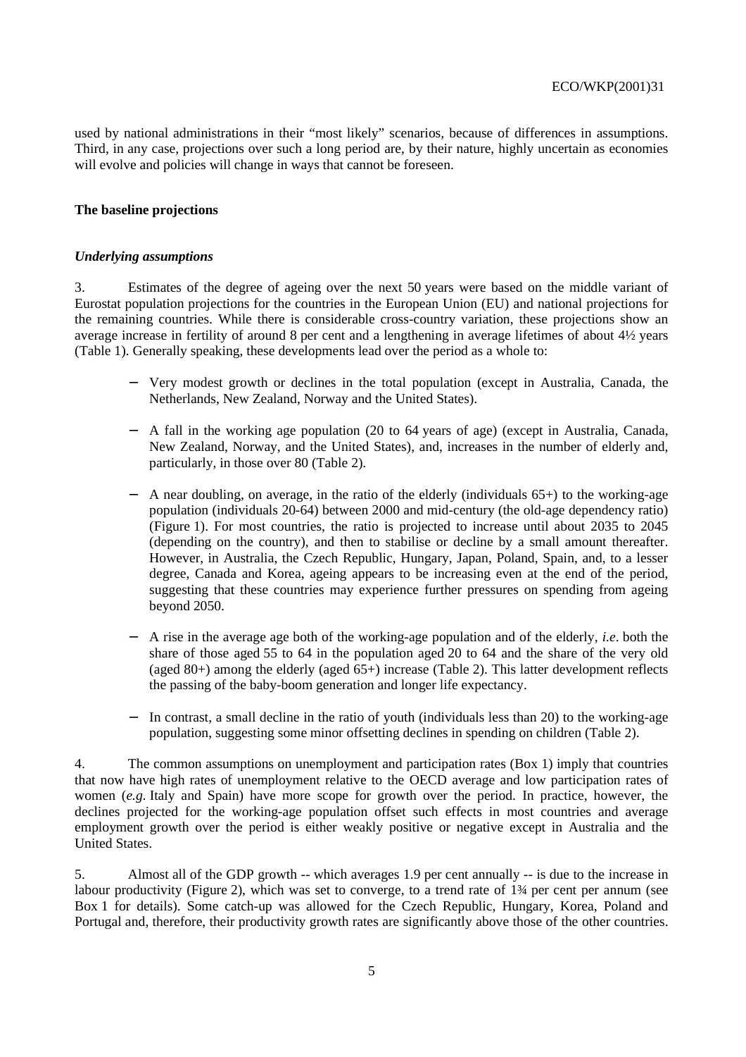used by national administrations in their "most likely" scenarios, because of differences in assumptions. Third, in any case, projections over such a long period are, by their nature, highly uncertain as economies will evolve and policies will change in ways that cannot be foreseen.

## The baseline projections

### *Underlying assumptions*

3. Estimates of the degree of ageing over the next 50 years were based on the middle variant of Eurostat population projections for the countries in the European Union (EU) and national projections for the remaining countries. While there is considerable cross-country variation, these projections show an average increase in fertility of around 8 per cent and a lengthening in average lifetimes of about 4½ years (Table 1). Generally speaking, these developments lead over the period as a whole to:

- Very modest growth or declines in the total population (except in Australia, Canada, the Netherlands, New Zealand, Norway and the United States).
- A fall in the working age population (20 to 64 years of age) (except in Australia, Canada, New Zealand, Norway, and the United States), and, increases in the number of elderly and, particularly, in those over 80 (Table 2).
- A near doubling, on average, in the ratio of the elderly (individuals 65+) to the working-age population (individuals 20-64) between 2000 and mid-century (the old-age dependency ratio) (Figure 1). For most countries, the ratio is projected to increase until about 2035 to 2045 (depending on the country), and then to stabilise or decline by a small amount thereafter. However, in Australia, the Czech Republic, Hungary, Japan, Poland, Spain, and, to a lesser degree, Canada and Korea, ageing appears to be increasing even at the end of the period, suggesting that these countries may experience further pressures on spending from ageing beyond 2050.
- A rise in the average age both of the working-age population and of the elderly, *i.e*. both the share of those aged 55 to 64 in the population aged 20 to 64 and the share of the very old (aged 80+) among the elderly (aged 65+) increase (Table 2). This latter development reflects the passing of the baby-boom generation and longer life expectancy.
- In contrast, a small decline in the ratio of youth (individuals less than 20) to the working-age population, suggesting some minor offsetting declines in spending on children (Table 2).

4. The common assumptions on unemployment and participation rates (Box 1) imply that countries that now have high rates of unemployment relative to the OECD average and low participation rates of women (*e.g.* Italy and Spain) have more scope for growth over the period. In practice, however, the declines projected for the working-age population offset such effects in most countries and average employment growth over the period is either weakly positive or negative except in Australia and the United States.

5. Almost all of the GDP growth -- which averages 1.9 per cent annually -- is due to the increase in labour productivity (Figure 2), which was set to converge, to a trend rate of 1¾ per cent per annum (see Box 1 for details). Some catch-up was allowed for the Czech Republic, Hungary, Korea, Poland and Portugal and, therefore, their productivity growth rates are significantly above those of the other countries.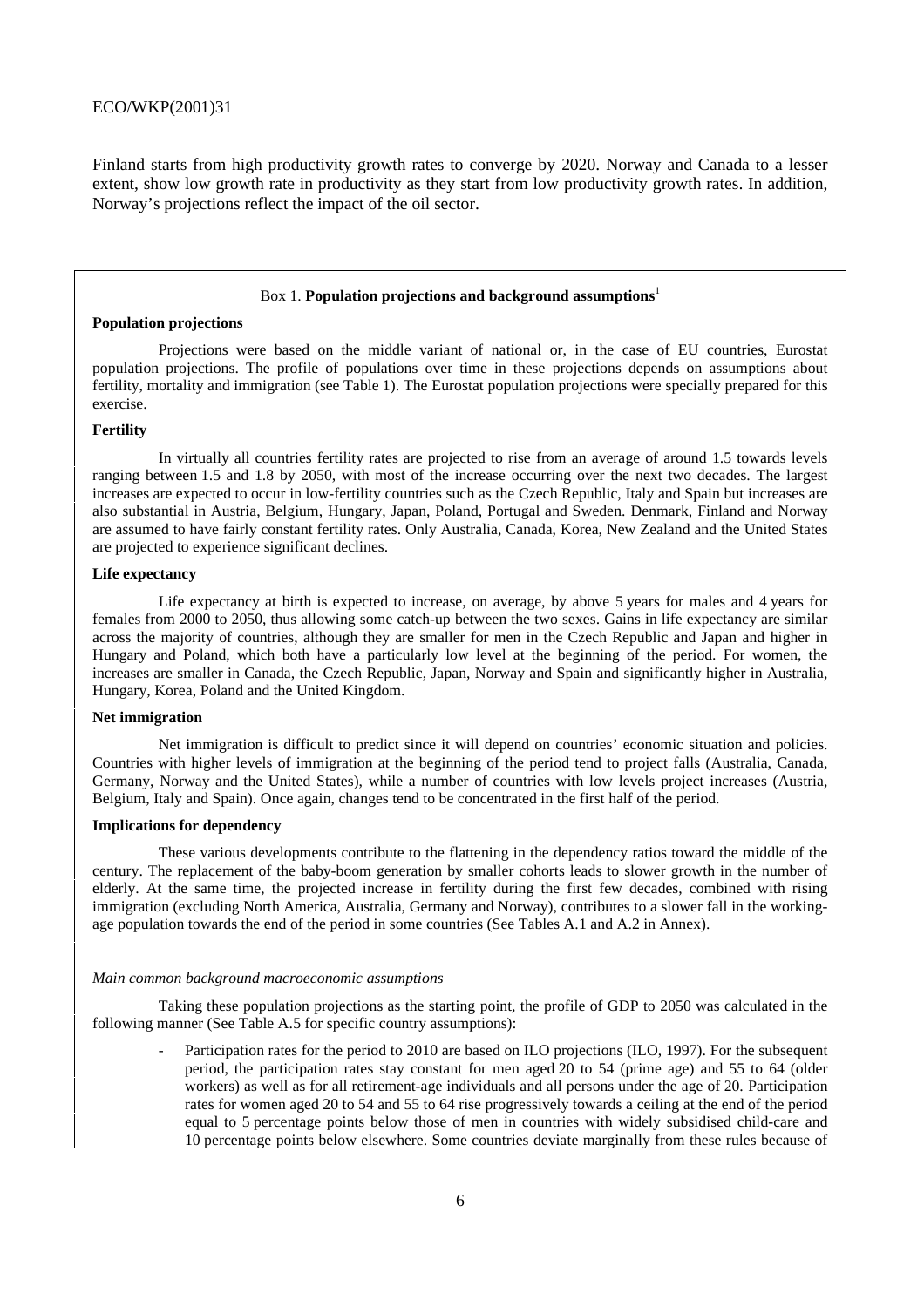Finland starts from high productivity growth rates to converge by 2020. Norway and Canada to a lesser extent, show low growth rate in productivity as they start from low productivity growth rates. In addition, Norway's projections reflect the impact of the oil sector.

### Box 1. **Population projections and background assumptions**[1]

**Population projections**

Projections were based on the middle variant of national or, in the case of EU countries, Eurostat population projections. The profile of populations over time in these projections depends on assumptions about fertility, mortality and immigration (see Table 1). The Eurostat population projections were specially prepared for this exercise.

**Fertility**

In virtually all countries fertility rates are projected to rise from an average of around 1.5 towards levels ranging between 1.5 and 1.8 by 2050, with most of the increase occurring over the next two decades. The largest increases are expected to occur in low-fertility countries such as the Czech Republic, Italy and Spain but increases are also substantial in Austria, Belgium, Hungary, Japan, Poland, Portugal and Sweden. Denmark, Finland and Norway are assumed to have fairly constant fertility rates. Only Australia, Canada, Korea, New Zealand and the United States are projected to experience significant declines.

**Life expectancy**

Life expectancy at birth is expected to increase, on average, by above 5 years for males and 4 years for females from 2000 to 2050, thus allowing some catch-up between the two sexes. Gains in life expectancy are similar across the majority of countries, although they are smaller for men in the Czech Republic and Japan and higher in Hungary and Poland, which both have a particularly low level at the beginning of the period. For women, the increases are smaller in Canada, the Czech Republic, Japan, Norway and Spain and significantly higher in Australia, Hungary, Korea, Poland and the United Kingdom.

**Net immigration**

Net immigration is difficult to predict since it will depend on countries' economic situation and policies. Countries with higher levels of immigration at the beginning of the period tend to project falls (Australia, Canada, Germany, Norway and the United States), while a number of countries with low levels project increases (Austria, Belgium, Italy and Spain). Once again, changes tend to be concentrated in the first half of the period.

**Implications for dependency**

These various developments contribute to the flattening in the dependency ratios toward the middle of the century. The replacement of the baby-boom generation by smaller cohorts leads to slower growth in the number of elderly. At the same time, the projected increase in fertility during the first few decades, combined with rising immigration (excluding North America, Australia, Germany and Norway), contributes to a slower fall in the working-age population towards the end of the period in some countries (See Tables A.1 and A.2 in Annex).

*Main common background macroeconomic assumptions*

Taking these population projections as the starting point, the profile of GDP to 2050 was calculated in the following manner (See Table A.5 for specific country assumptions):

- Participation rates for the period to 2010 are based on ILO projections (ILO, 1997). For the subsequent period, the participation rates stay constant for men aged 20 to 54 (prime age) and 55 to 64 (older workers) as well as for all retirement-age individuals and all persons under the age of 20. Participation rates for women aged 20 to 54 and 55 to 64 rise progressively towards a ceiling at the end of the period equal to 5 percentage points below those of men in countries with widely subsidised child-care and 10 percentage points below elsewhere. Some countries deviate marginally from these rules because of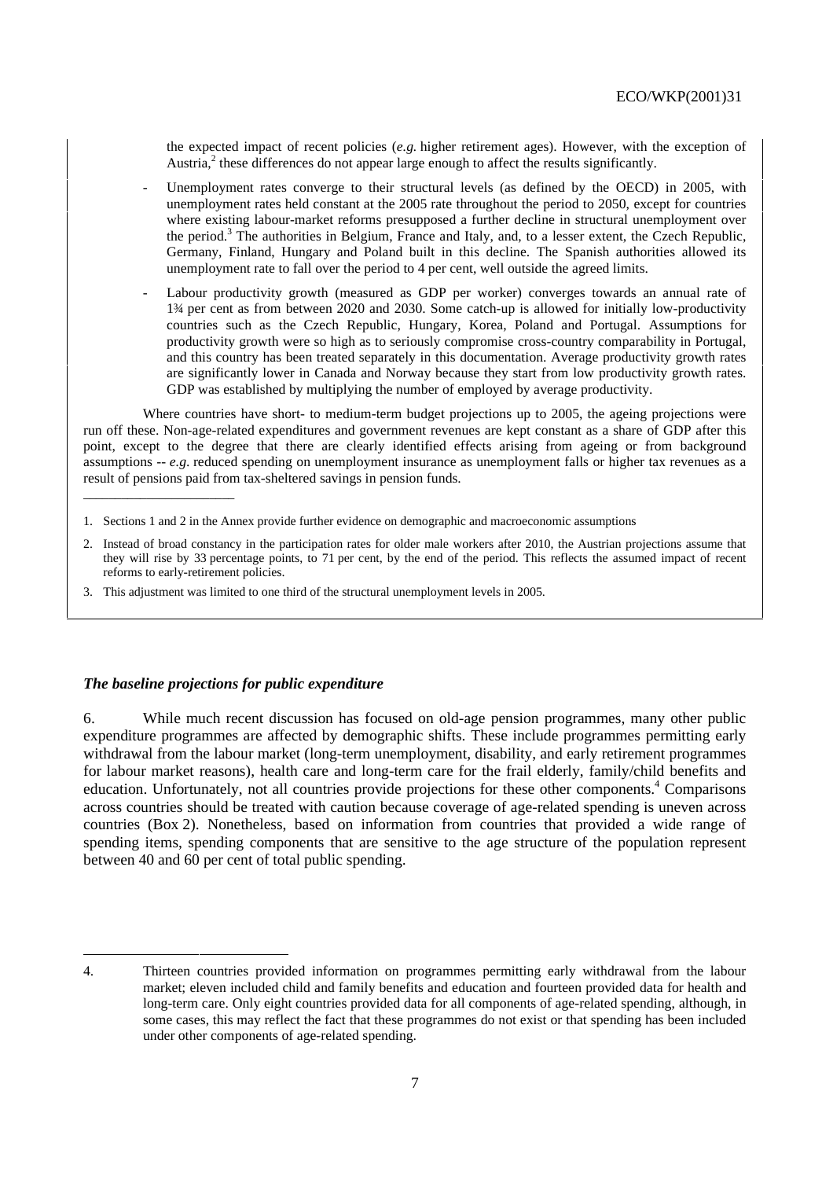the expected impact of recent policies (*e.g.* higher retirement ages). However, with the exception of Austria,[2] these differences do not appear large enough to affect the results significantly.

- Unemployment rates converge to their structural levels (as defined by the OECD) in 2005, with unemployment rates held constant at the 2005 rate throughout the period to 2050, except for countries where existing labour-market reforms presupposed a further decline in structural unemployment over the period.[3] The authorities in Belgium, France and Italy, and, to a lesser extent, the Czech Republic, Germany, Finland, Hungary and Poland built in this decline. The Spanish authorities allowed its unemployment rate to fall over the period to 4 per cent, well outside the agreed limits.
- Labour productivity growth (measured as GDP per worker) converges towards an annual rate of 1¾ per cent as from between 2020 and 2030. Some catch-up is allowed for initially low-productivity countries such as the Czech Republic, Hungary, Korea, Poland and Portugal. Assumptions for productivity growth were so high as to seriously compromise cross-country comparability in Portugal, and this country has been treated separately in this documentation. Average productivity growth rates are significantly lower in Canada and Norway because they start from low productivity growth rates. GDP was established by multiplying the number of employed by average productivity.

Where countries have short- to medium-term budget projections up to 2005, the ageing projections were run off these. Non-age-related expenditures and government revenues are kept constant as a share of GDP after this point, except to the degree that there are clearly identified effects arising from ageing or from background assumptions -- *e.g*. reduced spending on unemployment insurance as unemployment falls or higher tax revenues as a result of pensions paid from tax-sheltered savings in pension funds.

1. Sections 1 and 2 in the Annex provide further evidence on demographic and macroeconomic assumptions
2. Instead of broad constancy in the participation rates for older male workers after 2010, the Austrian projections assume that they will rise by 33 percentage points, to 71 per cent, by the end of the period. This reflects the assumed impact of recent reforms to early-retirement policies.
3. This adjustment was limited to one third of the structural unemployment levels in 2005.

### *The baseline projections for public expenditure*

6. While much recent discussion has focused on old-age pension programmes, many other public expenditure programmes are affected by demographic shifts. These include programmes permitting early withdrawal from the labour market (long-term unemployment, disability, and early retirement programmes for labour market reasons), health care and long-term care for the frail elderly, family/child benefits and education. Unfortunately, not all countries provide projections for these other components.[4] Comparisons across countries should be treated with caution because coverage of age-related spending is uneven across countries (Box 2). Nonetheless, based on information from countries that provided a wide range of spending items, spending components that are sensitive to the age structure of the population represent between 40 and 60 per cent of total public spending.

4. Thirteen countries provided information on programmes permitting early withdrawal from the labour market; eleven included child and family benefits and education and fourteen provided data for health and long-term care. Only eight countries provided data for all components of age-related spending, although, in some cases, this may reflect the fact that these programmes do not exist or that spending has been included under other components of age-related spending.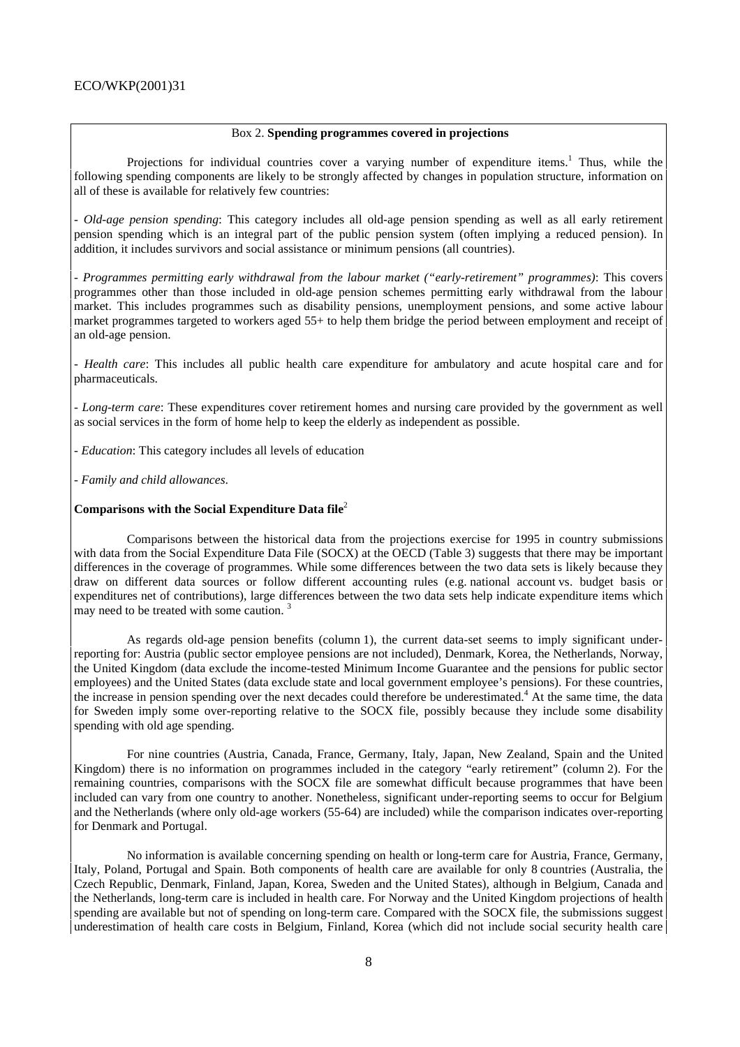Box 2. **Spending programmes covered in projections**

Projections for individual countries cover a varying number of expenditure items.[1] Thus, while the following spending components are likely to be strongly affected by changes in population structure, information on all of these is available for relatively few countries:

- *Old-age pension spending*: This category includes all old-age pension spending as well as all early retirement pension spending which is an integral part of the public pension system (often implying a reduced pension). In addition, it includes survivors and social assistance or minimum pensions (all countries).

- *Programmes permitting early withdrawal from the labour market ("early-retirement" programmes)*: This covers programmes other than those included in old-age pension schemes permitting early withdrawal from the labour market. This includes programmes such as disability pensions, unemployment pensions, and some active labour market programmes targeted to workers aged 55+ to help them bridge the period between employment and receipt of an old-age pension.

- *Health care*: This includes all public health care expenditure for ambulatory and acute hospital care and for pharmaceuticals.

- *Long-term care*: These expenditures cover retirement homes and nursing care provided by the government as well as social services in the form of home help to keep the elderly as independent as possible.

- *Education*: This category includes all levels of education

- *Family and child allowances*.

**Comparisons with the Social Expenditure Data file**[2]

Comparisons between the historical data from the projections exercise for 1995 in country submissions with data from the Social Expenditure Data File (SOCX) at the OECD (Table 3) suggests that there may be important differences in the coverage of programmes. While some differences between the two data sets is likely because they draw on different data sources or follow different accounting rules (e.g. national account vs. budget basis or expenditures net of contributions), large differences between the two data sets help indicate expenditure items which may need to be treated with some caution. [3]

As regards old-age pension benefits (column 1), the current data-set seems to imply significant under-reporting for: Austria (public sector employee pensions are not included), Denmark, Korea, the Netherlands, Norway, the United Kingdom (data exclude the income-tested Minimum Income Guarantee and the pensions for public sector employees) and the United States (data exclude state and local government employee's pensions). For these countries, the increase in pension spending over the next decades could therefore be underestimated.[4] At the same time, the data for Sweden imply some over-reporting relative to the SOCX file, possibly because they include some disability spending with old age spending.

For nine countries (Austria, Canada, France, Germany, Italy, Japan, New Zealand, Spain and the United Kingdom) there is no information on programmes included in the category "early retirement" (column 2). For the remaining countries, comparisons with the SOCX file are somewhat difficult because programmes that have been included can vary from one country to another. Nonetheless, significant under-reporting seems to occur for Belgium and the Netherlands (where only old-age workers (55-64) are included) while the comparison indicates over-reporting for Denmark and Portugal.

No information is available concerning spending on health or long-term care for Austria, France, Germany, Italy, Poland, Portugal and Spain. Both components of health care are available for only 8 countries (Australia, the Czech Republic, Denmark, Finland, Japan, Korea, Sweden and the United States), although in Belgium, Canada and the Netherlands, long-term care is included in health care. For Norway and the United Kingdom projections of health spending are available but not of spending on long-term care. Compared with the SOCX file, the submissions suggest underestimation of health care costs in Belgium, Finland, Korea (which did not include social security health care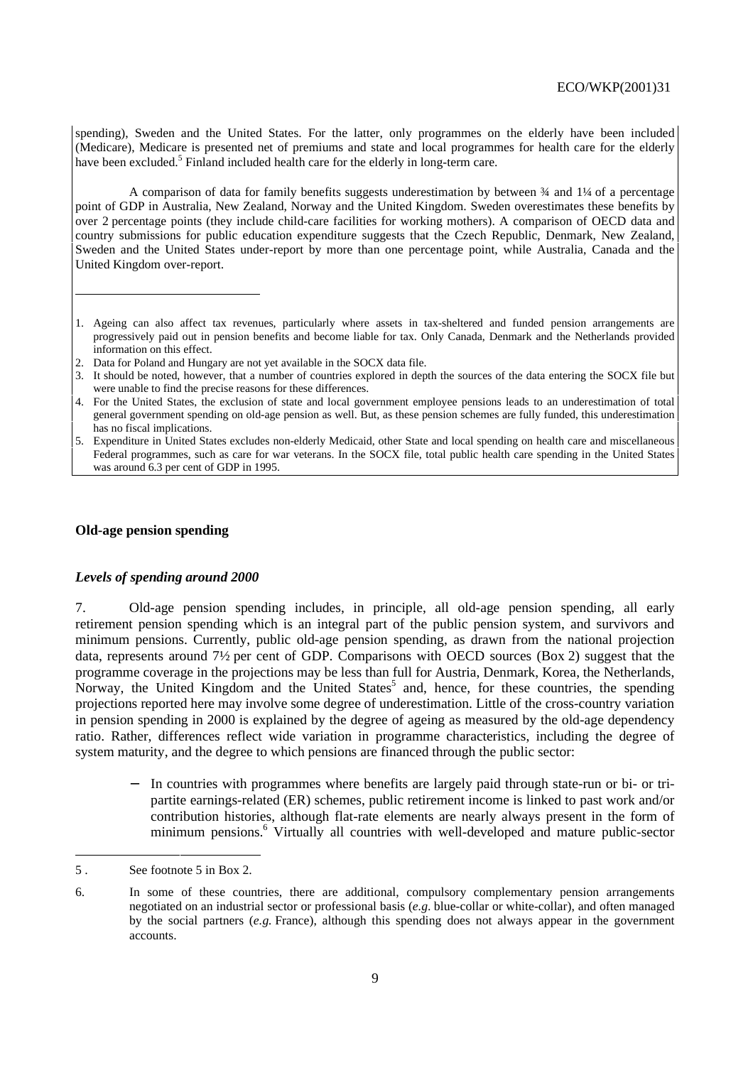spending), Sweden and the United States. For the latter, only programmes on the elderly have been included (Medicare), Medicare is presented net of premiums and state and local programmes for health care for the elderly have been excluded.[5] Finland included health care for the elderly in long-term care.

A comparison of data for family benefits suggests underestimation by between ¾ and 1¼ of a percentage point of GDP in Australia, New Zealand, Norway and the United Kingdom. Sweden overestimates these benefits by over 2 percentage points (they include child-care facilities for working mothers). A comparison of OECD data and country submissions for public education expenditure suggests that the Czech Republic, Denmark, New Zealand, Sweden and the United States under-report by more than one percentage point, while Australia, Canada and the United Kingdom over-report.

1. Ageing can also affect tax revenues, particularly where assets in tax-sheltered and funded pension arrangements are progressively paid out in pension benefits and become liable for tax. Only Canada, Denmark and the Netherlands provided information on this effect.
2. Data for Poland and Hungary are not yet available in the SOCX data file.
3. It should be noted, however, that a number of countries explored in depth the sources of the data entering the SOCX file but were unable to find the precise reasons for these differences.
4. For the United States, the exclusion of state and local government employee pensions leads to an underestimation of total general government spending on old-age pension as well. But, as these pension schemes are fully funded, this underestimation has no fiscal implications.
5. Expenditure in United States excludes non-elderly Medicaid, other State and local spending on health care and miscellaneous Federal programmes, such as care for war veterans. In the SOCX file, total public health care spending in the United States was around 6.3 per cent of GDP in 1995.

## Old-age pension spending

### *Levels of spending around 2000*

7. Old-age pension spending includes, in principle, all old-age pension spending, all early retirement pension spending which is an integral part of the public pension system, and survivors and minimum pensions. Currently, public old-age pension spending, as drawn from the national projection data, represents around 7½ per cent of GDP. Comparisons with OECD sources (Box 2) suggest that the programme coverage in the projections may be less than full for Austria, Denmark, Korea, the Netherlands, Norway, the United Kingdom and the United States[5] and, hence, for these countries, the spending projections reported here may involve some degree of underestimation. Little of the cross-country variation in pension spending in 2000 is explained by the degree of ageing as measured by the old-age dependency ratio. Rather, differences reflect wide variation in programme characteristics, including the degree of system maturity, and the degree to which pensions are financed through the public sector:

- In countries with programmes where benefits are largely paid through state-run or bi- or tri-partite earnings-related (ER) schemes, public retirement income is linked to past work and/or contribution histories, although flat-rate elements are nearly always present in the form of minimum pensions.[6] Virtually all countries with well-developed and mature public-sector

5. See footnote 5 in Box 2.

6. In some of these countries, there are additional, compulsory complementary pension arrangements negotiated on an industrial sector or professional basis (*e.g.* blue-collar or white-collar), and often managed by the social partners (*e.g.* France), although this spending does not always appear in the government accounts.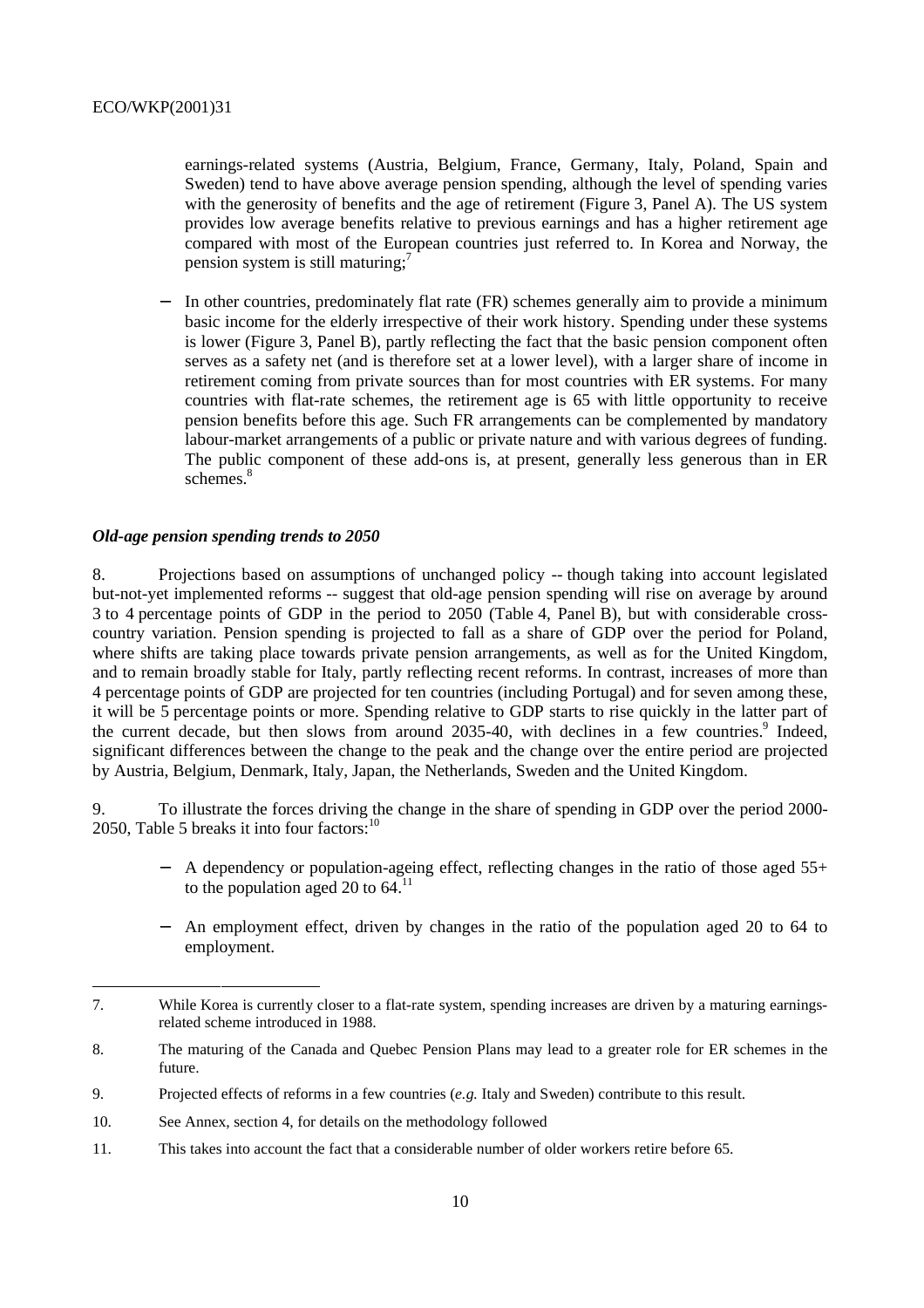earnings-related systems (Austria, Belgium, France, Germany, Italy, Poland, Spain and Sweden) tend to have above average pension spending, although the level of spending varies with the generosity of benefits and the age of retirement (Figure 3, Panel A). The US system provides low average benefits relative to previous earnings and has a higher retirement age compared with most of the European countries just referred to. In Korea and Norway, the pension system is still maturing;[7]

− In other countries, predominately flat rate (FR) schemes generally aim to provide a minimum basic income for the elderly irrespective of their work history. Spending under these systems is lower (Figure 3, Panel B), partly reflecting the fact that the basic pension component often serves as a safety net (and is therefore set at a lower level), with a larger share of income in retirement coming from private sources than for most countries with ER systems. For many countries with flat-rate schemes, the retirement age is 65 with little opportunity to receive pension benefits before this age. Such FR arrangements can be complemented by mandatory labour-market arrangements of a public or private nature and with various degrees of funding. The public component of these add-ons is, at present, generally less generous than in ER schemes.[8]

***Old-age pension spending trends to 2050***

8. Projections based on assumptions of unchanged policy -- though taking into account legislated but-not-yet implemented reforms -- suggest that old-age pension spending will rise on average by around 3 to 4 percentage points of GDP in the period to 2050 (Table 4, Panel B), but with considerable cross-country variation. Pension spending is projected to fall as a share of GDP over the period for Poland, where shifts are taking place towards private pension arrangements, as well as for the United Kingdom, and to remain broadly stable for Italy, partly reflecting recent reforms. In contrast, increases of more than 4 percentage points of GDP are projected for ten countries (including Portugal) and for seven among these, it will be 5 percentage points or more. Spending relative to GDP starts to rise quickly in the latter part of the current decade, but then slows from around 2035-40, with declines in a few countries.[9] Indeed, significant differences between the change to the peak and the change over the entire period are projected by Austria, Belgium, Denmark, Italy, Japan, the Netherlands, Sweden and the United Kingdom.

9. To illustrate the forces driving the change in the share of spending in GDP over the period 2000-2050, Table 5 breaks it into four factors:[10]

− A dependency or population-ageing effect, reflecting changes in the ratio of those aged 55+ to the population aged 20 to 64.[11]

− An employment effect, driven by changes in the ratio of the population aged 20 to 64 to employment.

---

7. While Korea is currently closer to a flat-rate system, spending increases are driven by a maturing earnings-related scheme introduced in 1988.

8. The maturing of the Canada and Quebec Pension Plans may lead to a greater role for ER schemes in the future.

9. Projected effects of reforms in a few countries (*e.g.* Italy and Sweden) contribute to this result.

10. See Annex, section 4, for details on the methodology followed

11. This takes into account the fact that a considerable number of older workers retire before 65.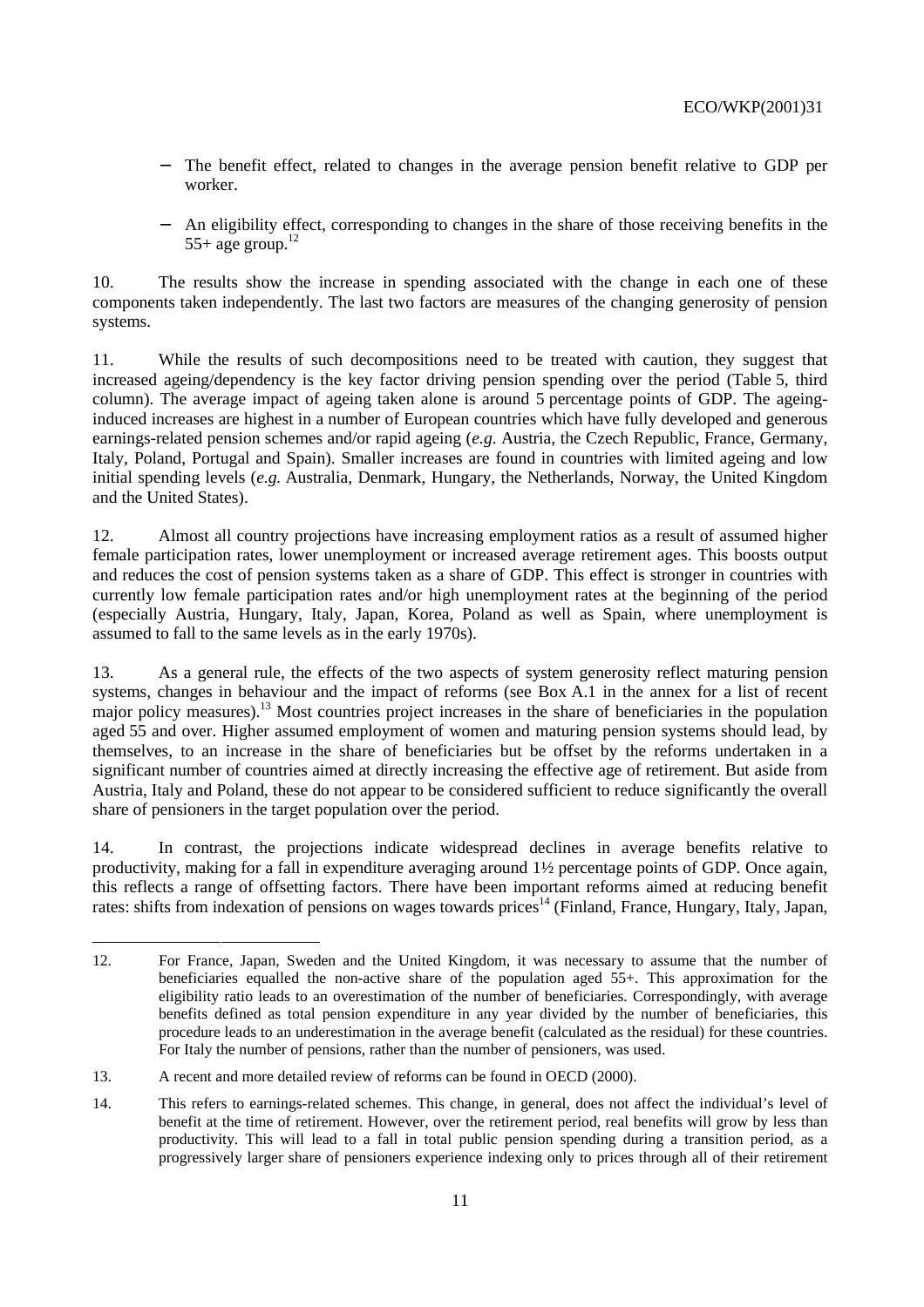- The benefit effect, related to changes in the average pension benefit relative to GDP per worker.

- An eligibility effect, corresponding to changes in the share of those receiving benefits in the 55+ age group.[12]

10. The results show the increase in spending associated with the change in each one of these components taken independently. The last two factors are measures of the changing generosity of pension systems.

11. While the results of such decompositions need to be treated with caution, they suggest that increased ageing/dependency is the key factor driving pension spending over the period (Table 5, third column). The average impact of ageing taken alone is around 5 percentage points of GDP. The ageing-induced increases are highest in a number of European countries which have fully developed and generous earnings-related pension schemes and/or rapid ageing (*e.g.* Austria, the Czech Republic, France, Germany, Italy, Poland, Portugal and Spain). Smaller increases are found in countries with limited ageing and low initial spending levels (*e.g.* Australia, Denmark, Hungary, the Netherlands, Norway, the United Kingdom and the United States).

12. Almost all country projections have increasing employment ratios as a result of assumed higher female participation rates, lower unemployment or increased average retirement ages. This boosts output and reduces the cost of pension systems taken as a share of GDP. This effect is stronger in countries with currently low female participation rates and/or high unemployment rates at the beginning of the period (especially Austria, Hungary, Italy, Japan, Korea, Poland as well as Spain, where unemployment is assumed to fall to the same levels as in the early 1970s).

13. As a general rule, the effects of the two aspects of system generosity reflect maturing pension systems, changes in behaviour and the impact of reforms (see Box A.1 in the annex for a list of recent major policy measures).[13] Most countries project increases in the share of beneficiaries in the population aged 55 and over. Higher assumed employment of women and maturing pension systems should lead, by themselves, to an increase in the share of beneficiaries but be offset by the reforms undertaken in a significant number of countries aimed at directly increasing the effective age of retirement. But aside from Austria, Italy and Poland, these do not appear to be considered sufficient to reduce significantly the overall share of pensioners in the target population over the period.

14. In contrast, the projections indicate widespread declines in average benefits relative to productivity, making for a fall in expenditure averaging around 1½ percentage points of GDP. Once again, this reflects a range of offsetting factors. There have been important reforms aimed at reducing benefit rates: shifts from indexation of pensions on wages towards prices[14] (Finland, France, Hungary, Italy, Japan,

---

12. For France, Japan, Sweden and the United Kingdom, it was necessary to assume that the number of beneficiaries equalled the non-active share of the population aged 55+. This approximation for the eligibility ratio leads to an overestimation of the number of beneficiaries. Correspondingly, with average benefits defined as total pension expenditure in any year divided by the number of beneficiaries, this procedure leads to an underestimation in the average benefit (calculated as the residual) for these countries. For Italy the number of pensions, rather than the number of pensioners, was used.

13. A recent and more detailed review of reforms can be found in OECD (2000).

14. This refers to earnings-related schemes. This change, in general, does not affect the individual's level of benefit at the time of retirement. However, over the retirement period, real benefits will grow by less than productivity. This will lead to a fall in total public pension spending during a transition period, as a progressively larger share of pensioners experience indexing only to prices through all of their retirement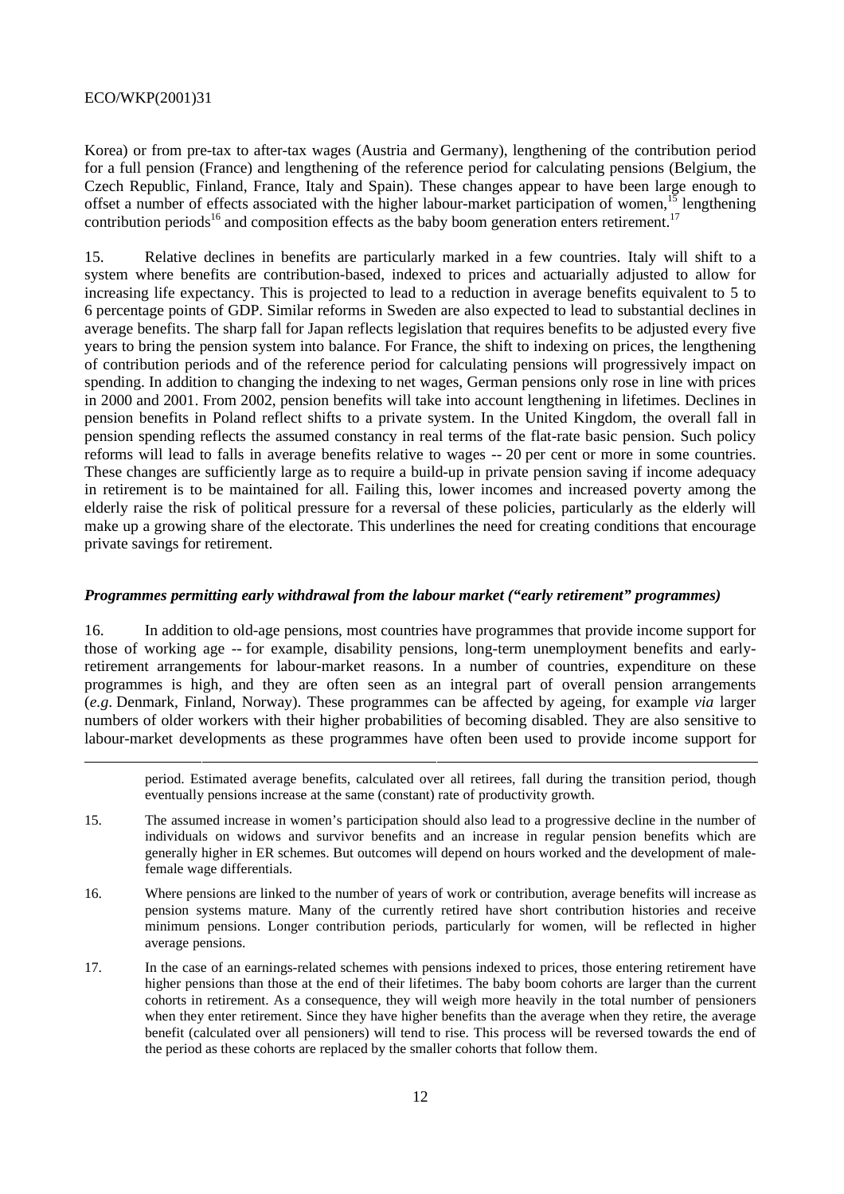Korea) or from pre-tax to after-tax wages (Austria and Germany), lengthening of the contribution period for a full pension (France) and lengthening of the reference period for calculating pensions (Belgium, the Czech Republic, Finland, France, Italy and Spain). These changes appear to have been large enough to offset a number of effects associated with the higher labour-market participation of women,[15] lengthening contribution periods[16] and composition effects as the baby boom generation enters retirement.[17]

15. Relative declines in benefits are particularly marked in a few countries. Italy will shift to a system where benefits are contribution-based, indexed to prices and actuarially adjusted to allow for increasing life expectancy. This is projected to lead to a reduction in average benefits equivalent to 5 to 6 percentage points of GDP. Similar reforms in Sweden are also expected to lead to substantial declines in average benefits. The sharp fall for Japan reflects legislation that requires benefits to be adjusted every five years to bring the pension system into balance. For France, the shift to indexing on prices, the lengthening of contribution periods and of the reference period for calculating pensions will progressively impact on spending. In addition to changing the indexing to net wages, German pensions only rose in line with prices in 2000 and 2001. From 2002, pension benefits will take into account lengthening in lifetimes. Declines in pension benefits in Poland reflect shifts to a private system. In the United Kingdom, the overall fall in pension spending reflects the assumed constancy in real terms of the flat-rate basic pension. Such policy reforms will lead to falls in average benefits relative to wages -- 20 per cent or more in some countries. These changes are sufficiently large as to require a build-up in private pension saving if income adequacy in retirement is to be maintained for all. Failing this, lower incomes and increased poverty among the elderly raise the risk of political pressure for a reversal of these policies, particularly as the elderly will make up a growing share of the electorate. This underlines the need for creating conditions that encourage private savings for retirement.

### *Programmes permitting early withdrawal from the labour market ("early retirement" programmes)*

16. In addition to old-age pensions, most countries have programmes that provide income support for those of working age -- for example, disability pensions, long-term unemployment benefits and early-retirement arrangements for labour-market reasons. In a number of countries, expenditure on these programmes is high, and they are often seen as an integral part of overall pension arrangements (*e.g.* Denmark, Finland, Norway). These programmes can be affected by ageing, for example *via* larger numbers of older workers with their higher probabilities of becoming disabled. They are also sensitive to labour-market developments as these programmes have often been used to provide income support for

---

period. Estimated average benefits, calculated over all retirees, fall during the transition period, though eventually pensions increase at the same (constant) rate of productivity growth.

15. The assumed increase in women's participation should also lead to a progressive decline in the number of individuals on widows and survivor benefits and an increase in regular pension benefits which are generally higher in ER schemes. But outcomes will depend on hours worked and the development of male-female wage differentials.

16. Where pensions are linked to the number of years of work or contribution, average benefits will increase as pension systems mature. Many of the currently retired have short contribution histories and receive minimum pensions. Longer contribution periods, particularly for women, will be reflected in higher average pensions.

17. In the case of an earnings-related schemes with pensions indexed to prices, those entering retirement have higher pensions than those at the end of their lifetimes. The baby boom cohorts are larger than the current cohorts in retirement. As a consequence, they will weigh more heavily in the total number of pensioners when they enter retirement. Since they have higher benefits than the average when they retire, the average benefit (calculated over all pensioners) will tend to rise. This process will be reversed towards the end of the period as these cohorts are replaced by the smaller cohorts that follow them.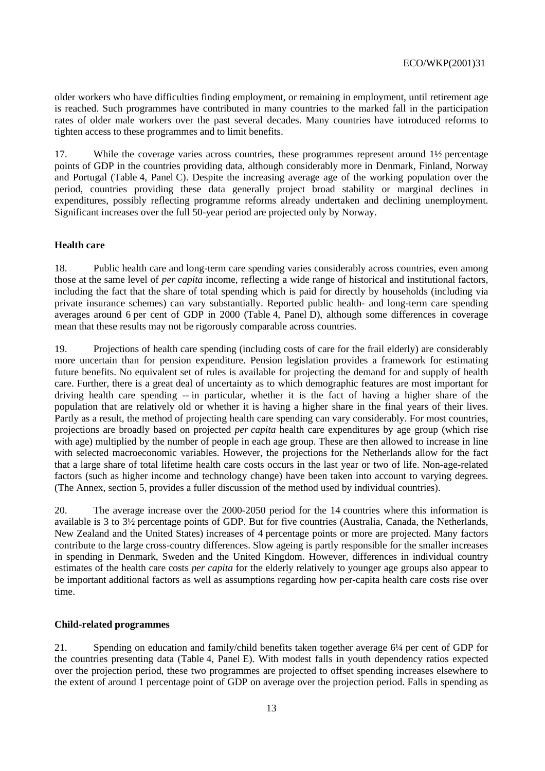older workers who have difficulties finding employment, or remaining in employment, until retirement age is reached. Such programmes have contributed in many countries to the marked fall in the participation rates of older male workers over the past several decades. Many countries have introduced reforms to tighten access to these programmes and to limit benefits.

17. While the coverage varies across countries, these programmes represent around 1½ percentage points of GDP in the countries providing data, although considerably more in Denmark, Finland, Norway and Portugal (Table 4, Panel C). Despite the increasing average age of the working population over the period, countries providing these data generally project broad stability or marginal declines in expenditures, possibly reflecting programme reforms already undertaken and declining unemployment. Significant increases over the full 50-year period are projected only by Norway.

**Health care**

18. Public health care and long-term care spending varies considerably across countries, even among those at the same level of *per capita* income, reflecting a wide range of historical and institutional factors, including the fact that the share of total spending which is paid for directly by households (including via private insurance schemes) can vary substantially. Reported public health- and long-term care spending averages around 6 per cent of GDP in 2000 (Table 4, Panel D), although some differences in coverage mean that these results may not be rigorously comparable across countries.

19. Projections of health care spending (including costs of care for the frail elderly) are considerably more uncertain than for pension expenditure. Pension legislation provides a framework for estimating future benefits. No equivalent set of rules is available for projecting the demand for and supply of health care. Further, there is a great deal of uncertainty as to which demographic features are most important for driving health care spending -- in particular, whether it is the fact of having a higher share of the population that are relatively old or whether it is having a higher share in the final years of their lives. Partly as a result, the method of projecting health care spending can vary considerably. For most countries, projections are broadly based on projected *per capita* health care expenditures by age group (which rise with age) multiplied by the number of people in each age group. These are then allowed to increase in line with selected macroeconomic variables. However, the projections for the Netherlands allow for the fact that a large share of total lifetime health care costs occurs in the last year or two of life. Non-age-related factors (such as higher income and technology change) have been taken into account to varying degrees. (The Annex, section 5, provides a fuller discussion of the method used by individual countries).

20. The average increase over the 2000-2050 period for the 14 countries where this information is available is 3 to 3½ percentage points of GDP. But for five countries (Australia, Canada, the Netherlands, New Zealand and the United States) increases of 4 percentage points or more are projected. Many factors contribute to the large cross-country differences. Slow ageing is partly responsible for the smaller increases in spending in Denmark, Sweden and the United Kingdom. However, differences in individual country estimates of the health care costs *per capita* for the elderly relatively to younger age groups also appear to be important additional factors as well as assumptions regarding how per-capita health care costs rise over time.

**Child-related programmes**

21. Spending on education and family/child benefits taken together average 6¼ per cent of GDP for the countries presenting data (Table 4, Panel E). With modest falls in youth dependency ratios expected over the projection period, these two programmes are projected to offset spending increases elsewhere to the extent of around 1 percentage point of GDP on average over the projection period. Falls in spending as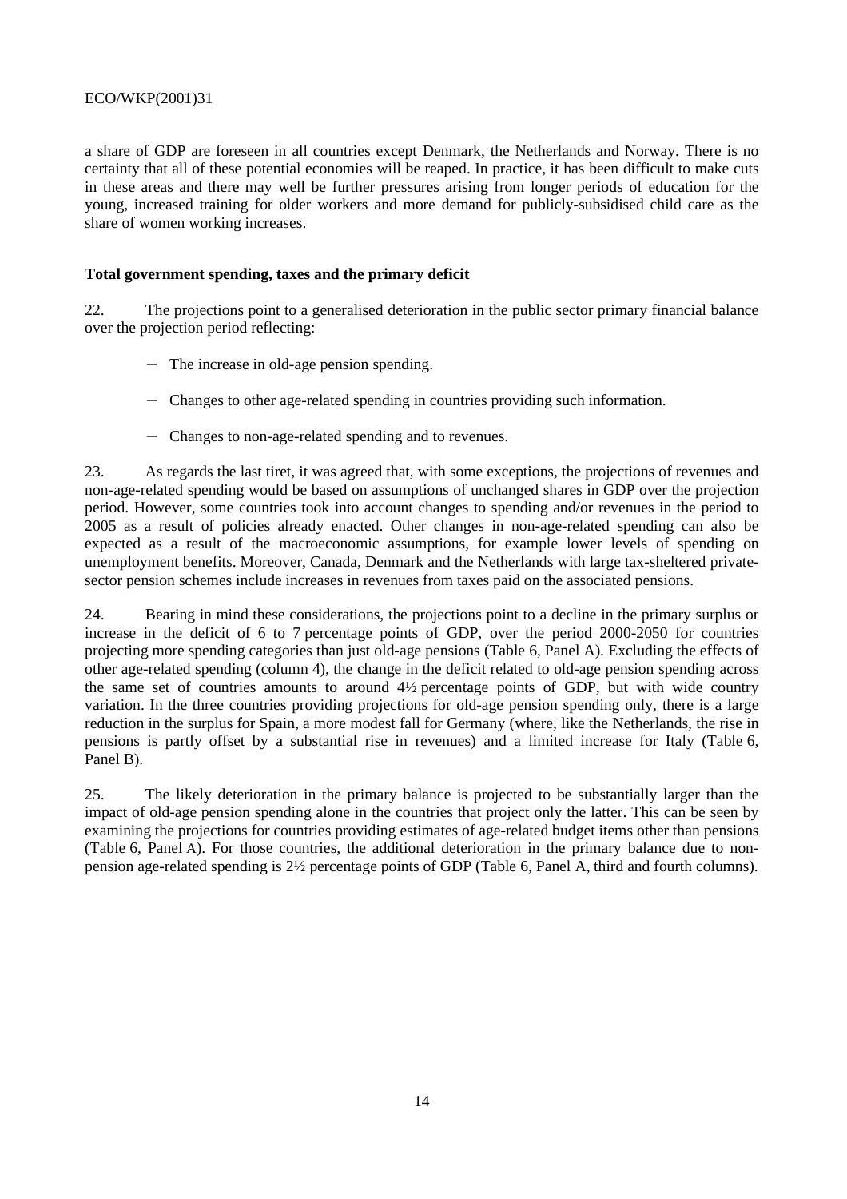a share of GDP are foreseen in all countries except Denmark, the Netherlands and Norway. There is no certainty that all of these potential economies will be reaped. In practice, it has been difficult to make cuts in these areas and there may well be further pressures arising from longer periods of education for the young, increased training for older workers and more demand for publicly-subsidised child care as the share of women working increases.

### Total government spending, taxes and the primary deficit

22. The projections point to a generalised deterioration in the public sector primary financial balance over the projection period reflecting:

- The increase in old-age pension spending.
- Changes to other age-related spending in countries providing such information.
- Changes to non-age-related spending and to revenues.

23. As regards the last tiret, it was agreed that, with some exceptions, the projections of revenues and non-age-related spending would be based on assumptions of unchanged shares in GDP over the projection period. However, some countries took into account changes to spending and/or revenues in the period to 2005 as a result of policies already enacted. Other changes in non-age-related spending can also be expected as a result of the macroeconomic assumptions, for example lower levels of spending on unemployment benefits. Moreover, Canada, Denmark and the Netherlands with large tax-sheltered private-sector pension schemes include increases in revenues from taxes paid on the associated pensions.

24. Bearing in mind these considerations, the projections point to a decline in the primary surplus or increase in the deficit of 6 to 7 percentage points of GDP, over the period 2000-2050 for countries projecting more spending categories than just old-age pensions (Table 6, Panel A). Excluding the effects of other age-related spending (column 4), the change in the deficit related to old-age pension spending across the same set of countries amounts to around 4½ percentage points of GDP, but with wide country variation. In the three countries providing projections for old-age pension spending only, there is a large reduction in the surplus for Spain, a more modest fall for Germany (where, like the Netherlands, the rise in pensions is partly offset by a substantial rise in revenues) and a limited increase for Italy (Table 6, Panel B).

25. The likely deterioration in the primary balance is projected to be substantially larger than the impact of old-age pension spending alone in the countries that project only the latter. This can be seen by examining the projections for countries providing estimates of age-related budget items other than pensions (Table 6, Panel A). For those countries, the additional deterioration in the primary balance due to non-pension age-related spending is 2½ percentage points of GDP (Table 6, Panel A, third and fourth columns).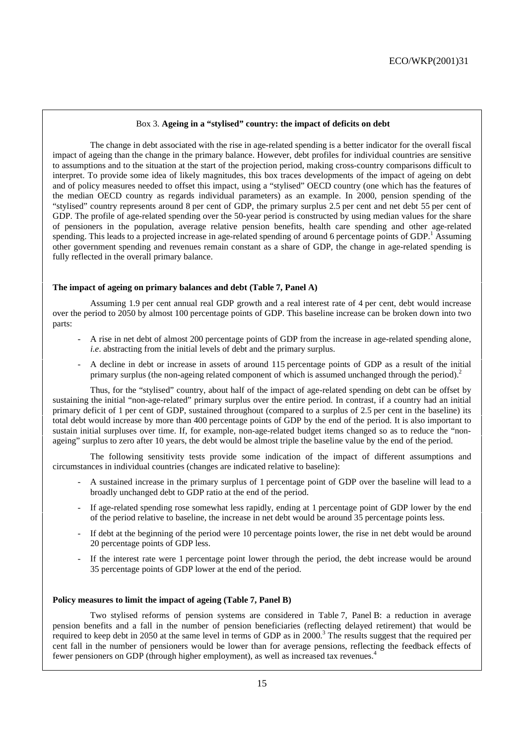Box 3. **Ageing in a "stylised" country: the impact of deficits on debt**

The change in debt associated with the rise in age-related spending is a better indicator for the overall fiscal impact of ageing than the change in the primary balance. However, debt profiles for individual countries are sensitive to assumptions and to the situation at the start of the projection period, making cross-country comparisons difficult to interpret. To provide some idea of likely magnitudes, this box traces developments of the impact of ageing on debt and of policy measures needed to offset this impact, using a "stylised" OECD country (one which has the features of the median OECD country as regards individual parameters) as an example. In 2000, pension spending of the "stylised" country represents around 8 per cent of GDP, the primary surplus 2.5 per cent and net debt 55 per cent of GDP. The profile of age-related spending over the 50-year period is constructed by using median values for the share of pensioners in the population, average relative pension benefits, health care spending and other age-related spending. This leads to a projected increase in age-related spending of around 6 percentage points of GDP.[1] Assuming other government spending and revenues remain constant as a share of GDP, the change in age-related spending is fully reflected in the overall primary balance.

**The impact of ageing on primary balances and debt (Table 7, Panel A)**

Assuming 1.9 per cent annual real GDP growth and a real interest rate of 4 per cent, debt would increase over the period to 2050 by almost 100 percentage points of GDP. This baseline increase can be broken down into two parts:

- A rise in net debt of almost 200 percentage points of GDP from the increase in age-related spending alone, *i.e*. abstracting from the initial levels of debt and the primary surplus.
- A decline in debt or increase in assets of around 115 percentage points of GDP as a result of the initial primary surplus (the non-ageing related component of which is assumed unchanged through the period).[2]

Thus, for the "stylised" country, about half of the impact of age-related spending on debt can be offset by sustaining the initial "non-age-related" primary surplus over the entire period. In contrast, if a country had an initial primary deficit of 1 per cent of GDP, sustained throughout (compared to a surplus of 2.5 per cent in the baseline) its total debt would increase by more than 400 percentage points of GDP by the end of the period. It is also important to sustain initial surpluses over time. If, for example, non-age-related budget items changed so as to reduce the "non-ageing" surplus to zero after 10 years, the debt would be almost triple the baseline value by the end of the period.

The following sensitivity tests provide some indication of the impact of different assumptions and circumstances in individual countries (changes are indicated relative to baseline):

- A sustained increase in the primary surplus of 1 percentage point of GDP over the baseline will lead to a broadly unchanged debt to GDP ratio at the end of the period.
- If age-related spending rose somewhat less rapidly, ending at 1 percentage point of GDP lower by the end of the period relative to baseline, the increase in net debt would be around 35 percentage points less.
- If debt at the beginning of the period were 10 percentage points lower, the rise in net debt would be around 20 percentage points of GDP less.
- If the interest rate were 1 percentage point lower through the period, the debt increase would be around 35 percentage points of GDP lower at the end of the period.

**Policy measures to limit the impact of ageing (Table 7, Panel B)**

Two stylised reforms of pension systems are considered in Table 7, Panel B: a reduction in average pension benefits and a fall in the number of pension beneficiaries (reflecting delayed retirement) that would be required to keep debt in 2050 at the same level in terms of GDP as in 2000.[3] The results suggest that the required per cent fall in the number of pensioners would be lower than for average pensions, reflecting the feedback effects of fewer pensioners on GDP (through higher employment), as well as increased tax revenues.[4]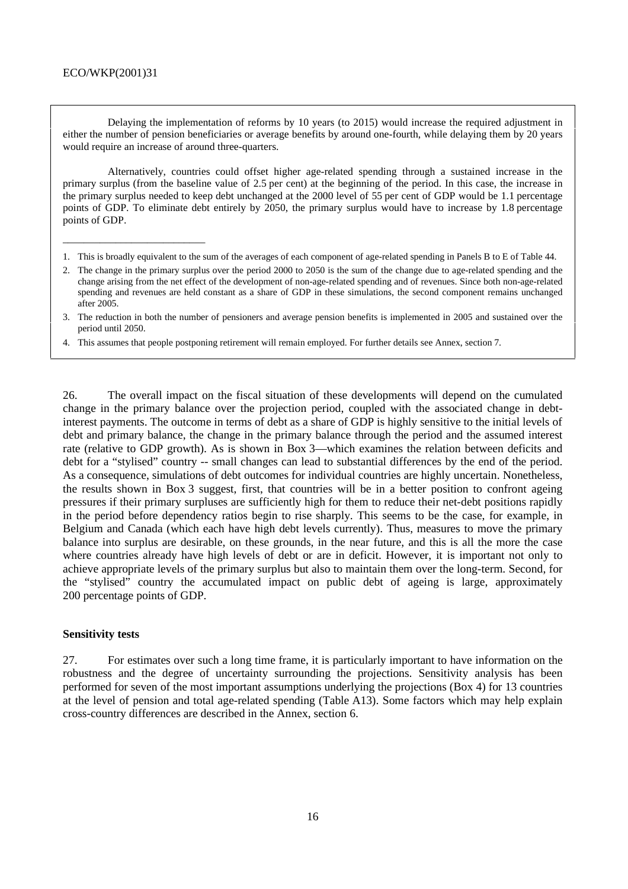Delaying the implementation of reforms by 10 years (to 2015) would increase the required adjustment in either the number of pension beneficiaries or average benefits by around one-fourth, while delaying them by 20 years would require an increase of around three-quarters.

Alternatively, countries could offset higher age-related spending through a sustained increase in the primary surplus (from the baseline value of 2.5 per cent) at the beginning of the period. In this case, the increase in the primary surplus needed to keep debt unchanged at the 2000 level of 55 per cent of GDP would be 1.1 percentage points of GDP. To eliminate debt entirely by 2050, the primary surplus would have to increase by 1.8 percentage points of GDP.

---

1. This is broadly equivalent to the sum of the averages of each component of age-related spending in Panels B to E of Table 44.
2. The change in the primary surplus over the period 2000 to 2050 is the sum of the change due to age-related spending and the change arising from the net effect of the development of non-age-related spending and of revenues. Since both non-age-related spending and revenues are held constant as a share of GDP in these simulations, the second component remains unchanged after 2005.
3. The reduction in both the number of pensioners and average pension benefits is implemented in 2005 and sustained over the period until 2050.
4. This assumes that people postponing retirement will remain employed. For further details see Annex, section 7.

26. The overall impact on the fiscal situation of these developments will depend on the cumulated change in the primary balance over the projection period, coupled with the associated change in debt-interest payments. The outcome in terms of debt as a share of GDP is highly sensitive to the initial levels of debt and primary balance, the change in the primary balance through the period and the assumed interest rate (relative to GDP growth). As is shown in Box 3—which examines the relation between deficits and debt for a "stylised" country -- small changes can lead to substantial differences by the end of the period. As a consequence, simulations of debt outcomes for individual countries are highly uncertain. Nonetheless, the results shown in Box 3 suggest, first, that countries will be in a better position to confront ageing pressures if their primary surpluses are sufficiently high for them to reduce their net-debt positions rapidly in the period before dependency ratios begin to rise sharply. This seems to be the case, for example, in Belgium and Canada (which each have high debt levels currently). Thus, measures to move the primary balance into surplus are desirable, on these grounds, in the near future, and this is all the more the case where countries already have high levels of debt or are in deficit. However, it is important not only to achieve appropriate levels of the primary surplus but also to maintain them over the long-term. Second, for the "stylised" country the accumulated impact on public debt of ageing is large, approximately 200 percentage points of GDP.

**Sensitivity tests**

27. For estimates over such a long time frame, it is particularly important to have information on the robustness and the degree of uncertainty surrounding the projections. Sensitivity analysis has been performed for seven of the most important assumptions underlying the projections (Box 4) for 13 countries at the level of pension and total age-related spending (Table A13). Some factors which may help explain cross-country differences are described in the Annex, section 6.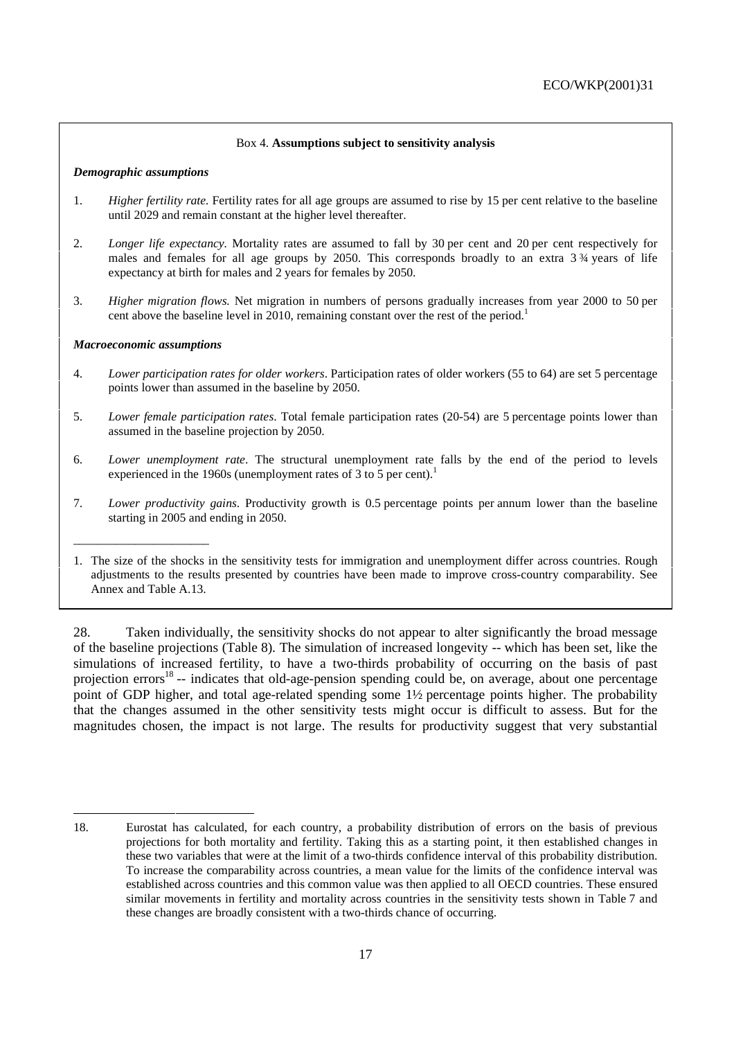Box 4. **Assumptions subject to sensitivity analysis**

***Demographic assumptions***

1. *Higher fertility rate.* Fertility rates for all age groups are assumed to rise by 15 per cent relative to the baseline until 2029 and remain constant at the higher level thereafter.

2. *Longer life expectancy*. Mortality rates are assumed to fall by 30 per cent and 20 per cent respectively for males and females for all age groups by 2050. This corresponds broadly to an extra 3 ¾ years of life expectancy at birth for males and 2 years for females by 2050.

3. *Higher migration flows.* Net migration in numbers of persons gradually increases from year 2000 to 50 per cent above the baseline level in 2010, remaining constant over the rest of the period.[1]

***Macroeconomic assumptions***

4. *Lower participation rates for older workers*. Participation rates of older workers (55 to 64) are set 5 percentage points lower than assumed in the baseline by 2050.

5. *Lower female participation rates*. Total female participation rates (20-54) are 5 percentage points lower than assumed in the baseline projection by 2050.

6. *Lower unemployment rate*. The structural unemployment rate falls by the end of the period to levels experienced in the 1960s (unemployment rates of 3 to 5 per cent).[1]

7. *Lower productivity gains*. Productivity growth is 0.5 percentage points per annum lower than the baseline starting in 2005 and ending in 2050.

---

1. The size of the shocks in the sensitivity tests for immigration and unemployment differ across countries. Rough adjustments to the results presented by countries have been made to improve cross-country comparability. See Annex and Table A.13.

28. Taken individually, the sensitivity shocks do not appear to alter significantly the broad message of the baseline projections (Table 8). The simulation of increased longevity -- which has been set, like the simulations of increased fertility, to have a two-thirds probability of occurring on the basis of past projection errors[18] -- indicates that old-age-pension spending could be, on average, about one percentage point of GDP higher, and total age-related spending some 1½ percentage points higher. The probability that the changes assumed in the other sensitivity tests might occur is difficult to assess. But for the magnitudes chosen, the impact is not large. The results for productivity suggest that very substantial

---

18. Eurostat has calculated, for each country, a probability distribution of errors on the basis of previous projections for both mortality and fertility. Taking this as a starting point, it then established changes in these two variables that were at the limit of a two-thirds confidence interval of this probability distribution. To increase the comparability across countries, a mean value for the limits of the confidence interval was established across countries and this common value was then applied to all OECD countries. These ensured similar movements in fertility and mortality across countries in the sensitivity tests shown in Table 7 and these changes are broadly consistent with a two-thirds chance of occurring.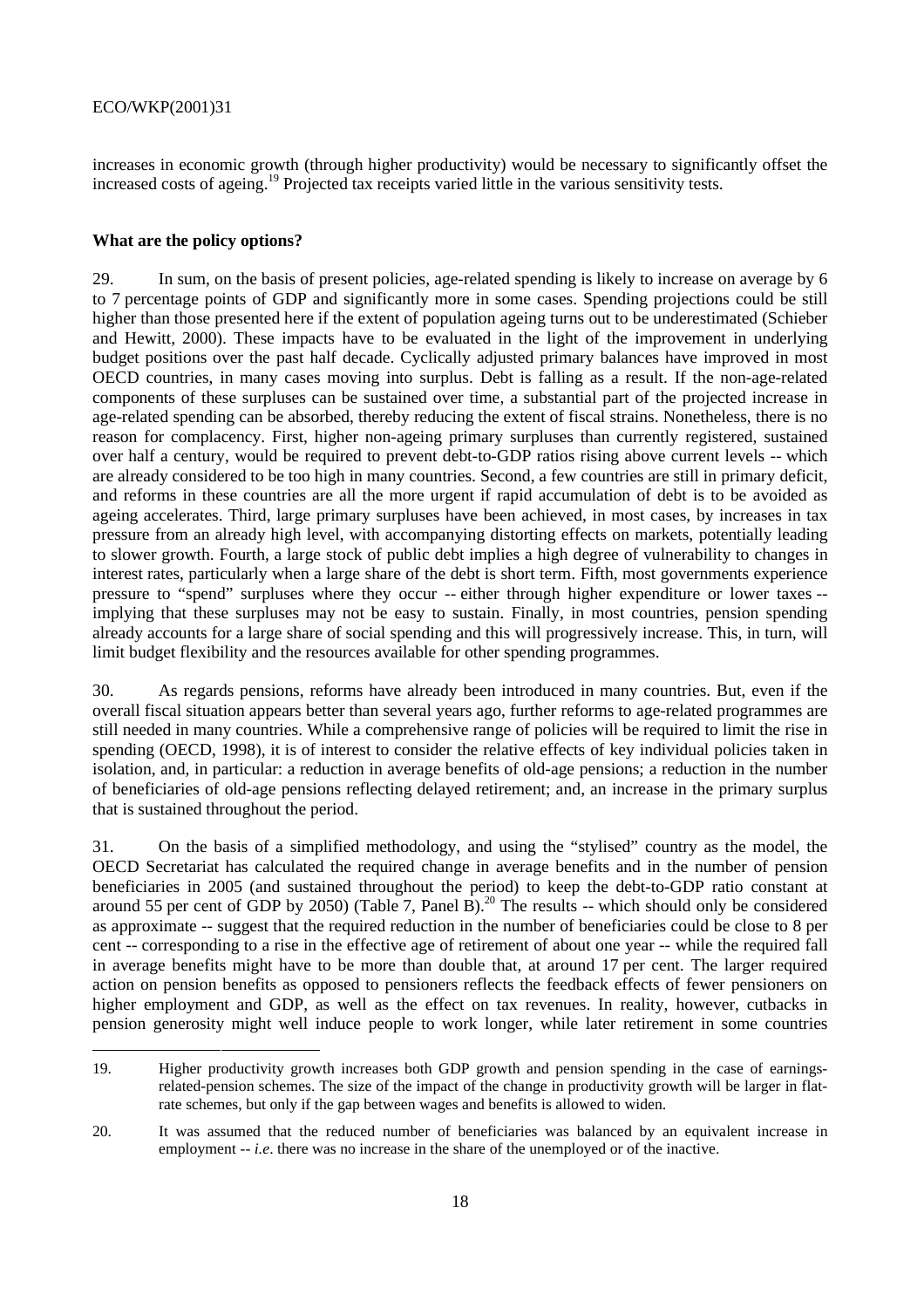increases in economic growth (through higher productivity) would be necessary to significantly offset the increased costs of ageing.[19] Projected tax receipts varied little in the various sensitivity tests.

**What are the policy options?**

29. In sum, on the basis of present policies, age-related spending is likely to increase on average by 6 to 7 percentage points of GDP and significantly more in some cases. Spending projections could be still higher than those presented here if the extent of population ageing turns out to be underestimated (Schieber and Hewitt, 2000). These impacts have to be evaluated in the light of the improvement in underlying budget positions over the past half decade. Cyclically adjusted primary balances have improved in most OECD countries, in many cases moving into surplus. Debt is falling as a result. If the non-age-related components of these surpluses can be sustained over time, a substantial part of the projected increase in age-related spending can be absorbed, thereby reducing the extent of fiscal strains. Nonetheless, there is no reason for complacency. First, higher non-ageing primary surpluses than currently registered, sustained over half a century, would be required to prevent debt-to-GDP ratios rising above current levels -- which are already considered to be too high in many countries. Second, a few countries are still in primary deficit, and reforms in these countries are all the more urgent if rapid accumulation of debt is to be avoided as ageing accelerates. Third, large primary surpluses have been achieved, in most cases, by increases in tax pressure from an already high level, with accompanying distorting effects on markets, potentially leading to slower growth. Fourth, a large stock of public debt implies a high degree of vulnerability to changes in interest rates, particularly when a large share of the debt is short term. Fifth, most governments experience pressure to "spend" surpluses where they occur -- either through higher expenditure or lower taxes -- implying that these surpluses may not be easy to sustain. Finally, in most countries, pension spending already accounts for a large share of social spending and this will progressively increase. This, in turn, will limit budget flexibility and the resources available for other spending programmes.

30. As regards pensions, reforms have already been introduced in many countries. But, even if the overall fiscal situation appears better than several years ago, further reforms to age-related programmes are still needed in many countries. While a comprehensive range of policies will be required to limit the rise in spending (OECD, 1998), it is of interest to consider the relative effects of key individual policies taken in isolation, and, in particular: a reduction in average benefits of old-age pensions; a reduction in the number of beneficiaries of old-age pensions reflecting delayed retirement; and, an increase in the primary surplus that is sustained throughout the period.

31. On the basis of a simplified methodology, and using the "stylised" country as the model, the OECD Secretariat has calculated the required change in average benefits and in the number of pension beneficiaries in 2005 (and sustained throughout the period) to keep the debt-to-GDP ratio constant at around 55 per cent of GDP by 2050) (Table 7, Panel B).[20] The results -- which should only be considered as approximate -- suggest that the required reduction in the number of beneficiaries could be close to 8 per cent -- corresponding to a rise in the effective age of retirement of about one year -- while the required fall in average benefits might have to be more than double that, at around 17 per cent. The larger required action on pension benefits as opposed to pensioners reflects the feedback effects of fewer pensioners on higher employment and GDP, as well as the effect on tax revenues. In reality, however, cutbacks in pension generosity might well induce people to work longer, while later retirement in some countries

19. Higher productivity growth increases both GDP growth and pension spending in the case of earnings-related-pension schemes. The size of the impact of the change in productivity growth will be larger in flat-rate schemes, but only if the gap between wages and benefits is allowed to widen.

20. It was assumed that the reduced number of beneficiaries was balanced by an equivalent increase in employment -- *i.e*. there was no increase in the share of the unemployed or of the inactive.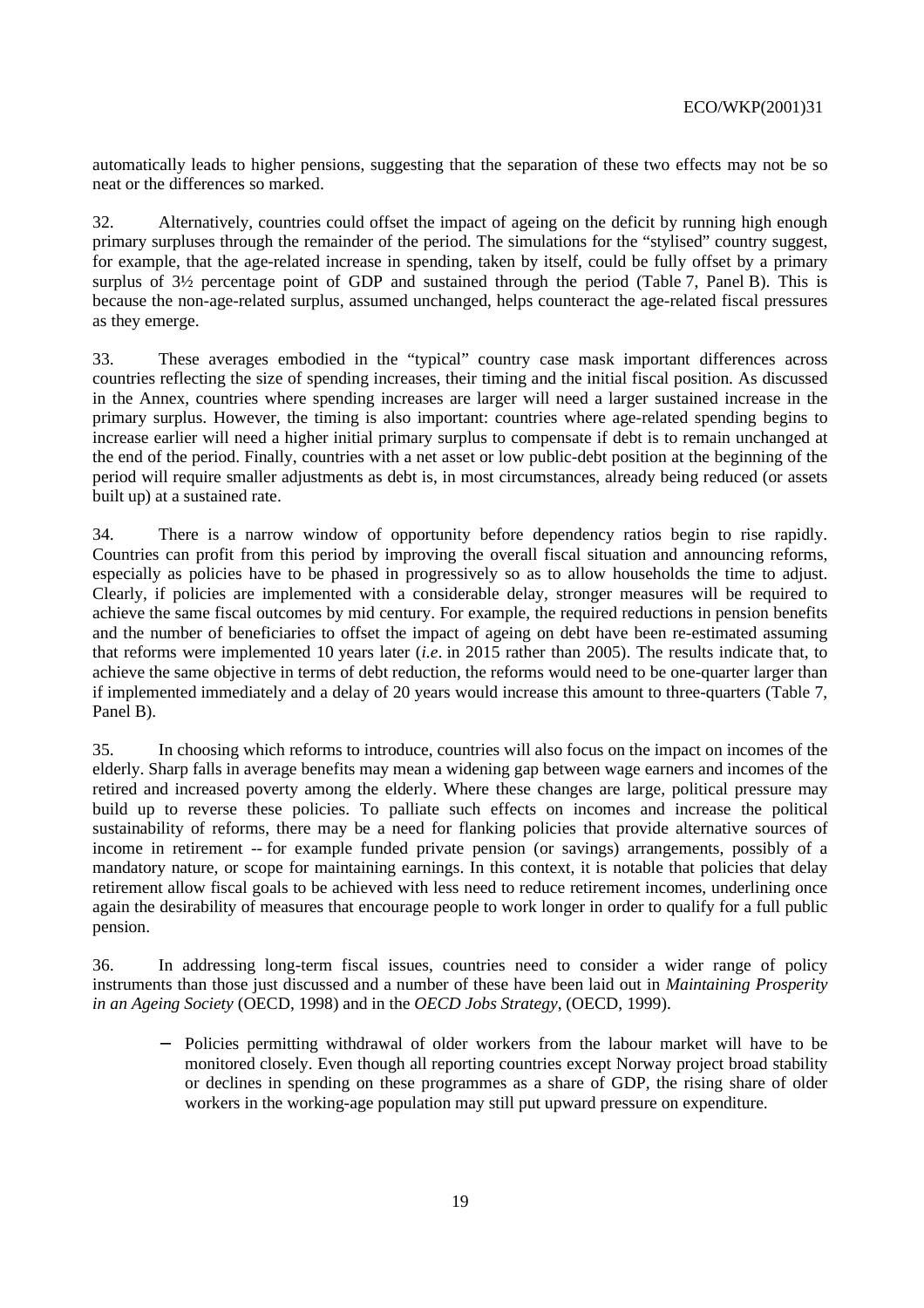automatically leads to higher pensions, suggesting that the separation of these two effects may not be so neat or the differences so marked.

32. Alternatively, countries could offset the impact of ageing on the deficit by running high enough primary surpluses through the remainder of the period. The simulations for the "stylised" country suggest, for example, that the age-related increase in spending, taken by itself, could be fully offset by a primary surplus of 3½ percentage point of GDP and sustained through the period (Table 7, Panel B). This is because the non-age-related surplus, assumed unchanged, helps counteract the age-related fiscal pressures as they emerge.

33. These averages embodied in the "typical" country case mask important differences across countries reflecting the size of spending increases, their timing and the initial fiscal position. As discussed in the Annex, countries where spending increases are larger will need a larger sustained increase in the primary surplus. However, the timing is also important: countries where age-related spending begins to increase earlier will need a higher initial primary surplus to compensate if debt is to remain unchanged at the end of the period. Finally, countries with a net asset or low public-debt position at the beginning of the period will require smaller adjustments as debt is, in most circumstances, already being reduced (or assets built up) at a sustained rate.

34. There is a narrow window of opportunity before dependency ratios begin to rise rapidly. Countries can profit from this period by improving the overall fiscal situation and announcing reforms, especially as policies have to be phased in progressively so as to allow households the time to adjust. Clearly, if policies are implemented with a considerable delay, stronger measures will be required to achieve the same fiscal outcomes by mid century. For example, the required reductions in pension benefits and the number of beneficiaries to offset the impact of ageing on debt have been re-estimated assuming that reforms were implemented 10 years later (*i.e*. in 2015 rather than 2005). The results indicate that, to achieve the same objective in terms of debt reduction, the reforms would need to be one-quarter larger than if implemented immediately and a delay of 20 years would increase this amount to three-quarters (Table 7, Panel B).

35. In choosing which reforms to introduce, countries will also focus on the impact on incomes of the elderly. Sharp falls in average benefits may mean a widening gap between wage earners and incomes of the retired and increased poverty among the elderly. Where these changes are large, political pressure may build up to reverse these policies. To palliate such effects on incomes and increase the political sustainability of reforms, there may be a need for flanking policies that provide alternative sources of income in retirement -- for example funded private pension (or savings) arrangements, possibly of a mandatory nature, or scope for maintaining earnings. In this context, it is notable that policies that delay retirement allow fiscal goals to be achieved with less need to reduce retirement incomes, underlining once again the desirability of measures that encourage people to work longer in order to qualify for a full public pension.

36. In addressing long-term fiscal issues, countries need to consider a wider range of policy instruments than those just discussed and a number of these have been laid out in *Maintaining Prosperity in an Ageing Society* (OECD, 1998) and in the *OECD Jobs Strategy*, (OECD, 1999).

- Policies permitting withdrawal of older workers from the labour market will have to be monitored closely. Even though all reporting countries except Norway project broad stability or declines in spending on these programmes as a share of GDP, the rising share of older workers in the working-age population may still put upward pressure on expenditure.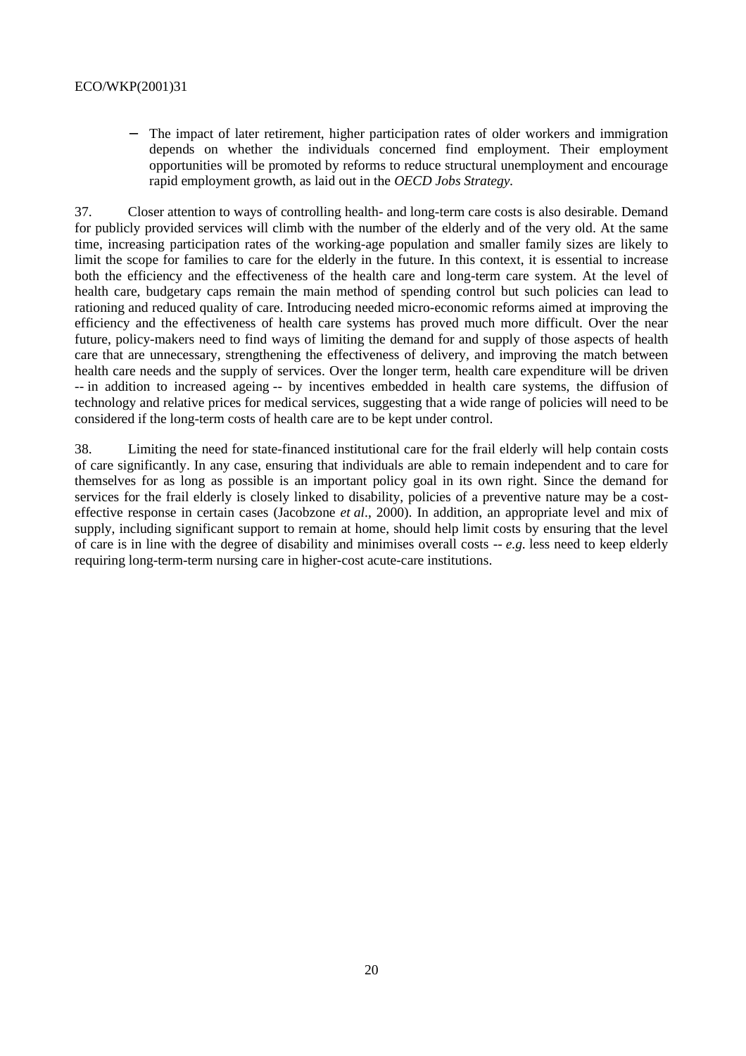- The impact of later retirement, higher participation rates of older workers and immigration depends on whether the individuals concerned find employment. Their employment opportunities will be promoted by reforms to reduce structural unemployment and encourage rapid employment growth, as laid out in the *OECD Jobs Strategy*.

37. Closer attention to ways of controlling health- and long-term care costs is also desirable. Demand for publicly provided services will climb with the number of the elderly and of the very old. At the same time, increasing participation rates of the working-age population and smaller family sizes are likely to limit the scope for families to care for the elderly in the future. In this context, it is essential to increase both the efficiency and the effectiveness of the health care and long-term care system. At the level of health care, budgetary caps remain the main method of spending control but such policies can lead to rationing and reduced quality of care. Introducing needed micro-economic reforms aimed at improving the efficiency and the effectiveness of health care systems has proved much more difficult. Over the near future, policy-makers need to find ways of limiting the demand for and supply of those aspects of health care that are unnecessary, strengthening the effectiveness of delivery, and improving the match between health care needs and the supply of services. Over the longer term, health care expenditure will be driven -- in addition to increased ageing -- by incentives embedded in health care systems, the diffusion of technology and relative prices for medical services, suggesting that a wide range of policies will need to be considered if the long-term costs of health care are to be kept under control.

38. Limiting the need for state-financed institutional care for the frail elderly will help contain costs of care significantly. In any case, ensuring that individuals are able to remain independent and to care for themselves for as long as possible is an important policy goal in its own right. Since the demand for services for the frail elderly is closely linked to disability, policies of a preventive nature may be a cost-effective response in certain cases (Jacobzone *et al*., 2000). In addition, an appropriate level and mix of supply, including significant support to remain at home, should help limit costs by ensuring that the level of care is in line with the degree of disability and minimises overall costs -- *e.g.* less need to keep elderly requiring long-term-term nursing care in higher-cost acute-care institutions.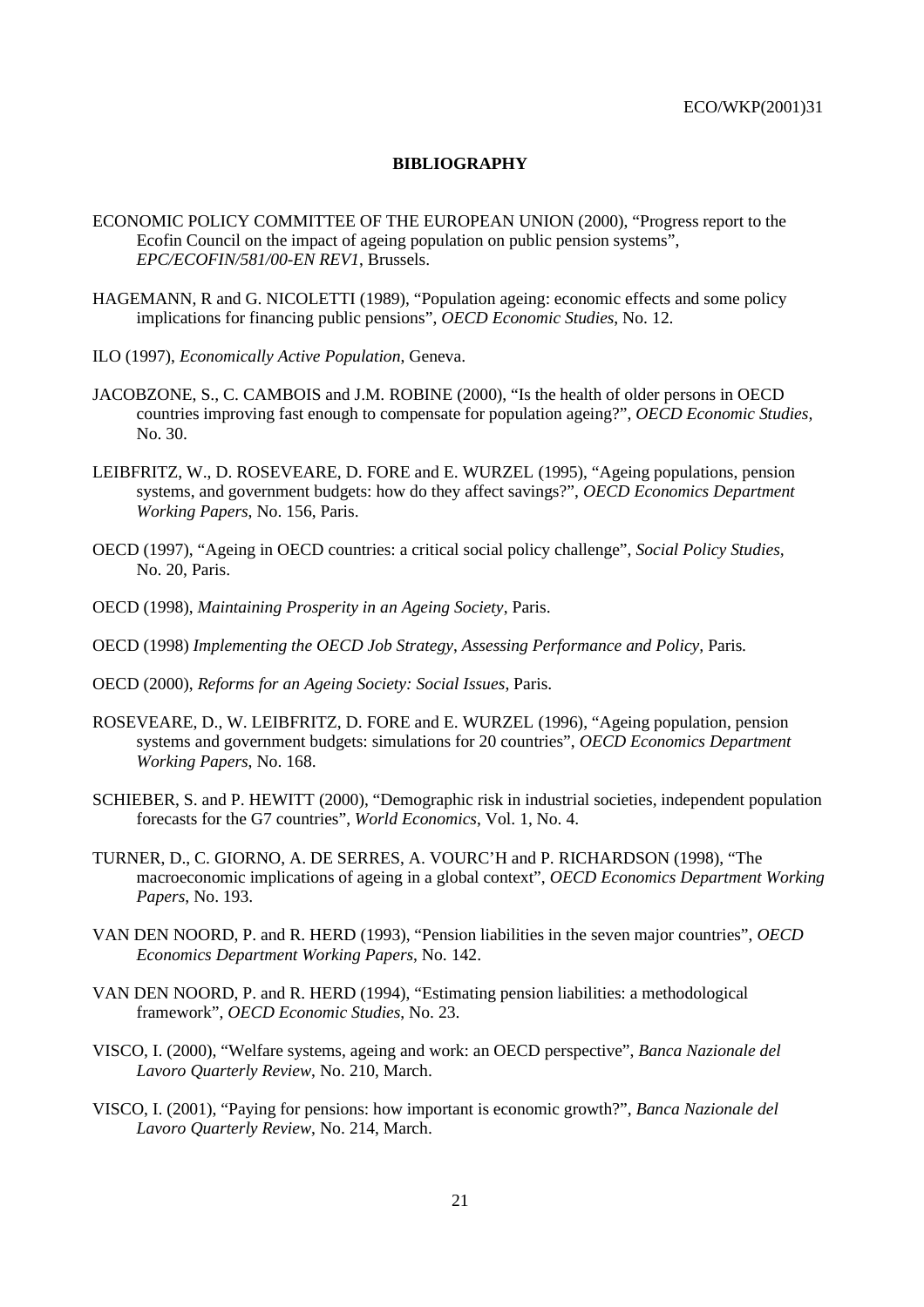# BIBLIOGRAPHY

ECONOMIC POLICY COMMITTEE OF THE EUROPEAN UNION (2000), "Progress report to the Ecofin Council on the impact of ageing population on public pension systems", *EPC/ECOFIN/581/00-EN REV1*, Brussels.

HAGEMANN, R and G. NICOLETTI (1989), "Population ageing: economic effects and some policy implications for financing public pensions", *OECD Economic Studies*, No. 12.

ILO (1997), *Economically Active Population*, Geneva.

JACOBZONE, S., C. CAMBOIS and J.M. ROBINE (2000), "Is the health of older persons in OECD countries improving fast enough to compensate for population ageing?", *OECD Economic Studies*, No. 30.

LEIBFRITZ, W., D. ROSEVEARE, D. FORE and E. WURZEL (1995), "Ageing populations, pension systems, and government budgets: how do they affect savings?", *OECD Economics Department Working Papers*, No. 156, Paris.

OECD (1997), "Ageing in OECD countries: a critical social policy challenge", *Social Policy Studies*, No. 20, Paris.

OECD (1998), *Maintaining Prosperity in an Ageing Society*, Paris.

OECD (1998) *Implementing the OECD Job Strategy, Assessing Performance and Policy,* Paris.

OECD (2000), *Reforms for an Ageing Society: Social Issues*, Paris.

ROSEVEARE, D., W. LEIBFRITZ, D. FORE and E. WURZEL (1996), "Ageing population, pension systems and government budgets: simulations for 20 countries", *OECD Economics Department Working Papers*, No. 168.

SCHIEBER, S. and P. HEWITT (2000), "Demographic risk in industrial societies, independent population forecasts for the G7 countries", *World Economics*, Vol. 1, No. 4.

TURNER, D., C. GIORNO, A. DE SERRES, A. VOURC'H and P. RICHARDSON (1998), "The macroeconomic implications of ageing in a global context", *OECD Economics Department Working Papers*, No. 193.

VAN DEN NOORD, P. and R. HERD (1993), "Pension liabilities in the seven major countries", *OECD Economics Department Working Papers*, No. 142.

VAN DEN NOORD, P. and R. HERD (1994), "Estimating pension liabilities: a methodological framework", *OECD Economic Studies*, No. 23.

VISCO, I. (2000), "Welfare systems, ageing and work: an OECD perspective", *Banca Nazionale del Lavoro Quarterly Review*, No. 210, March.

VISCO, I. (2001), "Paying for pensions: how important is economic growth?", *Banca Nazionale del Lavoro Quarterly Review*, No. 214, March.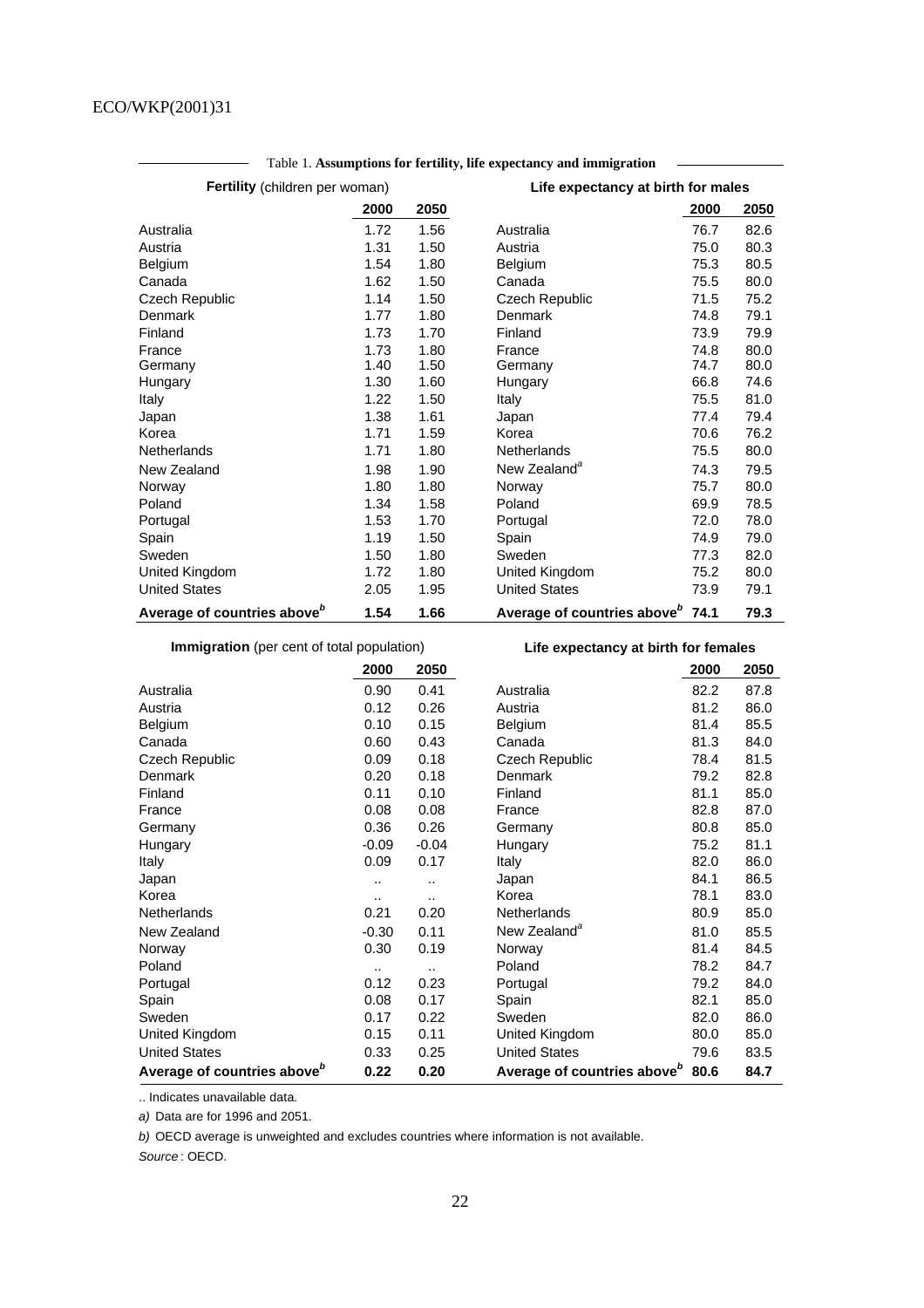Table 1. **Assumptions for fertility, life expectancy and immigration**

| **Fertility** (children per woman) | 2000 | 2050 | **Life expectancy at birth for males** | 2000 | 2050 |
|---|---|---|---|---|---|
| Australia | 1.72 | 1.56 | Australia | 76.7 | 82.6 |
| Austria | 1.31 | 1.50 | Austria | 75.0 | 80.3 |
| Belgium | 1.54 | 1.80 | Belgium | 75.3 | 80.5 |
| Canada | 1.62 | 1.50 | Canada | 75.5 | 80.0 |
| Czech Republic | 1.14 | 1.50 | Czech Republic | 71.5 | 75.2 |
| Denmark | 1.77 | 1.80 | Denmark | 74.8 | 79.1 |
| Finland | 1.73 | 1.70 | Finland | 73.9 | 79.9 |
| France | 1.73 | 1.80 | France | 74.8 | 80.0 |
| Germany | 1.40 | 1.50 | Germany | 74.7 | 80.0 |
| Hungary | 1.30 | 1.60 | Hungary | 66.8 | 74.6 |
| Italy | 1.22 | 1.50 | Italy | 75.5 | 81.0 |
| Japan | 1.38 | 1.61 | Japan | 77.4 | 79.4 |
| Korea | 1.71 | 1.59 | Korea | 70.6 | 76.2 |
| Netherlands | 1.71 | 1.80 | Netherlands | 75.5 | 80.0 |
| New Zealand | 1.98 | 1.90 | New Zealand[a] | 74.3 | 79.5 |
| Norway | 1.80 | 1.80 | Norway | 75.7 | 80.0 |
| Poland | 1.34 | 1.58 | Poland | 69.9 | 78.5 |
| Portugal | 1.53 | 1.70 | Portugal | 72.0 | 78.0 |
| Spain | 1.19 | 1.50 | Spain | 74.9 | 79.0 |
| Sweden | 1.50 | 1.80 | Sweden | 77.3 | 82.0 |
| United Kingdom | 1.72 | 1.80 | United Kingdom | 75.2 | 80.0 |
| United States | 2.05 | 1.95 | United States | 73.9 | 79.1 |
| **Average of countries above[b]** | **1.54** | **1.66** | **Average of countries above[b]** | **74.1** | **79.3** |

| **Immigration** (per cent of total population) | 2000 | 2050 | **Life expectancy at birth for females** | 2000 | 2050 |
|---|---|---|---|---|---|
| Australia | 0.90 | 0.41 | Australia | 82.2 | 87.8 |
| Austria | 0.12 | 0.26 | Austria | 81.2 | 86.0 |
| Belgium | 0.10 | 0.15 | Belgium | 81.4 | 85.5 |
| Canada | 0.60 | 0.43 | Canada | 81.3 | 84.0 |
| Czech Republic | 0.09 | 0.18 | Czech Republic | 78.4 | 81.5 |
| Denmark | 0.20 | 0.18 | Denmark | 79.2 | 82.8 |
| Finland | 0.11 | 0.10 | Finland | 81.1 | 85.0 |
| France | 0.08 | 0.08 | France | 82.8 | 87.0 |
| Germany | 0.36 | 0.26 | Germany | 80.8 | 85.0 |
| Hungary | -0.09 | -0.04 | Hungary | 75.2 | 81.1 |
| Italy | 0.09 | 0.17 | Italy | 82.0 | 86.0 |
| Japan | .. | .. | Japan | 84.1 | 86.5 |
| Korea | .. | .. | Korea | 78.1 | 83.0 |
| Netherlands | 0.21 | 0.20 | Netherlands | 80.9 | 85.0 |
| New Zealand | -0.30 | 0.11 | New Zealand[a] | 81.0 | 85.5 |
| Norway | 0.30 | 0.19 | Norway | 81.4 | 84.5 |
| Poland | .. | .. | Poland | 78.2 | 84.7 |
| Portugal | 0.12 | 0.23 | Portugal | 79.2 | 84.0 |
| Spain | 0.08 | 0.17 | Spain | 82.1 | 85.0 |
| Sweden | 0.17 | 0.22 | Sweden | 82.0 | 86.0 |
| United Kingdom | 0.15 | 0.11 | United Kingdom | 80.0 | 85.0 |
| United States | 0.33 | 0.25 | United States | 79.6 | 83.5 |
| **Average of countries above[b]** | **0.22** | **0.20** | **Average of countries above[b]** | **80.6** | **84.7** |

.. Indicates unavailable data.

*a)* Data are for 1996 and 2051.

*b)* OECD average is unweighted and excludes countries where information is not available.

*Source* : OECD.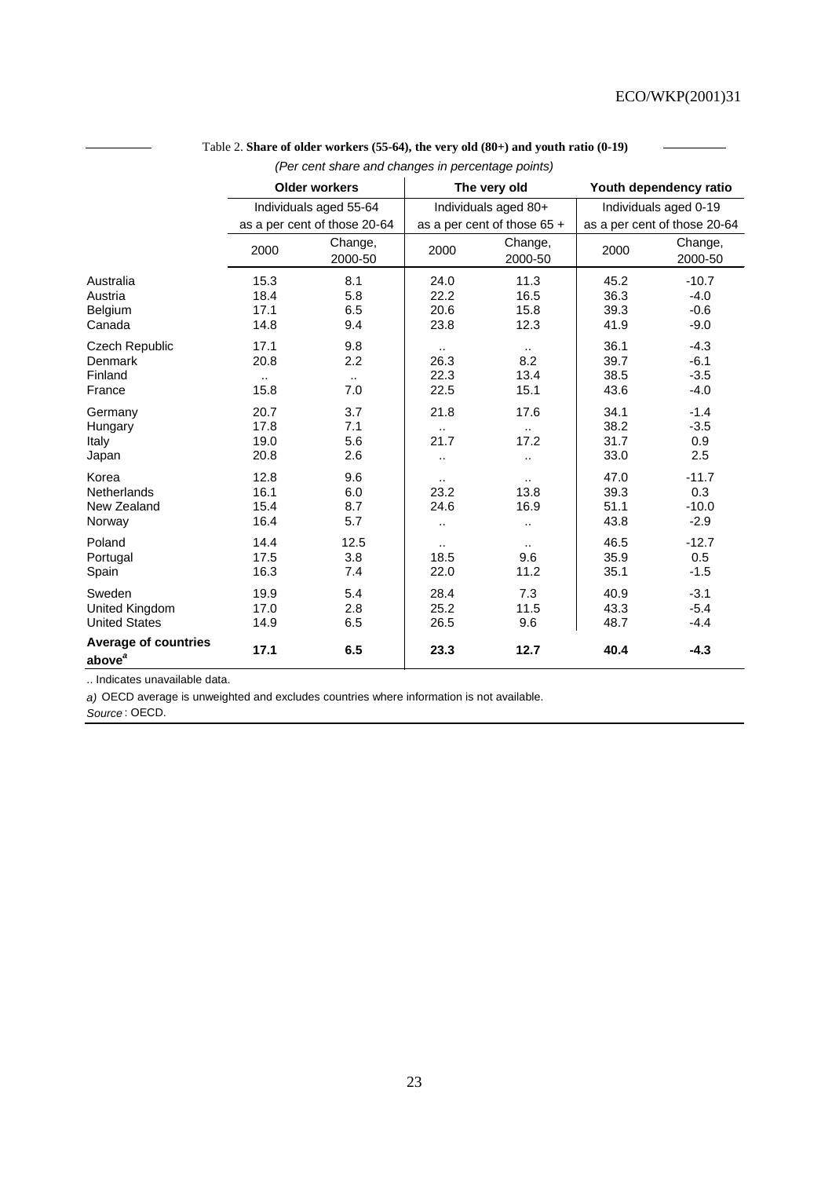Table 2. **Share of older workers (55-64), the very old (80+) and youth ratio (0-19)**

*(Per cent share and changes in percentage points)*

| | Older workers | | The very old | | Youth dependency ratio | |
|---|---|---|---|---|---|---|
| | Individuals aged 55-64 as a per cent of those 20-64 | | Individuals aged 80+ as a per cent of those 65 + | | Individuals aged 0-19 as a per cent of those 20-64 | |
| | 2000 | Change, 2000-50 | 2000 | Change, 2000-50 | 2000 | Change, 2000-50 |
| Australia | 15.3 | 8.1 | 24.0 | 11.3 | 45.2 | -10.7 |
| Austria | 18.4 | 5.8 | 22.2 | 16.5 | 36.3 | -4.0 |
| Belgium | 17.1 | 6.5 | 20.6 | 15.8 | 39.3 | -0.6 |
| Canada | 14.8 | 9.4 | 23.8 | 12.3 | 41.9 | -9.0 |
| Czech Republic | 17.1 | 9.8 | .. | .. | 36.1 | -4.3 |
| Denmark | 20.8 | 2.2 | 26.3 | 8.2 | 39.7 | -6.1 |
| Finland | .. | .. | 22.3 | 13.4 | 38.5 | -3.5 |
| France | 15.8 | 7.0 | 22.5 | 15.1 | 43.6 | -4.0 |
| Germany | 20.7 | 3.7 | 21.8 | 17.6 | 34.1 | -1.4 |
| Hungary | 17.8 | 7.1 | .. | .. | 38.2 | -3.5 |
| Italy | 19.0 | 5.6 | 21.7 | 17.2 | 31.7 | 0.9 |
| Japan | 20.8 | 2.6 | .. | .. | 33.0 | 2.5 |
| Korea | 12.8 | 9.6 | .. | .. | 47.0 | -11.7 |
| Netherlands | 16.1 | 6.0 | 23.2 | 13.8 | 39.3 | 0.3 |
| New Zealand | 15.4 | 8.7 | 24.6 | 16.9 | 51.1 | -10.0 |
| Norway | 16.4 | 5.7 | .. | .. | 43.8 | -2.9 |
| Poland | 14.4 | 12.5 | .. | .. | 46.5 | -12.7 |
| Portugal | 17.5 | 3.8 | 18.5 | 9.6 | 35.9 | 0.5 |
| Spain | 16.3 | 7.4 | 22.0 | 11.2 | 35.1 | -1.5 |
| Sweden | 19.9 | 5.4 | 28.4 | 7.3 | 40.9 | -3.1 |
| United Kingdom | 17.0 | 2.8 | 25.2 | 11.5 | 43.3 | -5.4 |
| United States | 14.9 | 6.5 | 26.5 | 9.6 | 48.7 | -4.4 |
| **Average of countries above[a]** | **17.1** | **6.5** | **23.3** | **12.7** | **40.4** | **-4.3** |

.. Indicates unavailable data.

*a)* OECD average is unweighted and excludes countries where information is not available.

*Source* : OECD.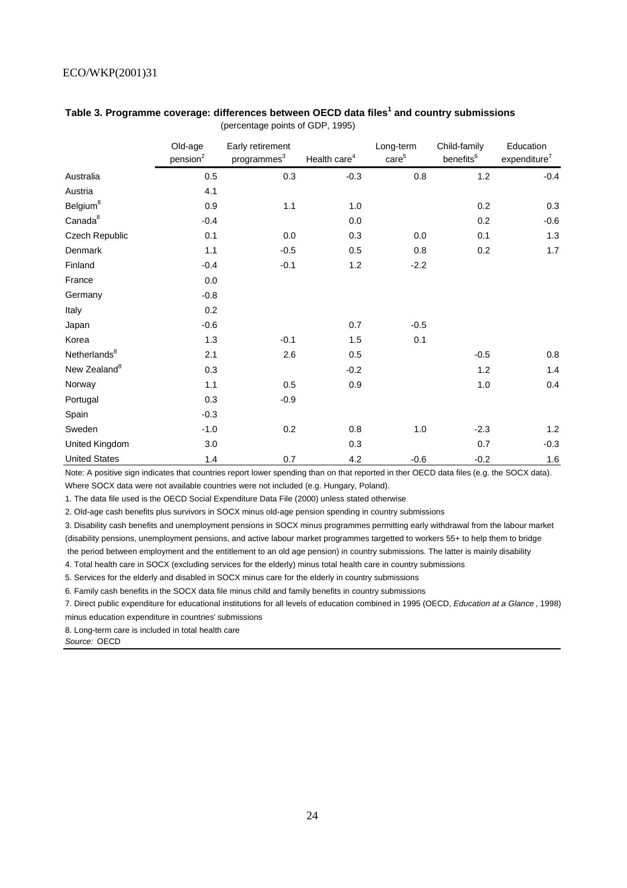**Table 3. Programme coverage: differences between OECD data files[1] and country submissions**

(percentage points of GDP, 1995)

| | Old-age pension[2] | Early retirement programmes[3] | Health care[4] | Long-term care[5] | Child-family benefits[6] | Education expenditure[7] |
|---|---|---|---|---|---|---|
| Australia | 0.5 | 0.3 | -0.3 | 0.8 | 1.2 | -0.4 |
| Austria | 4.1 | | | | | |
| Belgium[8] | 0.9 | 1.1 | 1.0 | | 0.2 | 0.3 |
| Canada[8] | -0.4 | | 0.0 | | 0.2 | -0.6 |
| Czech Republic | 0.1 | 0.0 | 0.3 | 0.0 | 0.1 | 1.3 |
| Denmark | 1.1 | -0.5 | 0.5 | 0.8 | 0.2 | 1.7 |
| Finland | -0.4 | -0.1 | 1.2 | -2.2 | | |
| France | 0.0 | | | | | |
| Germany | -0.8 | | | | | |
| Italy | 0.2 | | | | | |
| Japan | -0.6 | | 0.7 | -0.5 | | |
| Korea | 1.3 | -0.1 | 1.5 | 0.1 | | |
| Netherlands[8] | 2.1 | 2.6 | 0.5 | | -0.5 | 0.8 |
| New Zealand[8] | 0.3 | | -0.2 | | 1.2 | 1.4 |
| Norway | 1.1 | 0.5 | 0.9 | | 1.0 | 0.4 |
| Portugal | 0.3 | -0.9 | | | | |
| Spain | -0.3 | | | | | |
| Sweden | -1.0 | 0.2 | 0.8 | 1.0 | -2.3 | 1.2 |
| United Kingdom | 3.0 | | 0.3 | | 0.7 | -0.3 |
| United States | 1.4 | 0.7 | 4.2 | -0.6 | -0.2 | 1.6 |

Note: A positive sign indicates that countries report lower spending than on that reported in ther OECD data files (e.g. the SOCX data). Where SOCX data were not available countries were not included (e.g. Hungary, Poland).

1. The data file used is the OECD Social Expenditure Data File (2000) unless stated otherwise

2. Old-age cash benefits plus survivors in SOCX minus old-age pension spending in country submissions

3. Disability cash benefits and unemployment pensions in SOCX minus programmes permitting early withdrawal from the labour market (disability pensions, unemployment pensions, and active labour market programmes targetted to workers 55+ to help them to bridge the period between employment and the entitlement to an old age pension) in country submissions. The latter is mainly disability

4. Total health care in SOCX (excluding services for the elderly) minus total health care in country submissions

5. Services for the elderly and disabled in SOCX minus care for the elderly in country submissions

6. Family cash benefits in the SOCX data file minus child and family benefits in country submissions

7. Direct public expenditure for educational institutions for all levels of education combined in 1995 (OECD, *Education at a Glance*, 1998) minus education expenditure in countries' submissions

8. Long-term care is included in total health care

*Source:* OECD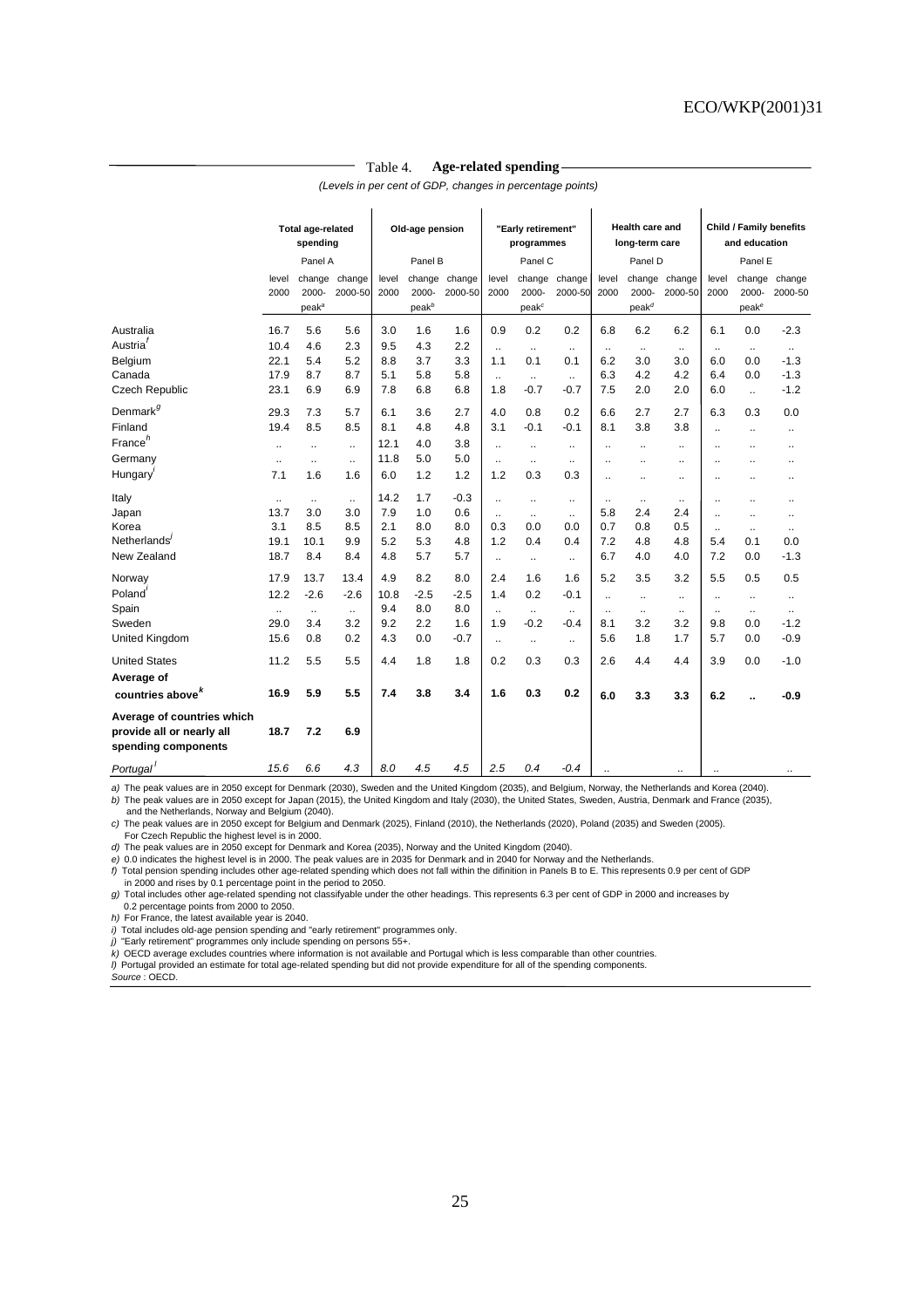Table 4. **Age-related spending**

*(Levels in per cent of GDP, changes in percentage points)*

| | Total age-related spending | | | Old-age pension | | | "Early retirement" programmes | | | Health care and long-term care | | | Child / Family benefits and education | | |
|---|---|---|---|---|---|---|---|---|---|---|---|---|---|---|---|
| | Panel A | | | Panel B | | | Panel C | | | Panel D | | | Panel E | | |
| | level 2000 | change 2000-peak[a] | change 2000-50 | level 2000 | change 2000-peak[b] | change 2000-50 | level 2000 | change 2000-peak[c] | change 2000-50 | level 2000 | change 2000-peak[d] | change 2000-50 | level 2000 | change 2000-peak[e] | change 2000-50 |
| Australia | 16.7 | 5.6 | 5.6 | 3.0 | 1.6 | 1.6 | 0.9 | 0.2 | 0.2 | 6.8 | 6.2 | 6.2 | 6.1 | 0.0 | -2.3 |
| Austria[f] | 10.4 | 4.6 | 2.3 | 9.5 | 4.3 | 2.2 | .. | .. | .. | .. | .. | .. | .. | .. | .. |
| Belgium | 22.1 | 5.4 | 5.2 | 8.8 | 3.7 | 3.3 | 1.1 | 0.1 | 0.1 | 6.2 | 3.0 | 3.0 | 6.0 | 0.0 | -1.3 |
| Canada | 17.9 | 8.7 | 8.7 | 5.1 | 5.8 | 5.8 | .. | .. | .. | 6.3 | 4.2 | 4.2 | 6.4 | 0.0 | -1.3 |
| Czech Republic | 23.1 | 6.9 | 6.9 | 7.8 | 6.8 | 6.8 | 1.8 | -0.7 | -0.7 | 7.5 | 2.0 | 2.0 | 6.0 | .. | -1.2 |
| Denmark[g] | 29.3 | 7.3 | 5.7 | 6.1 | 3.6 | 2.7 | 4.0 | 0.8 | 0.2 | 6.6 | 2.7 | 2.7 | 6.3 | 0.3 | 0.0 |
| Finland | 19.4 | 8.5 | 8.5 | 8.1 | 4.8 | 4.8 | 3.1 | -0.1 | -0.1 | 8.1 | 3.8 | 3.8 | .. | .. | .. |
| France[h] | .. | .. | .. | 12.1 | 4.0 | 3.8 | .. | .. | .. | .. | .. | .. | .. | .. | .. |
| Germany | .. | .. | .. | 11.8 | 5.0 | 5.0 | .. | .. | .. | .. | .. | .. | .. | .. | .. |
| Hungary[i] | 7.1 | 1.6 | 1.6 | 6.0 | 1.2 | 1.2 | 1.2 | 0.3 | 0.3 | .. | .. | .. | .. | .. | .. |
| Italy | .. | .. | .. | 14.2 | 1.7 | -0.3 | .. | .. | .. | .. | .. | .. | .. | .. | .. |
| Japan | 13.7 | 3.0 | 3.0 | 7.9 | 1.0 | 0.6 | .. | .. | .. | 5.8 | 2.4 | 2.4 | .. | .. | .. |
| Korea | 3.1 | 8.5 | 8.5 | 2.1 | 8.0 | 8.0 | 0.3 | 0.0 | 0.0 | 0.7 | 0.8 | 0.5 | .. | .. | .. |
| Netherlands[j] | 19.1 | 10.1 | 9.9 | 5.2 | 5.3 | 4.8 | 1.2 | 0.4 | 0.4 | 7.2 | 4.8 | 4.8 | 5.4 | 0.1 | 0.0 |
| New Zealand | 18.7 | 8.4 | 8.4 | 4.8 | 5.7 | 5.7 | .. | .. | .. | 6.7 | 4.0 | 4.0 | 7.2 | 0.0 | -1.3 |
| Norway | 17.9 | 13.7 | 13.4 | 4.9 | 8.2 | 8.0 | 2.4 | 1.6 | 1.6 | 5.2 | 3.5 | 3.2 | 5.5 | 0.5 | 0.5 |
| Poland[i] | 12.2 | -2.6 | -2.6 | 10.8 | -2.5 | -2.5 | 1.4 | 0.2 | -0.1 | .. | .. | .. | .. | .. | .. |
| Spain | .. | .. | .. | 9.4 | 8.0 | 8.0 | .. | .. | .. | .. | .. | .. | .. | .. | .. |
| Sweden | 29.0 | 3.4 | 3.2 | 9.2 | 2.2 | 1.6 | 1.9 | -0.2 | -0.4 | 8.1 | 3.2 | 3.2 | 9.8 | 0.0 | -1.2 |
| United Kingdom | 15.6 | 0.8 | 0.2 | 4.3 | 0.0 | -0.7 | .. | .. | .. | 5.6 | 1.8 | 1.7 | 5.7 | 0.0 | -0.9 |
| United States | 11.2 | 5.5 | 5.5 | 4.4 | 1.8 | 1.8 | 0.2 | 0.3 | 0.3 | 2.6 | 4.4 | 4.4 | 3.9 | 0.0 | -1.0 |
| **Average of countries above[k]** | **16.9** | **5.9** | **5.5** | **7.4** | **3.8** | **3.4** | **1.6** | **0.3** | **0.2** | **6.0** | **3.3** | **3.3** | **6.2** | **..** | **-0.9** |
| **Average of countries which provide all or nearly all spending components** | **18.7** | **7.2** | **6.9** | | | | | | | | | | | | |
| *Portugal[l]* | *15.6* | *6.6* | *4.3* | *8.0* | *4.5* | *4.5* | *2.5* | *0.4* | *-0.4* | *..* | | *..* | *..* | | *..* |

*a)* The peak values are in 2050 except for Denmark (2030), Sweden and the United Kingdom (2035), and Belgium, Norway, the Netherlands and Korea (2040).
*b)* The peak values are in 2050 except for Japan (2015), the United Kingdom and Italy (2030), the United States, Sweden, Austria, Denmark and France (2035), and the Netherlands, Norway and Belgium (2040).
*c)* The peak values are in 2050 except for Belgium and Denmark (2025), Finland (2010), the Netherlands (2020), Poland (2035) and Sweden (2005). For Czech Republic the highest level is in 2000.
*d)* The peak values are in 2050 except for Denmark and Korea (2035), Norway and the United Kingdom (2040).
*e)* 0.0 indicates the highest level is in 2000. The peak values are in 2035 for Denmark and in 2040 for Norway and the Netherlands.
*f)* Total pension spending includes other age-related spending which does not fall within the difinition in Panels B to E. This represents 0.9 per cent of GDP in 2000 and rises by 0.1 percentage point in the period to 2050.
*g)* Total includes other age-related spending not classifyable under the other headings. This represents 6.3 per cent of GDP in 2000 and increases by 0.2 percentage points from 2000 to 2050.
*h)* For France, the latest available year is 2040.
*i)* Total includes old-age pension spending and "early retirement" programmes only.
*j)* "Early retirement" programmes only include spending on persons 55+.
*k)* OECD average excludes countries where information is not available and Portugal which is less comparable than other countries.
*l)* Portugal provided an estimate for total age-related spending but did not provide expenditure for all of the spending components.
*Source* : OECD.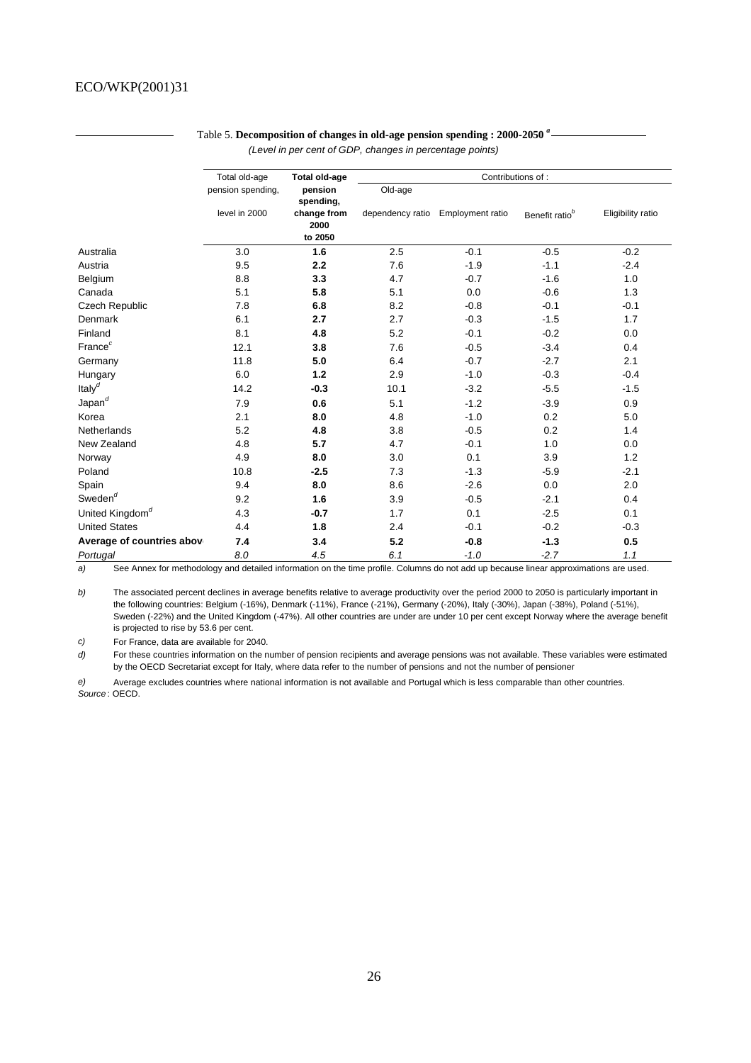Table 5. **Decomposition of changes in old-age pension spending : 2000-2050** [a]

*(Level in per cent of GDP, changes in percentage points)*

| | Total old-age pension spending, level in 2000 | **Total old-age pension spending, change from 2000 to 2050** | Contributions of : | | | |
|---|---|---|---|---|---|---|
| | | | Old-age dependency ratio | Employment ratio | Benefit ratio[b] | Eligibility ratio |
| Australia | 3.0 | **1.6** | 2.5 | -0.1 | -0.5 | -0.2 |
| Austria | 9.5 | **2.2** | 7.6 | -1.9 | -1.1 | -2.4 |
| Belgium | 8.8 | **3.3** | 4.7 | -0.7 | -1.6 | 1.0 |
| Canada | 5.1 | **5.8** | 5.1 | 0.0 | -0.6 | 1.3 |
| Czech Republic | 7.8 | **6.8** | 8.2 | -0.8 | -0.1 | -0.1 |
| Denmark | 6.1 | **2.7** | 2.7 | -0.3 | -1.5 | 1.7 |
| Finland | 8.1 | **4.8** | 5.2 | -0.1 | -0.2 | 0.0 |
| France[c] | 12.1 | **3.8** | 7.6 | -0.5 | -3.4 | 0.4 |
| Germany | 11.8 | **5.0** | 6.4 | -0.7 | -2.7 | 2.1 |
| Hungary | 6.0 | **1.2** | 2.9 | -1.0 | -0.3 | -0.4 |
| Italy[d] | 14.2 | **-0.3** | 10.1 | -3.2 | -5.5 | -1.5 |
| Japan[d] | 7.9 | **0.6** | 5.1 | -1.2 | -3.9 | 0.9 |
| Korea | 2.1 | **8.0** | 4.8 | -1.0 | 0.2 | 5.0 |
| Netherlands | 5.2 | **4.8** | 3.8 | -0.5 | 0.2 | 1.4 |
| New Zealand | 4.8 | **5.7** | 4.7 | -0.1 | 1.0 | 0.0 |
| Norway | 4.9 | **8.0** | 3.0 | 0.1 | 3.9 | 1.2 |
| Poland | 10.8 | **-2.5** | 7.3 | -1.3 | -5.9 | -2.1 |
| Spain | 9.4 | **8.0** | 8.6 | -2.6 | 0.0 | 2.0 |
| Sweden[d] | 9.2 | **1.6** | 3.9 | -0.5 | -2.1 | 0.4 |
| United Kingdom[d] | 4.3 | **-0.7** | 1.7 | 0.1 | -2.5 | 0.1 |
| United States | 4.4 | **1.8** | 2.4 | -0.1 | -0.2 | -0.3 |
| **Average of countries abov** | **7.4** | **3.4** | **5.2** | **-0.8** | **-1.3** | **0.5** |
| *Portugal* | *8.0* | *4.5* | *6.1* | *-1.0* | *-2.7* | *1.1* |

a) See Annex for methodology and detailed information on the time profile. Columns do not add up because linear approximations are used.

b) The associated percent declines in average benefits relative to average productivity over the period 2000 to 2050 is particularly important in the following countries: Belgium (-16%), Denmark (-11%), France (-21%), Germany (-20%), Italy (-30%), Japan (-38%), Poland (-51%), Sweden (-22%) and the United Kingdom (-47%). All other countries are under are under 10 per cent except Norway where the average benefit is projected to rise by 53.6 per cent.

c) For France, data are available for 2040.

d) For these countries information on the number of pension recipients and average pensions was not available. These variables were estimated by the OECD Secretariat except for Italy, where data refer to the number of pensions and not the number of pensioner

e) Average excludes countries where national information is not available and Portugal which is less comparable than other countries.

*Source* : OECD.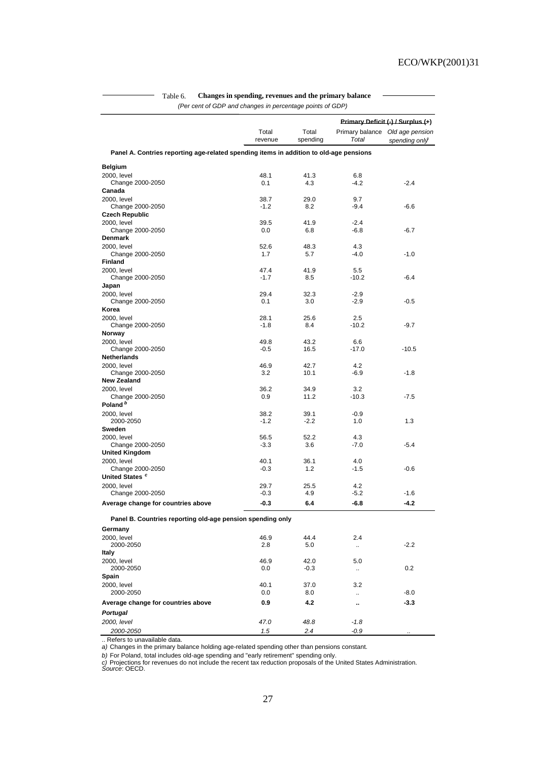Table 6. **Changes in spending, revenues and the primary balance**

*(Per cent of GDP and changes in percentage points of GDP)*

| | Total revenue | Total spending | Primary Deficit (-) / Surplus (+) | |
|---|---|---|---|---|
| | | | Primary balance *Total* | *Old age pension spending only[a]* |
| **Panel A. Contries reporting age-related spending items in addition to old-age pensions** | | | | |
| **Belgium** | | | | |
| 2000, level | 48.1 | 41.3 | 6.8 | |
| Change 2000-2050 | 0.1 | 4.3 | -4.2 | -2.4 |
| **Canada** | | | | |
| 2000, level | 38.7 | 29.0 | 9.7 | |
| Change 2000-2050 | -1.2 | 8.2 | -9.4 | -6.6 |
| **Czech Republic** | | | | |
| 2000, level | 39.5 | 41.9 | -2.4 | |
| Change 2000-2050 | 0.0 | 6.8 | -6.8 | -6.7 |
| **Denmark** | | | | |
| 2000, level | 52.6 | 48.3 | 4.3 | |
| Change 2000-2050 | 1.7 | 5.7 | -4.0 | -1.0 |
| **Finland** | | | | |
| 2000, level | 47.4 | 41.9 | 5.5 | |
| Change 2000-2050 | -1.7 | 8.5 | -10.2 | -6.4 |
| **Japan** | | | | |
| 2000, level | 29.4 | 32.3 | -2.9 | |
| Change 2000-2050 | 0.1 | 3.0 | -2.9 | -0.5 |
| **Korea** | | | | |
| 2000, level | 28.1 | 25.6 | 2.5 | |
| Change 2000-2050 | -1.8 | 8.4 | -10.2 | -9.7 |
| **Norway** | | | | |
| 2000, level | 49.8 | 43.2 | 6.6 | |
| Change 2000-2050 | -0.5 | 16.5 | -17.0 | -10.5 |
| **Netherlands** | | | | |
| 2000, level | 46.9 | 42.7 | 4.2 | |
| Change 2000-2050 | 3.2 | 10.1 | -6.9 | -1.8 |
| **New Zealand** | | | | |
| 2000, level | 36.2 | 34.9 | 3.2 | |
| Change 2000-2050 | 0.9 | 11.2 | -10.3 | -7.5 |
| **Poland[b]** | | | | |
| 2000, level | 38.2 | 39.1 | -0.9 | |
| 2000-2050 | -1.2 | -2.2 | 1.0 | 1.3 |
| **Sweden** | | | | |
| 2000, level | 56.5 | 52.2 | 4.3 | |
| Change 2000-2050 | -3.3 | 3.6 | -7.0 | -5.4 |
| **United Kingdom** | | | | |
| 2000, level | 40.1 | 36.1 | 4.0 | |
| Change 2000-2050 | -0.3 | 1.2 | -1.5 | -0.6 |
| **United States[c]** | | | | |
| 2000, level | 29.7 | 25.5 | 4.2 | |
| Change 2000-2050 | -0.3 | 4.9 | -5.2 | -1.6 |
| **Average change for countries above** | **-0.3** | **6.4** | **-6.8** | **-4.2** |
| **Panel B. Countries reporting old-age pension spending only** | | | | |
| **Germany** | | | | |
| 2000, level | 46.9 | 44.4 | 2.4 | |
| 2000-2050 | 2.8 | 5.0 | .. | -2.2 |
| **Italy** | | | | |
| 2000, level | 46.9 | 42.0 | 5.0 | |
| 2000-2050 | 0.0 | -0.3 | .. | 0.2 |
| **Spain** | | | | |
| 2000, level | 40.1 | 37.0 | 3.2 | |
| 2000-2050 | 0.0 | 8.0 | .. | -8.0 |
| **Average change for countries above** | **0.9** | **4.2** | **..** | **-3.3** |
| ***Portugal*** | | | | |
| *2000, level* | *47.0* | *48.8* | *-1.8* | |
| *2000-2050* | *1.5* | *2.4* | *-0.9* | .. |

.. Refers to unavailable data.

*a)* Changes in the primary balance holding age-related spending other than pensions constant.

*b)* For Poland, total includes old-age spending and "early retirement" spending only.

*c)* Projections for revenues do not include the recent tax reduction proposals of the United States Administration.

*Source*: OECD.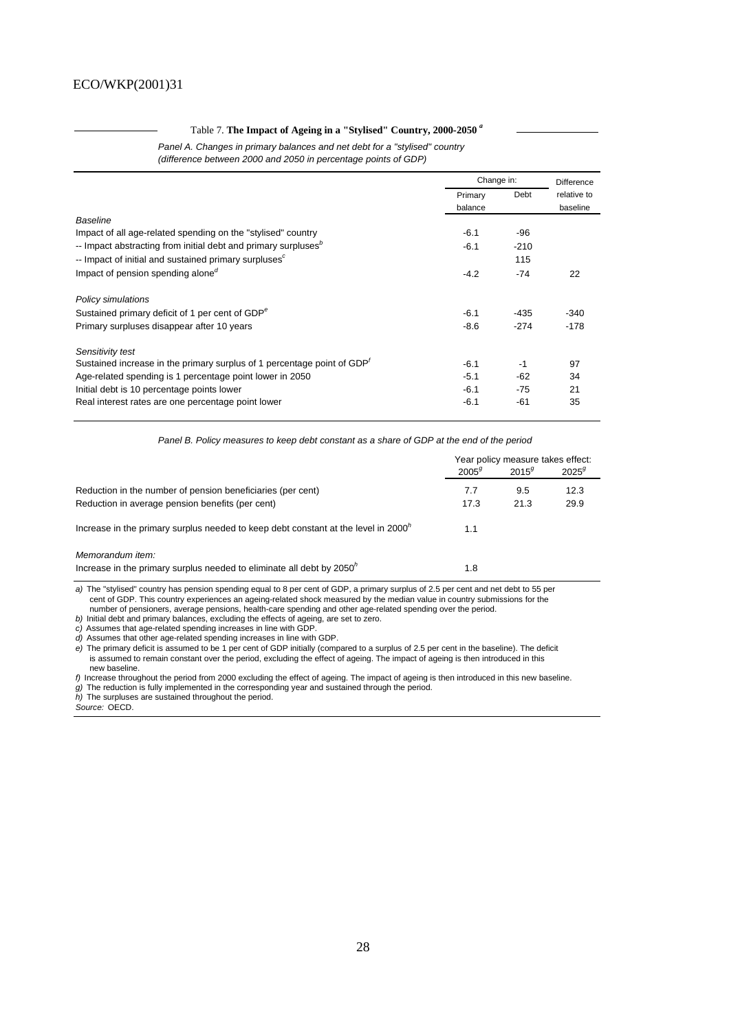Table 7. **The Impact of Ageing in a "Stylised" Country, 2000-2050** [a]

*Panel A. Changes in primary balances and net debt for a "stylised" country*
*(difference between 2000 and 2050 in percentage points of GDP)*

| | Change in: | | Difference |
|---|---|---|---|
| | Primary balance | Debt | relative to baseline |
| *Baseline* | | | |
| Impact of all age-related spending on the "stylised" country | -6.1 | -96 | |
| -- Impact abstracting from initial debt and primary surpluses[b] | -6.1 | -210 | |
| -- Impact of initial and sustained primary surpluses[c] | | 115 | |
| Impact of pension spending alone[d] | -4.2 | -74 | 22 |
| *Policy simulations* | | | |
| Sustained primary deficit of 1 per cent of GDP[e] | -6.1 | -435 | -340 |
| Primary surpluses disappear after 10 years | -8.6 | -274 | -178 |
| *Sensitivity test* | | | |
| Sustained increase in the primary surplus of 1 percentage point of GDP[f] | -6.1 | -1 | 97 |
| Age-related spending is 1 percentage point lower in 2050 | -5.1 | -62 | 34 |
| Initial debt is 10 percentage points lower | -6.1 | -75 | 21 |
| Real interest rates are one percentage point lower | -6.1 | -61 | 35 |

*Panel B. Policy measures to keep debt constant as a share of GDP at the end of the period*

| | Year policy measure takes effect: | | |
|---|---|---|---|
| | 2005[g] | 2015[g] | 2025[g] |
| Reduction in the number of pension beneficiaries (per cent) | 7.7 | 9.5 | 12.3 |
| Reduction in average pension benefits (per cent) | 17.3 | 21.3 | 29.9 |
| Increase in the primary surplus needed to keep debt constant at the level in 2000[h] | 1.1 | | |
| *Memorandum item:* | | | |
| Increase in the primary surplus needed to eliminate all debt by 2050[h] | 1.8 | | |

*a)* The "stylised" country has pension spending equal to 8 per cent of GDP, a primary surplus of 2.5 per cent and net debt to 55 per cent of GDP. This country experiences an ageing-related shock measured by the median value in country submissions for the number of pensioners, average pensions, health-care spending and other age-related spending over the period.
*b)* Initial debt and primary balances, excluding the effects of ageing, are set to zero.
*c)* Assumes that age-related spending increases in line with GDP.
*d)* Assumes that other age-related spending increases in line with GDP.
*e)* The primary deficit is assumed to be 1 per cent of GDP initially (compared to a surplus of 2.5 per cent in the baseline). The deficit is assumed to remain constant over the period, excluding the effect of ageing. The impact of ageing is then introduced in this new baseline.
*f)* Increase throughout the period from 2000 excluding the effect of ageing. The impact of ageing is then introduced in this new baseline.
*g)* The reduction is fully implemented in the corresponding year and sustained through the period.
*h)* The surpluses are sustained throughout the period.
*Source:* OECD.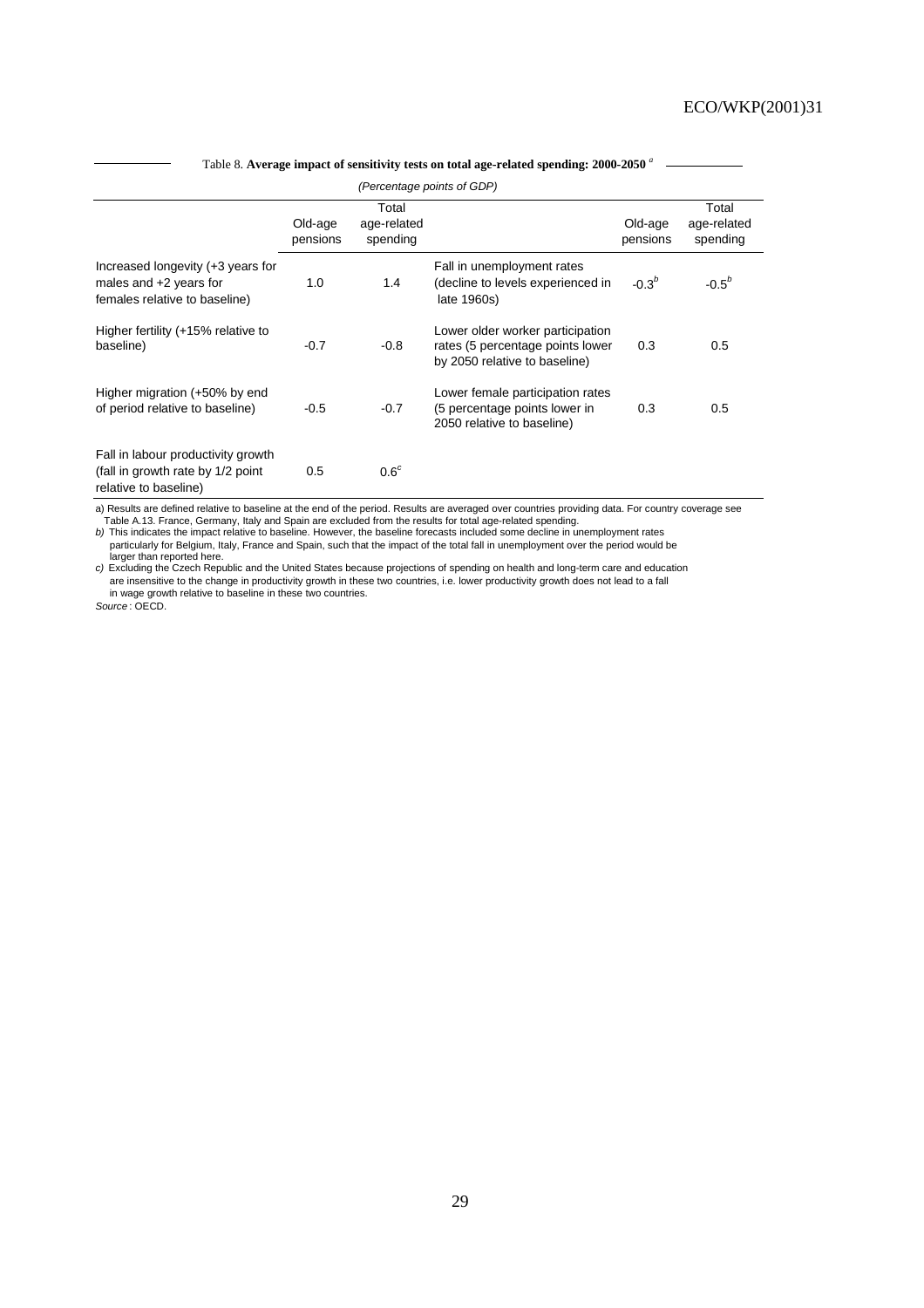Table 8. **Average impact of sensitivity tests on total age-related spending: 2000-2050** [a]

*(Percentage points of GDP)*

| | Old-age pensions | Total age-related spending | | Old-age pensions | Total age-related spending |
|---|---|---|---|---|---|
| Increased longevity (+3 years for males and +2 years for females relative to baseline) | 1.0 | 1.4 | Fall in unemployment rates (decline to levels experienced in late 1960s) | -0.3[b] | -0.5[b] |
| Higher fertility (+15% relative to baseline) | -0.7 | -0.8 | Lower older worker participation rates (5 percentage points lower by 2050 relative to baseline) | 0.3 | 0.5 |
| Higher migration (+50% by end of period relative to baseline) | -0.5 | -0.7 | Lower female participation rates (5 percentage points lower in 2050 relative to baseline) | 0.3 | 0.5 |
| Fall in labour productivity growth (fall in growth rate by 1/2 point relative to baseline) | 0.5 | 0.6[c] | | | |

a) Results are defined relative to baseline at the end of the period. Results are averaged over countries providing data. For country coverage see Table A.13. France, Germany, Italy and Spain are excluded from the results for total age-related spending.

*b)* This indicates the impact relative to baseline. However, the baseline forecasts included some decline in unemployment rates particularly for Belgium, Italy, France and Spain, such that the impact of the total fall in unemployment over the period would be larger than reported here.

*c)* Excluding the Czech Republic and the United States because projections of spending on health and long-term care and education are insensitive to the change in productivity growth in these two countries, i.e. lower productivity growth does not lead to a fall in wage growth relative to baseline in these two countries.

*Source* : OECD.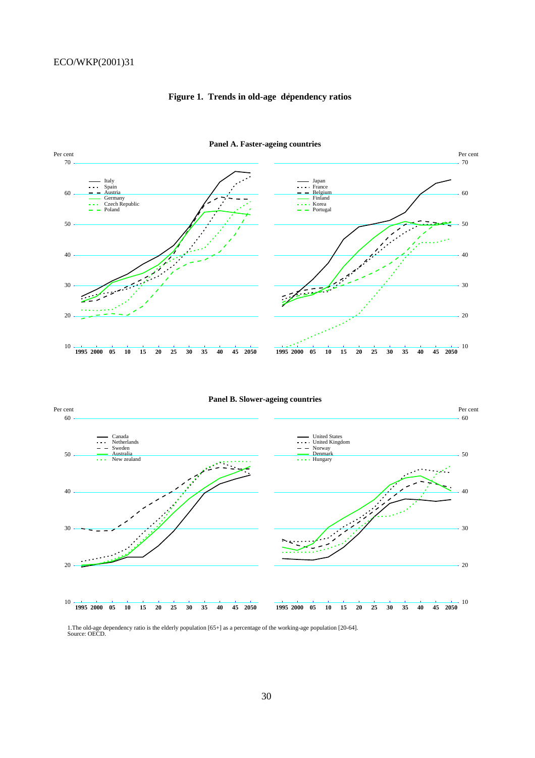# Figure 1. Trends in old-age dependency ratios

**Panel A. Faster-ageing countries**

Per cent

Legend (left): Italy, Spain, Austria, Germany, Czech Republic, Poland

Legend (right): Japan, France, Belgium, Finland, Korea, Portugal

**Panel B. Slower-ageing countries**

Per cent

Legend (left): Canada, Netherlands, Sweden, Australia, New zealand

Legend (right): United States, United Kingdom, Norway, Denmark, Hungary

1.The old-age dependency ratio is the elderly population [65+] as a percentage of the working-age population [20-64].
Source: OECD.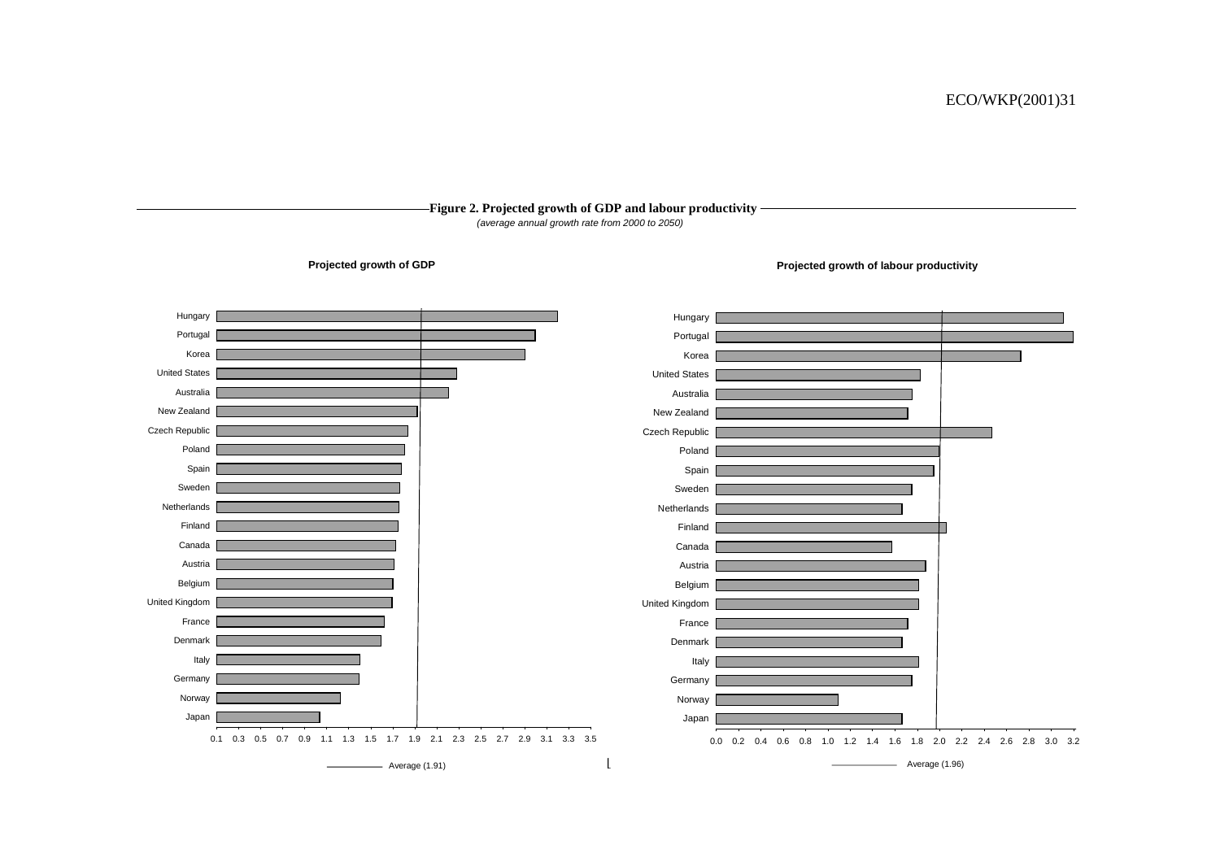**Figure 2. Projected growth of GDP and labour productivity**

*(average annual growth rate from 2000 to 2050)*

**Projected growth of GDP**

Hungary
Portugal
Korea
United States
Australia
New Zealand
Czech Republic
Poland
Spain
Sweden
Netherlands
Finland
Canada
Austria
Belgium
United Kingdom
France
Denmark
Italy
Germany
Norway
Japan

0.1 0.3 0.5 0.7 0.9 1.1 1.3 1.5 1.7 1.9 2.1 2.3 2.5 2.7 2.9 3.1 3.3 3.5

Average (1.91)

**Projected growth of labour productivity**

Hungary
Portugal
Korea
United States
Australia
New Zealand
Czech Republic
Poland
Spain
Sweden
Netherlands
Finland
Canada
Austria
Belgium
United Kingdom
France
Denmark
Italy
Germany
Norway
Japan

0.0 0.2 0.4 0.6 0.8 1.0 1.2 1.4 1.6 1.8 2.0 2.2 2.4 2.6 2.8 3.0 3.2

Average (1.96)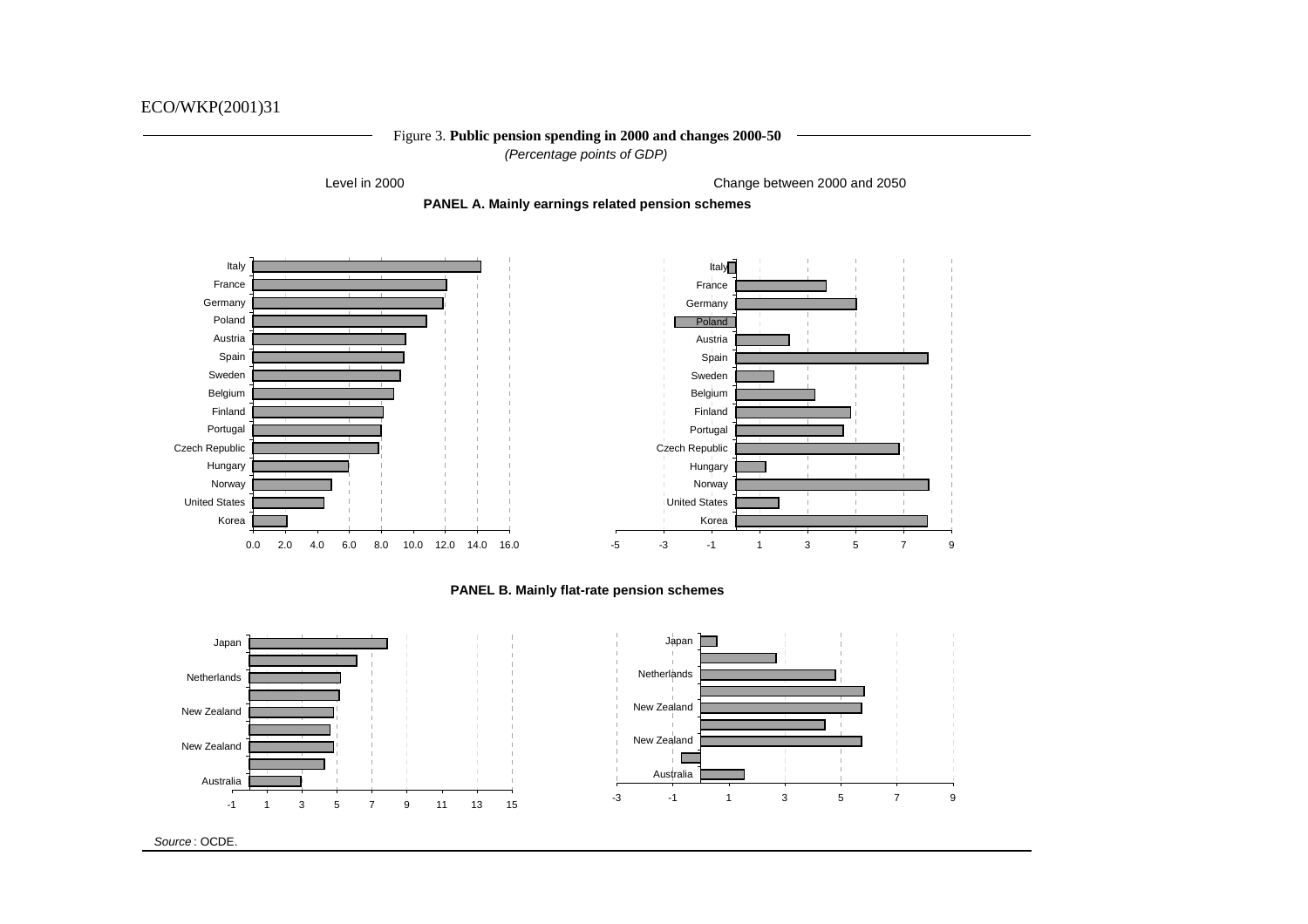Figure 3. **Public pension spending in 2000 and changes 2000-50**

*(Percentage points of GDP)*

Level in 2000 | Change between 2000 and 2050

**PANEL A. Mainly earnings related pension schemes**

Italy, France, Germany, Poland, Austria, Spain, Sweden, Belgium, Finland, Portugal, Czech Republic, Hungary, Norway, United States, Korea

**PANEL B. Mainly flat-rate pension schemes**

Japan, Netherlands, New Zealand, New Zealand, Australia

*Source*: OCDE.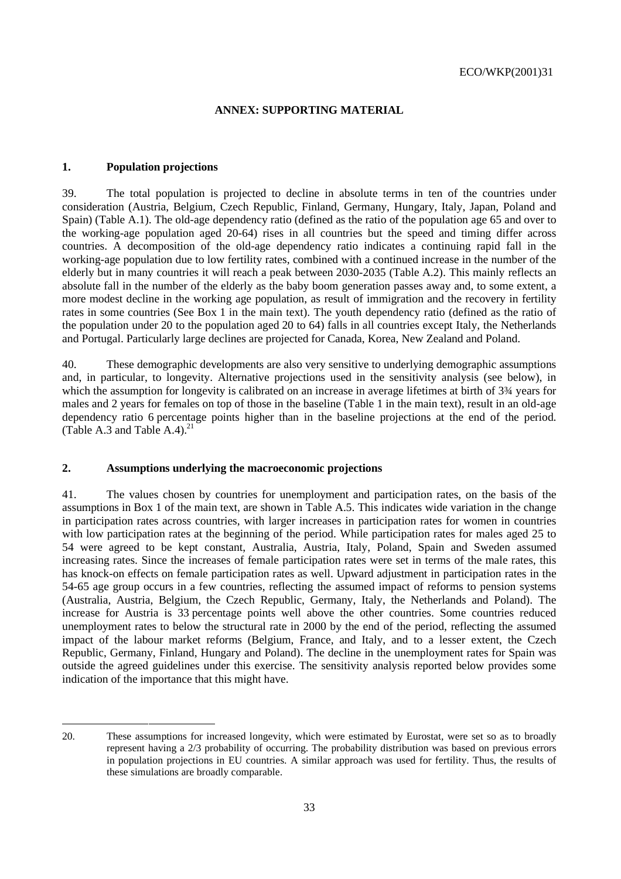## ANNEX: SUPPORTING MATERIAL

### 1. Population projections

39. The total population is projected to decline in absolute terms in ten of the countries under consideration (Austria, Belgium, Czech Republic, Finland, Germany, Hungary, Italy, Japan, Poland and Spain) (Table A.1). The old-age dependency ratio (defined as the ratio of the population age 65 and over to the working-age population aged 20-64) rises in all countries but the speed and timing differ across countries. A decomposition of the old-age dependency ratio indicates a continuing rapid fall in the working-age population due to low fertility rates, combined with a continued increase in the number of the elderly but in many countries it will reach a peak between 2030-2035 (Table A.2). This mainly reflects an absolute fall in the number of the elderly as the baby boom generation passes away and, to some extent, a more modest decline in the working age population, as result of immigration and the recovery in fertility rates in some countries (See Box 1 in the main text). The youth dependency ratio (defined as the ratio of the population under 20 to the population aged 20 to 64) falls in all countries except Italy, the Netherlands and Portugal. Particularly large declines are projected for Canada, Korea, New Zealand and Poland.

40. These demographic developments are also very sensitive to underlying demographic assumptions and, in particular, to longevity. Alternative projections used in the sensitivity analysis (see below), in which the assumption for longevity is calibrated on an increase in average lifetimes at birth of 3¾ years for males and 2 years for females on top of those in the baseline (Table 1 in the main text), result in an old-age dependency ratio 6 percentage points higher than in the baseline projections at the end of the period. (Table A.3 and Table A.4).[21]

### 2. Assumptions underlying the macroeconomic projections

41. The values chosen by countries for unemployment and participation rates, on the basis of the assumptions in Box 1 of the main text, are shown in Table A.5. This indicates wide variation in the change in participation rates across countries, with larger increases in participation rates for women in countries with low participation rates at the beginning of the period. While participation rates for males aged 25 to 54 were agreed to be kept constant, Australia, Austria, Italy, Poland, Spain and Sweden assumed increasing rates. Since the increases of female participation rates were set in terms of the male rates, this has knock-on effects on female participation rates as well. Upward adjustment in participation rates in the 54-65 age group occurs in a few countries, reflecting the assumed impact of reforms to pension systems (Australia, Austria, Belgium, the Czech Republic, Germany, Italy, the Netherlands and Poland). The increase for Austria is 33 percentage points well above the other countries. Some countries reduced unemployment rates to below the structural rate in 2000 by the end of the period, reflecting the assumed impact of the labour market reforms (Belgium, France, and Italy, and to a lesser extent, the Czech Republic, Germany, Finland, Hungary and Poland). The decline in the unemployment rates for Spain was outside the agreed guidelines under this exercise. The sensitivity analysis reported below provides some indication of the importance that this might have.

---

20. These assumptions for increased longevity, which were estimated by Eurostat, were set so as to broadly represent having a 2/3 probability of occurring. The probability distribution was based on previous errors in population projections in EU countries. A similar approach was used for fertility. Thus, the results of these simulations are broadly comparable.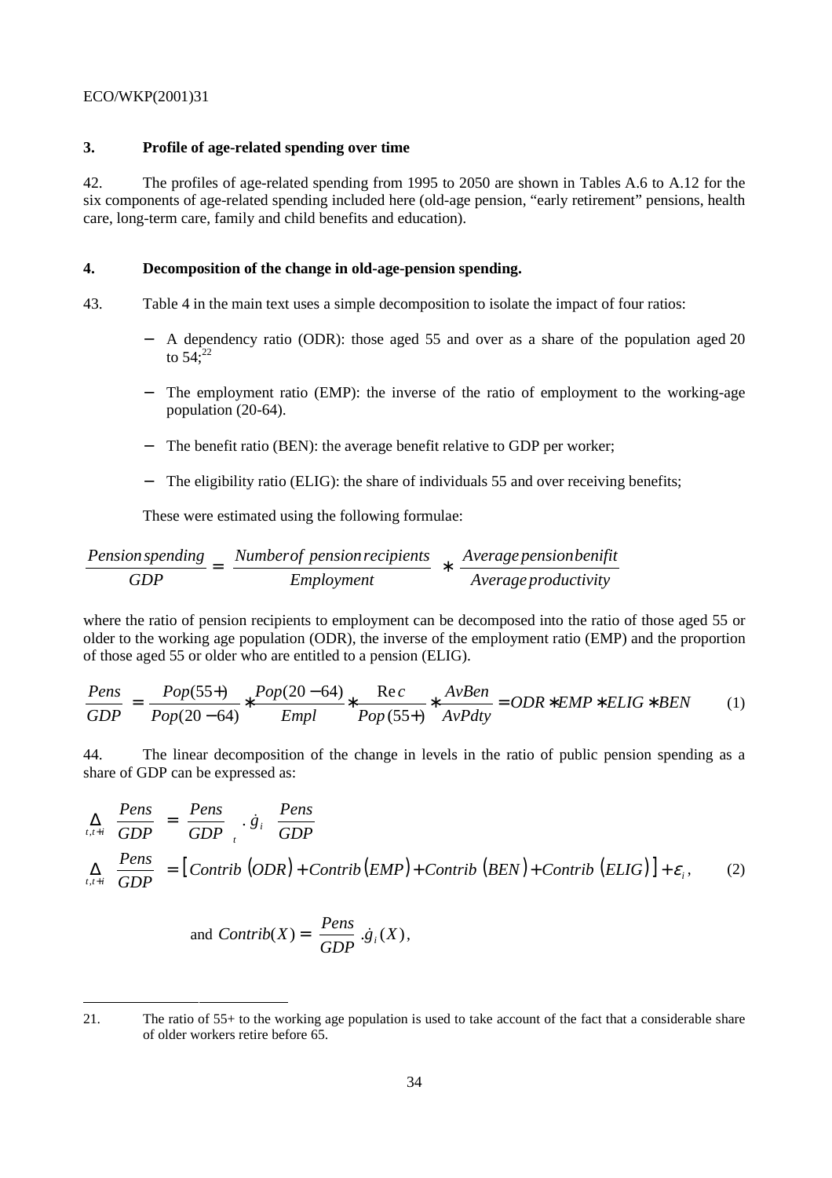### 3. Profile of age-related spending over time

42. The profiles of age-related spending from 1995 to 2050 are shown in Tables A.6 to A.12 for the six components of age-related spending included here (old-age pension, "early retirement" pensions, health care, long-term care, family and child benefits and education).

### 4. Decomposition of the change in old-age-pension spending.

43. Table 4 in the main text uses a simple decomposition to isolate the impact of four ratios:

- A dependency ratio (ODR): those aged 55 and over as a share of the population aged 20 to 54;[22]
- The employment ratio (EMP): the inverse of the ratio of employment to the working-age population (20-64).
- The benefit ratio (BEN): the average benefit relative to GDP per worker;
- The eligibility ratio (ELIG): the share of individuals 55 and over receiving benefits;

These were estimated using the following formulae:

$$\frac{Pension\,spending}{GDP} = \frac{Number\,of\;pension\,recipients}{Employment} * \frac{Average\,pension\,benifit}{Average\,productivity}$$

where the ratio of pension recipients to employment can be decomposed into the ratio of those aged 55 or older to the working age population (ODR), the inverse of the employment ratio (EMP) and the proportion of those aged 55 or older who are entitled to a pension (ELIG).

$$\frac{Pens}{GDP} = \frac{Pop(55+)}{Pop(20-64)} * \frac{Pop(20-64)}{Empl} * \frac{\mathrm{Re}\,c}{Pop\,(55+)} * \frac{AvBen}{AvPdty} = ODR * EMP * ELIG * BEN \qquad (1)$$

44. The linear decomposition of the change in levels in the ratio of public pension spending as a share of GDP can be expressed as:

$$\Delta_{t,t+i}\left(\frac{Pens}{GDP}\right) = \left(\frac{Pens}{GDP}\right)_t . \dot{g}_i\left(\frac{Pens}{GDP}\right)$$

$$\Delta_{t,t+i}\left(\frac{Pens}{GDP}\right) = \left[Contrib\,(ODR) + Contrib\,(EMP) + Contrib\,(BEN) + Contrib\,(ELIG)\right] + \varepsilon_i, \qquad (2)$$

$$\text{and } Contrib(X) = \left(\frac{Pens}{GDP}\right) . \dot{g}_i(X),$$

21. The ratio of 55+ to the working age population is used to take account of the fact that a considerable share of older workers retire before 65.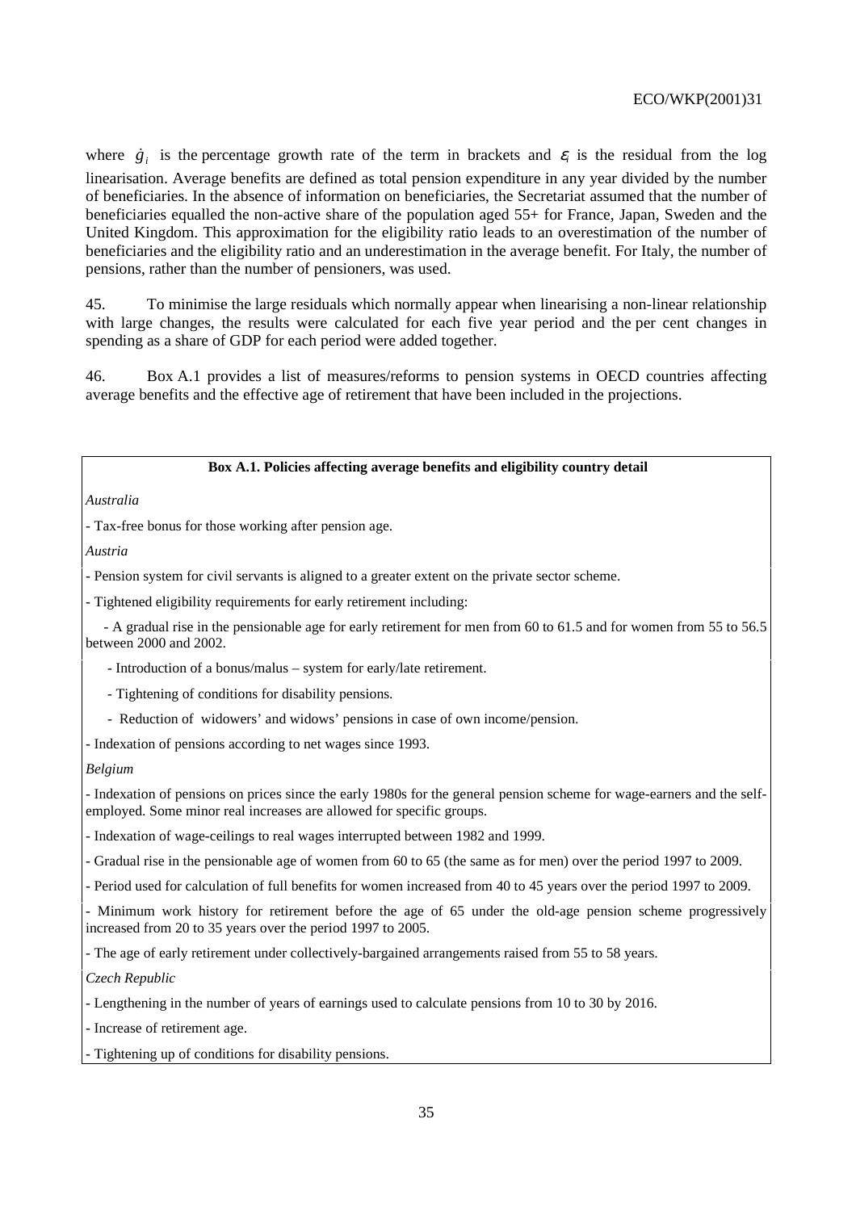where $\dot{g}_i$ is the percentage growth rate of the term in brackets and $\varepsilon_i$ is the residual from the log linearisation. Average benefits are defined as total pension expenditure in any year divided by the number of beneficiaries. In the absence of information on beneficiaries, the Secretariat assumed that the number of beneficiaries equalled the non-active share of the population aged 55+ for France, Japan, Sweden and the United Kingdom. This approximation for the eligibility ratio leads to an overestimation of the number of beneficiaries and the eligibility ratio and an underestimation in the average benefit. For Italy, the number of pensions, rather than the number of pensioners, was used.

45. To minimise the large residuals which normally appear when linearising a non-linear relationship with large changes, the results were calculated for each five year period and the per cent changes in spending as a share of GDP for each period were added together.

46. Box A.1 provides a list of measures/reforms to pension systems in OECD countries affecting average benefits and the effective age of retirement that have been included in the projections.

**Box A.1. Policies affecting average benefits and eligibility country detail**

*Australia*

- Tax-free bonus for those working after pension age.

*Austria*

- Pension system for civil servants is aligned to a greater extent on the private sector scheme.
- Tightened eligibility requirements for early retirement including:
  - A gradual rise in the pensionable age for early retirement for men from 60 to 61.5 and for women from 55 to 56.5 between 2000 and 2002.
  - Introduction of a bonus/malus – system for early/late retirement.
  - Tightening of conditions for disability pensions.
  - Reduction of widowers' and widows' pensions in case of own income/pension.
- Indexation of pensions according to net wages since 1993.

*Belgium*

- Indexation of pensions on prices since the early 1980s for the general pension scheme for wage-earners and the self-employed. Some minor real increases are allowed for specific groups.
- Indexation of wage-ceilings to real wages interrupted between 1982 and 1999.
- Gradual rise in the pensionable age of women from 60 to 65 (the same as for men) over the period 1997 to 2009.
- Period used for calculation of full benefits for women increased from 40 to 45 years over the period 1997 to 2009.
- Minimum work history for retirement before the age of 65 under the old-age pension scheme progressively increased from 20 to 35 years over the period 1997 to 2005.
- The age of early retirement under collectively-bargained arrangements raised from 55 to 58 years.

*Czech Republic*

- Lengthening in the number of years of earnings used to calculate pensions from 10 to 30 by 2016.
- Increase of retirement age.
- Tightening up of conditions for disability pensions.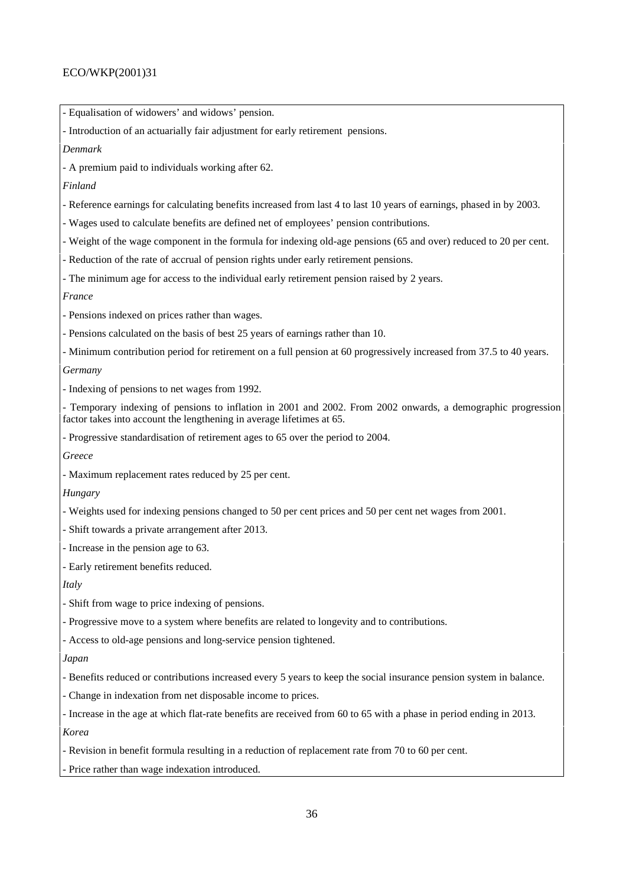- Equalisation of widowers' and widows' pension.

- Introduction of an actuarially fair adjustment for early retirement pensions.

*Denmark*

- A premium paid to individuals working after 62.

*Finland*

- Reference earnings for calculating benefits increased from last 4 to last 10 years of earnings, phased in by 2003.

- Wages used to calculate benefits are defined net of employees' pension contributions.

- Weight of the wage component in the formula for indexing old-age pensions (65 and over) reduced to 20 per cent.

- Reduction of the rate of accrual of pension rights under early retirement pensions.

- The minimum age for access to the individual early retirement pension raised by 2 years.

*France*

- Pensions indexed on prices rather than wages.

- Pensions calculated on the basis of best 25 years of earnings rather than 10.

- Minimum contribution period for retirement on a full pension at 60 progressively increased from 37.5 to 40 years.

*Germany*

- Indexing of pensions to net wages from 1992.

- Temporary indexing of pensions to inflation in 2001 and 2002. From 2002 onwards, a demographic progression factor takes into account the lengthening in average lifetimes at 65.

- Progressive standardisation of retirement ages to 65 over the period to 2004.

*Greece*

- Maximum replacement rates reduced by 25 per cent.

*Hungary*

- Weights used for indexing pensions changed to 50 per cent prices and 50 per cent net wages from 2001.

- Shift towards a private arrangement after 2013.

- Increase in the pension age to 63.

- Early retirement benefits reduced.

*Italy*

- Shift from wage to price indexing of pensions.

- Progressive move to a system where benefits are related to longevity and to contributions.

- Access to old-age pensions and long-service pension tightened.

*Japan*

- Benefits reduced or contributions increased every 5 years to keep the social insurance pension system in balance.

- Change in indexation from net disposable income to prices.

- Increase in the age at which flat-rate benefits are received from 60 to 65 with a phase in period ending in 2013.

*Korea*

- Revision in benefit formula resulting in a reduction of replacement rate from 70 to 60 per cent.

- Price rather than wage indexation introduced.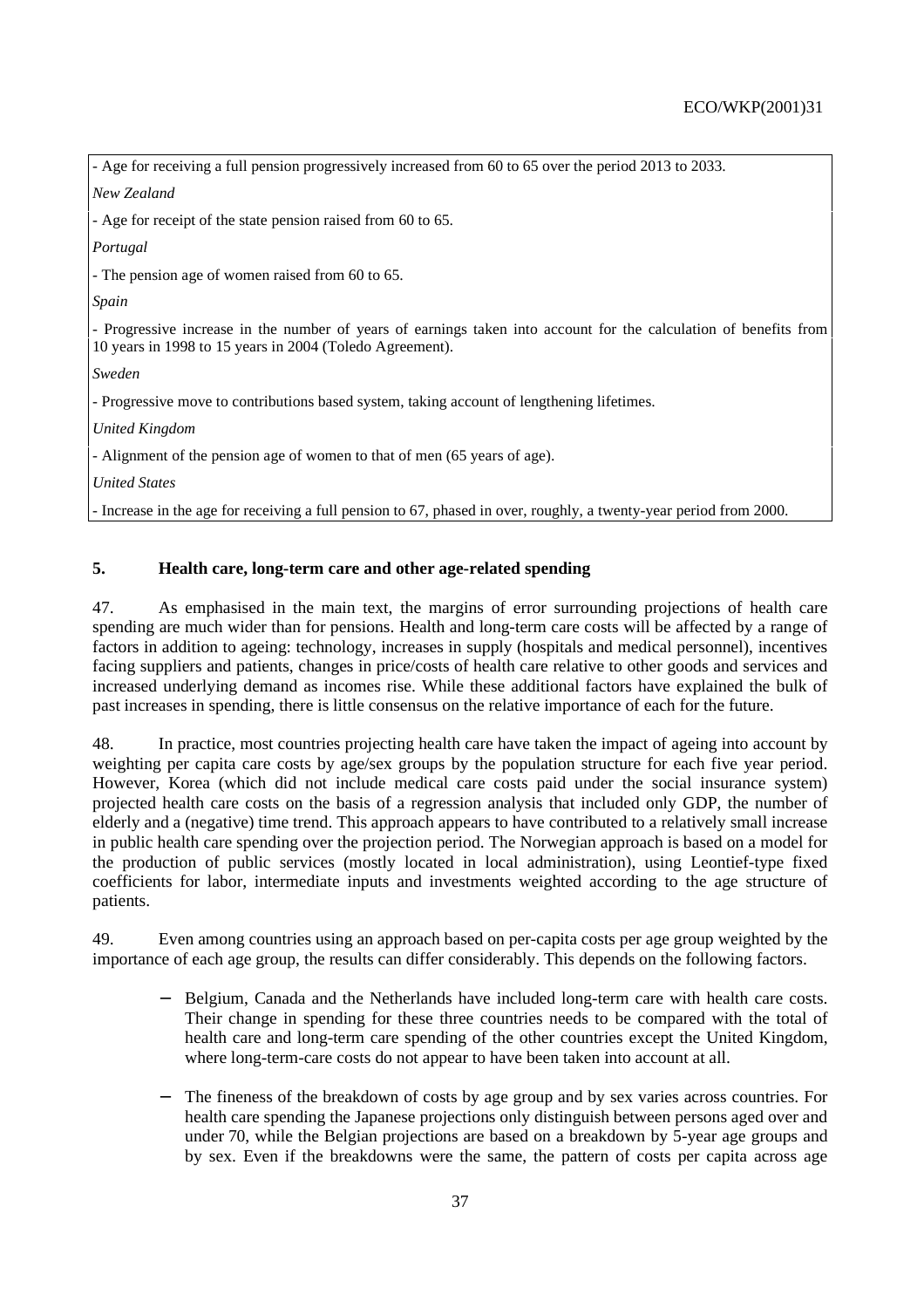- Age for receiving a full pension progressively increased from 60 to 65 over the period 2013 to 2033.

*New Zealand*

- Age for receipt of the state pension raised from 60 to 65.

*Portugal*

- The pension age of women raised from 60 to 65.

*Spain*

- Progressive increase in the number of years of earnings taken into account for the calculation of benefits from 10 years in 1998 to 15 years in 2004 (Toledo Agreement).

*Sweden*

- Progressive move to contributions based system, taking account of lengthening lifetimes.

*United Kingdom*

- Alignment of the pension age of women to that of men (65 years of age).

*United States*

- Increase in the age for receiving a full pension to 67, phased in over, roughly, a twenty-year period from 2000.

## 5. Health care, long-term care and other age-related spending

47. As emphasised in the main text, the margins of error surrounding projections of health care spending are much wider than for pensions. Health and long-term care costs will be affected by a range of factors in addition to ageing: technology, increases in supply (hospitals and medical personnel), incentives facing suppliers and patients, changes in price/costs of health care relative to other goods and services and increased underlying demand as incomes rise. While these additional factors have explained the bulk of past increases in spending, there is little consensus on the relative importance of each for the future.

48. In practice, most countries projecting health care have taken the impact of ageing into account by weighting per capita care costs by age/sex groups by the population structure for each five year period. However, Korea (which did not include medical care costs paid under the social insurance system) projected health care costs on the basis of a regression analysis that included only GDP, the number of elderly and a (negative) time trend. This approach appears to have contributed to a relatively small increase in public health care spending over the projection period. The Norwegian approach is based on a model for the production of public services (mostly located in local administration), using Leontief-type fixed coefficients for labor, intermediate inputs and investments weighted according to the age structure of patients.

49. Even among countries using an approach based on per-capita costs per age group weighted by the importance of each age group, the results can differ considerably. This depends on the following factors.

- Belgium, Canada and the Netherlands have included long-term care with health care costs. Their change in spending for these three countries needs to be compared with the total of health care and long-term care spending of the other countries except the United Kingdom, where long-term-care costs do not appear to have been taken into account at all.

- The fineness of the breakdown of costs by age group and by sex varies across countries. For health care spending the Japanese projections only distinguish between persons aged over and under 70, while the Belgian projections are based on a breakdown by 5-year age groups and by sex. Even if the breakdowns were the same, the pattern of costs per capita across age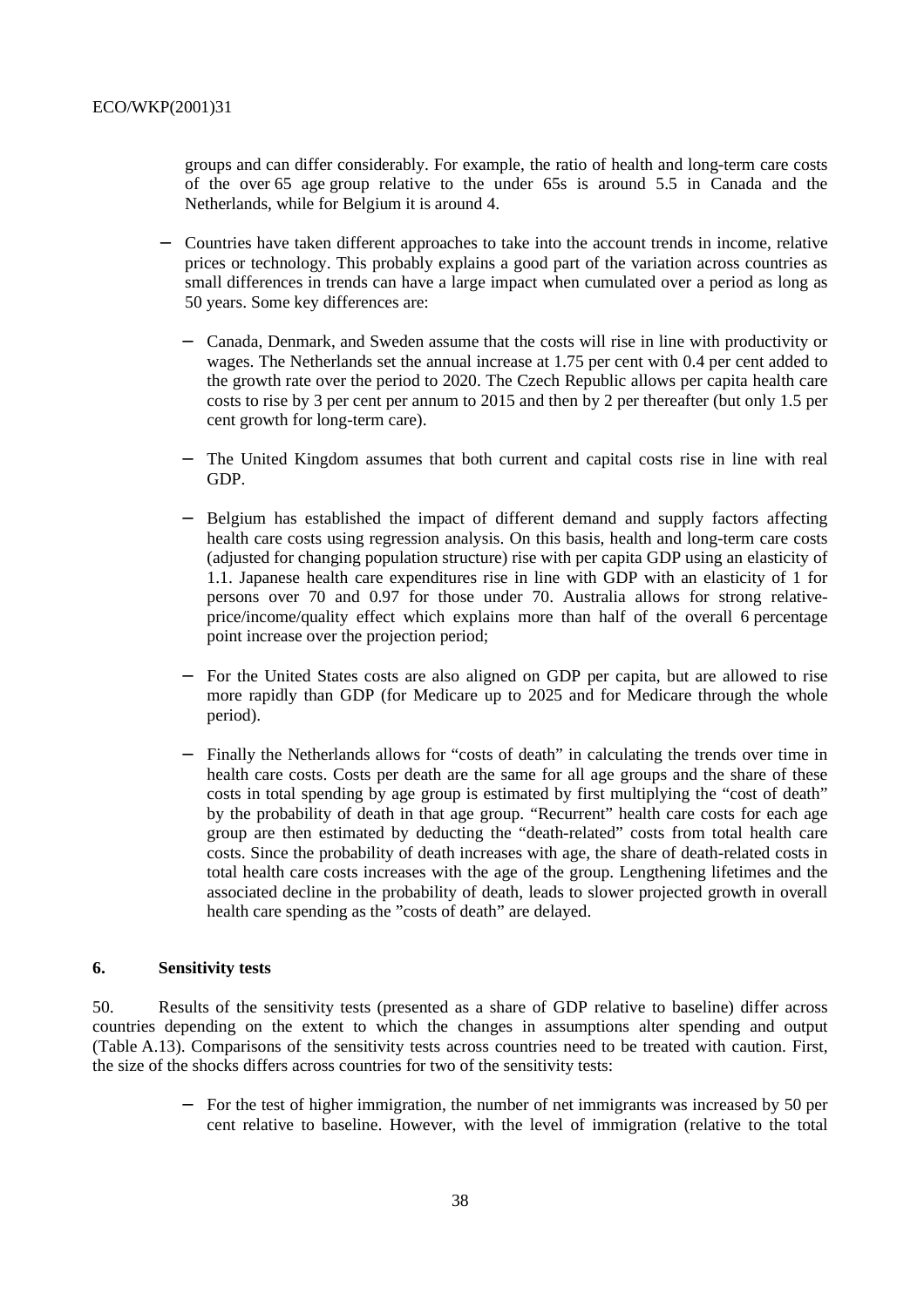groups and can differ considerably. For example, the ratio of health and long-term care costs of the over 65 age group relative to the under 65s is around 5.5 in Canada and the Netherlands, while for Belgium it is around 4.

- Countries have taken different approaches to take into the account trends in income, relative prices or technology. This probably explains a good part of the variation across countries as small differences in trends can have a large impact when cumulated over a period as long as 50 years. Some key differences are:

  - Canada, Denmark, and Sweden assume that the costs will rise in line with productivity or wages. The Netherlands set the annual increase at 1.75 per cent with 0.4 per cent added to the growth rate over the period to 2020. The Czech Republic allows per capita health care costs to rise by 3 per cent per annum to 2015 and then by 2 per thereafter (but only 1.5 per cent growth for long-term care).

  - The United Kingdom assumes that both current and capital costs rise in line with real GDP.

  - Belgium has established the impact of different demand and supply factors affecting health care costs using regression analysis. On this basis, health and long-term care costs (adjusted for changing population structure) rise with per capita GDP using an elasticity of 1.1. Japanese health care expenditures rise in line with GDP with an elasticity of 1 for persons over 70 and 0.97 for those under 70. Australia allows for strong relative-price/income/quality effect which explains more than half of the overall 6 percentage point increase over the projection period;

  - For the United States costs are also aligned on GDP per capita, but are allowed to rise more rapidly than GDP (for Medicare up to 2025 and for Medicare through the whole period).

  - Finally the Netherlands allows for "costs of death" in calculating the trends over time in health care costs. Costs per death are the same for all age groups and the share of these costs in total spending by age group is estimated by first multiplying the "cost of death" by the probability of death in that age group. "Recurrent" health care costs for each age group are then estimated by deducting the "death-related" costs from total health care costs. Since the probability of death increases with age, the share of death-related costs in total health care costs increases with the age of the group. Lengthening lifetimes and the associated decline in the probability of death, leads to slower projected growth in overall health care spending as the "costs of death" are delayed.

## 6. Sensitivity tests

50. Results of the sensitivity tests (presented as a share of GDP relative to baseline) differ across countries depending on the extent to which the changes in assumptions alter spending and output (Table A.13). Comparisons of the sensitivity tests across countries need to be treated with caution. First, the size of the shocks differs across countries for two of the sensitivity tests:

- For the test of higher immigration, the number of net immigrants was increased by 50 per cent relative to baseline. However, with the level of immigration (relative to the total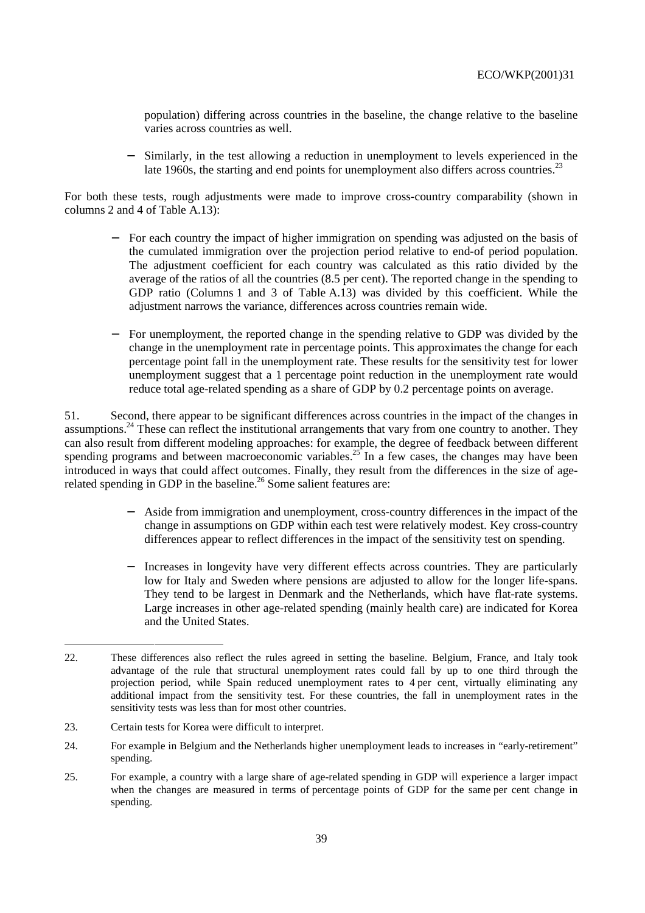population) differing across countries in the baseline, the change relative to the baseline varies across countries as well.

- Similarly, in the test allowing a reduction in unemployment to levels experienced in the late 1960s, the starting and end points for unemployment also differs across countries.[23]

For both these tests, rough adjustments were made to improve cross-country comparability (shown in columns 2 and 4 of Table A.13):

- For each country the impact of higher immigration on spending was adjusted on the basis of the cumulated immigration over the projection period relative to end-of period population. The adjustment coefficient for each country was calculated as this ratio divided by the average of the ratios of all the countries (8.5 per cent). The reported change in the spending to GDP ratio (Columns 1 and 3 of Table A.13) was divided by this coefficient. While the adjustment narrows the variance, differences across countries remain wide.
- For unemployment, the reported change in the spending relative to GDP was divided by the change in the unemployment rate in percentage points. This approximates the change for each percentage point fall in the unemployment rate. These results for the sensitivity test for lower unemployment suggest that a 1 percentage point reduction in the unemployment rate would reduce total age-related spending as a share of GDP by 0.2 percentage points on average.

51. Second, there appear to be significant differences across countries in the impact of the changes in assumptions.[24] These can reflect the institutional arrangements that vary from one country to another. They can also result from different modeling approaches: for example, the degree of feedback between different spending programs and between macroeconomic variables.[25] In a few cases, the changes may have been introduced in ways that could affect outcomes. Finally, they result from the differences in the size of age-related spending in GDP in the baseline.[26] Some salient features are:

- Aside from immigration and unemployment, cross-country differences in the impact of the change in assumptions on GDP within each test were relatively modest. Key cross-country differences appear to reflect differences in the impact of the sensitivity test on spending.
- Increases in longevity have very different effects across countries. They are particularly low for Italy and Sweden where pensions are adjusted to allow for the longer life-spans. They tend to be largest in Denmark and the Netherlands, which have flat-rate systems. Large increases in other age-related spending (mainly health care) are indicated for Korea and the United States.

---

22. These differences also reflect the rules agreed in setting the baseline. Belgium, France, and Italy took advantage of the rule that structural unemployment rates could fall by up to one third through the projection period, while Spain reduced unemployment rates to 4 per cent, virtually eliminating any additional impact from the sensitivity test. For these countries, the fall in unemployment rates in the sensitivity tests was less than for most other countries.

23. Certain tests for Korea were difficult to interpret.

24. For example in Belgium and the Netherlands higher unemployment leads to increases in "early-retirement" spending.

25. For example, a country with a large share of age-related spending in GDP will experience a larger impact when the changes are measured in terms of percentage points of GDP for the same per cent change in spending.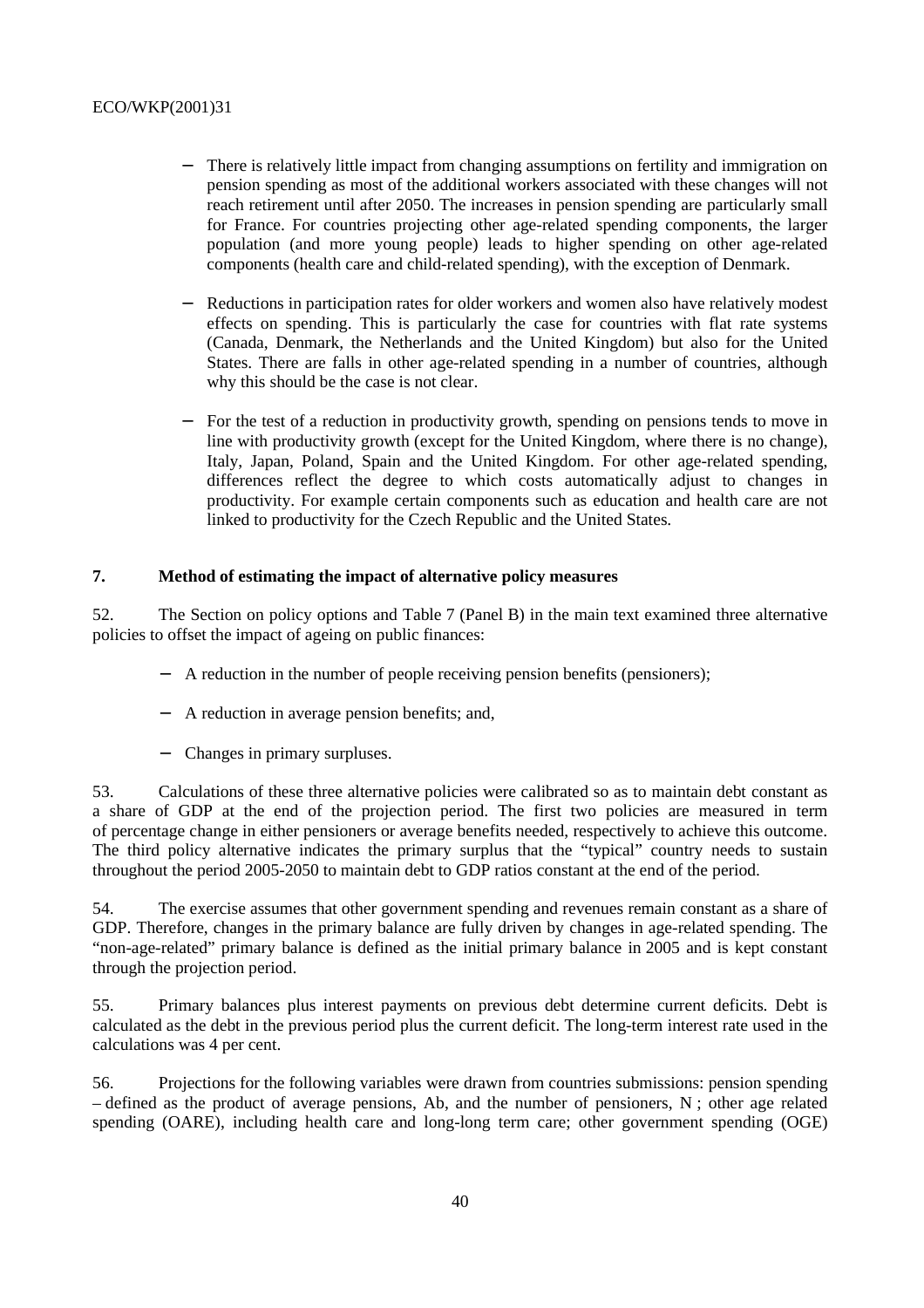- There is relatively little impact from changing assumptions on fertility and immigration on pension spending as most of the additional workers associated with these changes will not reach retirement until after 2050. The increases in pension spending are particularly small for France. For countries projecting other age-related spending components, the larger population (and more young people) leads to higher spending on other age-related components (health care and child-related spending), with the exception of Denmark.

- Reductions in participation rates for older workers and women also have relatively modest effects on spending. This is particularly the case for countries with flat rate systems (Canada, Denmark, the Netherlands and the United Kingdom) but also for the United States. There are falls in other age-related spending in a number of countries, although why this should be the case is not clear.

- For the test of a reduction in productivity growth, spending on pensions tends to move in line with productivity growth (except for the United Kingdom, where there is no change), Italy, Japan, Poland, Spain and the United Kingdom. For other age-related spending, differences reflect the degree to which costs automatically adjust to changes in productivity. For example certain components such as education and health care are not linked to productivity for the Czech Republic and the United States.

## 7. Method of estimating the impact of alternative policy measures

52. The Section on policy options and Table 7 (Panel B) in the main text examined three alternative policies to offset the impact of ageing on public finances:

- A reduction in the number of people receiving pension benefits (pensioners);
- A reduction in average pension benefits; and,
- Changes in primary surpluses.

53. Calculations of these three alternative policies were calibrated so as to maintain debt constant as a share of GDP at the end of the projection period. The first two policies are measured in term of percentage change in either pensioners or average benefits needed, respectively to achieve this outcome. The third policy alternative indicates the primary surplus that the "typical" country needs to sustain throughout the period 2005-2050 to maintain debt to GDP ratios constant at the end of the period.

54. The exercise assumes that other government spending and revenues remain constant as a share of GDP. Therefore, changes in the primary balance are fully driven by changes in age-related spending. The "non-age-related" primary balance is defined as the initial primary balance in 2005 and is kept constant through the projection period.

55. Primary balances plus interest payments on previous debt determine current deficits. Debt is calculated as the debt in the previous period plus the current deficit. The long-term interest rate used in the calculations was 4 per cent.

56. Projections for the following variables were drawn from countries submissions: pension spending – defined as the product of average pensions, Ab, and the number of pensioners, N ; other age related spending (OARE), including health care and long-long term care; other government spending (OGE)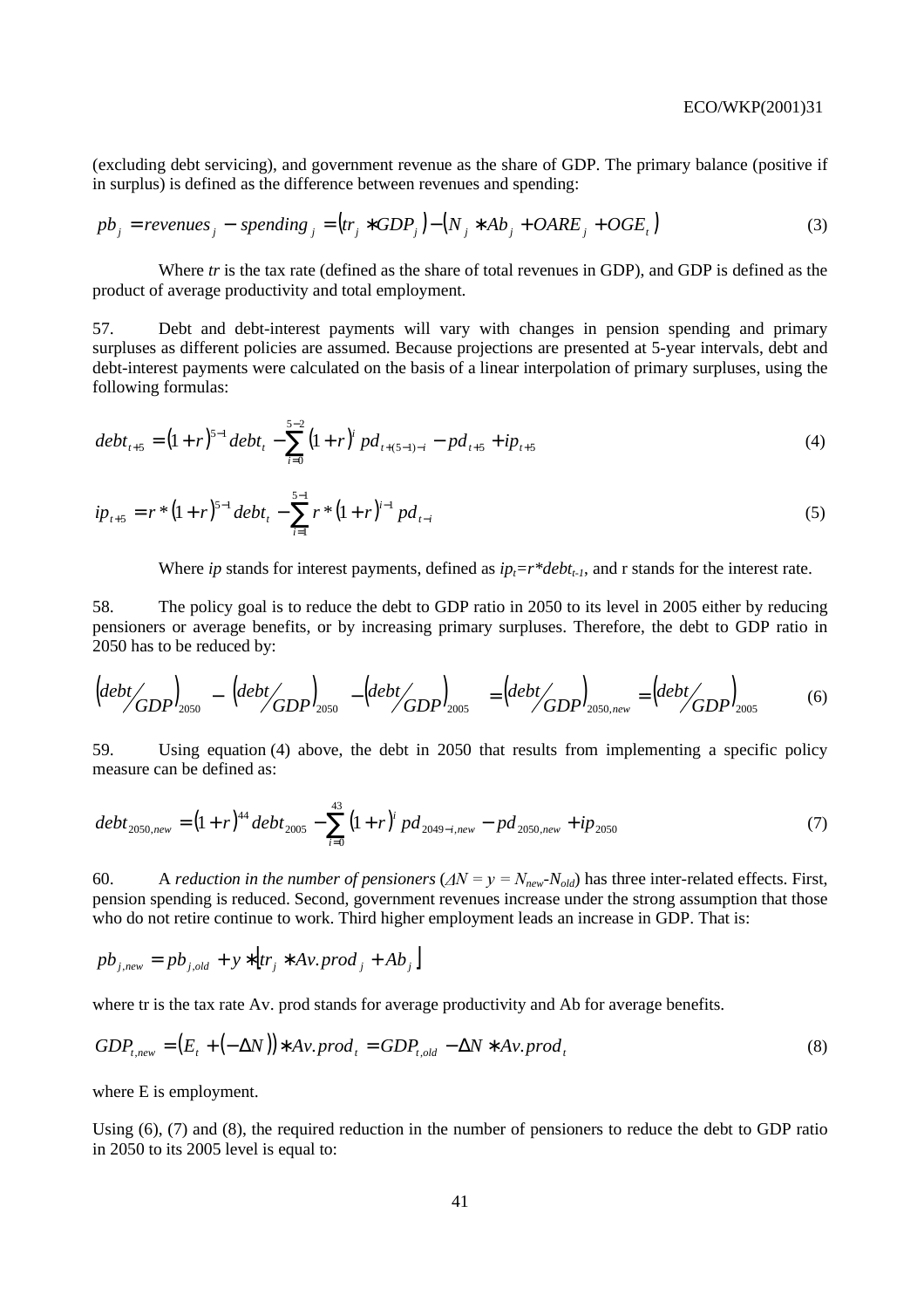(excluding debt servicing), and government revenue as the share of GDP. The primary balance (positive if in surplus) is defined as the difference between revenues and spending:

$$pb_j = revenues_j - spending_j = \left(tr_j * GDP_j\right) - \left(N_j * Ab_j + OARE_j + OGE_t\right) \tag{3}$$

Where *tr* is the tax rate (defined as the share of total revenues in GDP), and GDP is defined as the product of average productivity and total employment.

57. Debt and debt-interest payments will vary with changes in pension spending and primary surpluses as different policies are assumed. Because projections are presented at 5-year intervals, debt and debt-interest payments were calculated on the basis of a linear interpolation of primary surpluses, using the following formulas:

$$debt_{t+5} = (1+r)^{5-1} debt_t - \sum_{i=0}^{5-2} (1+r)^i \, pd_{t+(5-1)-i} - pd_{t+5} + ip_{t+5} \tag{4}$$

$$ip_{t+5} = r*(1+r)^{5-1} debt_t - \sum_{i=1}^{5-1} r*(1+r)^{i-1} pd_{t-i} \tag{5}$$

Where *ip* stands for interest payments, defined as $ip_t = r*debt_{t-1}$, and r stands for the interest rate.

58. The policy goal is to reduce the debt to GDP ratio in 2050 to its level in 2005 either by reducing pensioners or average benefits, or by increasing primary surpluses. Therefore, the debt to GDP ratio in 2050 has to be reduced by:

$$\left(debt/GDP\right)_{2050} - \left[\left(debt/GDP\right)_{2050} - \left(debt/GDP\right)_{2005}\right] = \left(debt/GDP\right)_{2050,new} = \left(debt/GDP\right)_{2005} \tag{6}$$

59. Using equation (4) above, the debt in 2050 that results from implementing a specific policy measure can be defined as:

$$debt_{2050,new} = (1+r)^{44} debt_{2005} - \sum_{i=0}^{43} (1+r)^i \, pd_{2049-i,new} - pd_{2050,new} + ip_{2050} \tag{7}$$

60. A *reduction in the number of pensioners* ($\Delta N = y = N_{new} - N_{old}$) has three inter-related effects. First, pension spending is reduced. Second, government revenues increase under the strong assumption that those who do not retire continue to work. Third higher employment leads an increase in GDP. That is:

$$pb_{j,new} = pb_{j,old} + y * \left[tr_j * Av.prod_j + Ab_j\right]$$

where tr is the tax rate Av. prod stands for average productivity and Ab for average benefits.

$$GDP_{t,new} = \left(E_t + (-\Delta N)\right) * Av.prod_t = GDP_{t,old} - \Delta N * Av.prod_t \tag{8}$$

where E is employment.

Using (6), (7) and (8), the required reduction in the number of pensioners to reduce the debt to GDP ratio in 2050 to its 2005 level is equal to: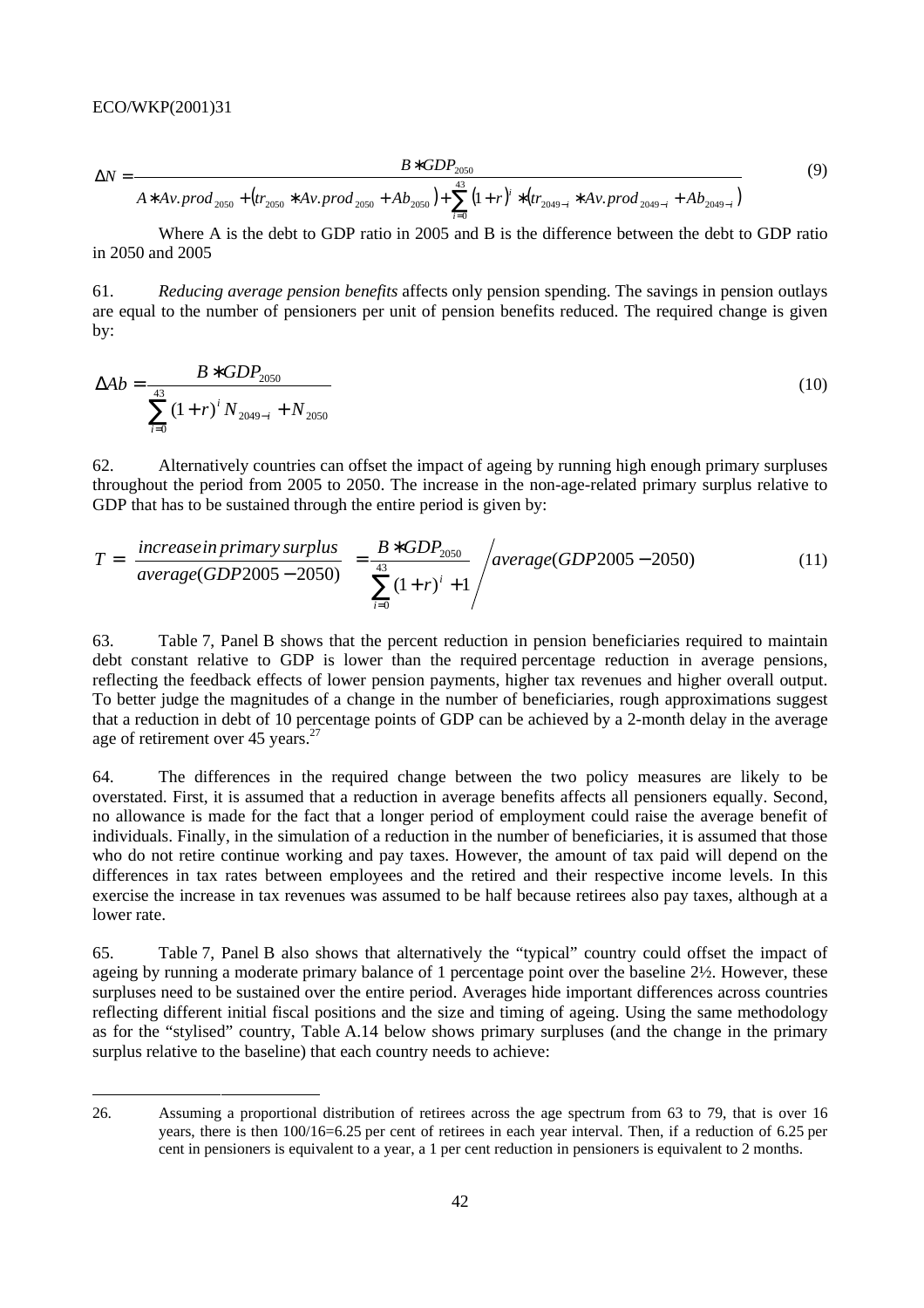$$\Delta N = \frac{B * GDP_{2050}}{A * Av.prod_{2050} + (tr_{2050} * Av.prod_{2050} + Ab_{2050}) + \sum_{i=0}^{43} (1+r)^i * (tr_{2049-i} * Av.prod_{2049-i} + Ab_{2049-i})} \tag{9}$$

Where A is the debt to GDP ratio in 2005 and B is the difference between the debt to GDP ratio in 2050 and 2005

61. *Reducing average pension benefits* affects only pension spending. The savings in pension outlays are equal to the number of pensioners per unit of pension benefits reduced. The required change is given by:

$$\Delta Ab = \frac{B * GDP_{2050}}{\sum_{i=0}^{43} (1+r)^i N_{2049-i} + N_{2050}} \tag{10}$$

62. Alternatively countries can offset the impact of ageing by running high enough primary surpluses throughout the period from 2005 to 2050. The increase in the non-age-related primary surplus relative to GDP that has to be sustained through the entire period is given by:

$$T = \frac{\text{increase in primary surplus}}{\text{average}(GDP2005-2050)} = \frac{B * GDP_{2050}}{\sum_{i=0}^{43} (1+r)^i + 1} \Bigg/ \text{average}(GDP2005-2050) \tag{11}$$

63. Table 7, Panel B shows that the percent reduction in pension beneficiaries required to maintain debt constant relative to GDP is lower than the required percentage reduction in average pensions, reflecting the feedback effects of lower pension payments, higher tax revenues and higher overall output. To better judge the magnitudes of a change in the number of beneficiaries, rough approximations suggest that a reduction in debt of 10 percentage points of GDP can be achieved by a 2-month delay in the average age of retirement over 45 years.[27]

64. The differences in the required change between the two policy measures are likely to be overstated. First, it is assumed that a reduction in average benefits affects all pensioners equally. Second, no allowance is made for the fact that a longer period of employment could raise the average benefit of individuals. Finally, in the simulation of a reduction in the number of beneficiaries, it is assumed that those who do not retire continue working and pay taxes. However, the amount of tax paid will depend on the differences in tax rates between employees and the retired and their respective income levels. In this exercise the increase in tax revenues was assumed to be half because retirees also pay taxes, although at a lower rate.

65. Table 7, Panel B also shows that alternatively the "typical" country could offset the impact of ageing by running a moderate primary balance of 1 percentage point over the baseline 2½. However, these surpluses need to be sustained over the entire period. Averages hide important differences across countries reflecting different initial fiscal positions and the size and timing of ageing. Using the same methodology as for the "stylised" country, Table A.14 below shows primary surpluses (and the change in the primary surplus relative to the baseline) that each country needs to achieve:

---

26. Assuming a proportional distribution of retirees across the age spectrum from 63 to 79, that is over 16 years, there is then 100/16=6.25 per cent of retirees in each year interval. Then, if a reduction of 6.25 per cent in pensioners is equivalent to a year, a 1 per cent reduction in pensioners is equivalent to 2 months.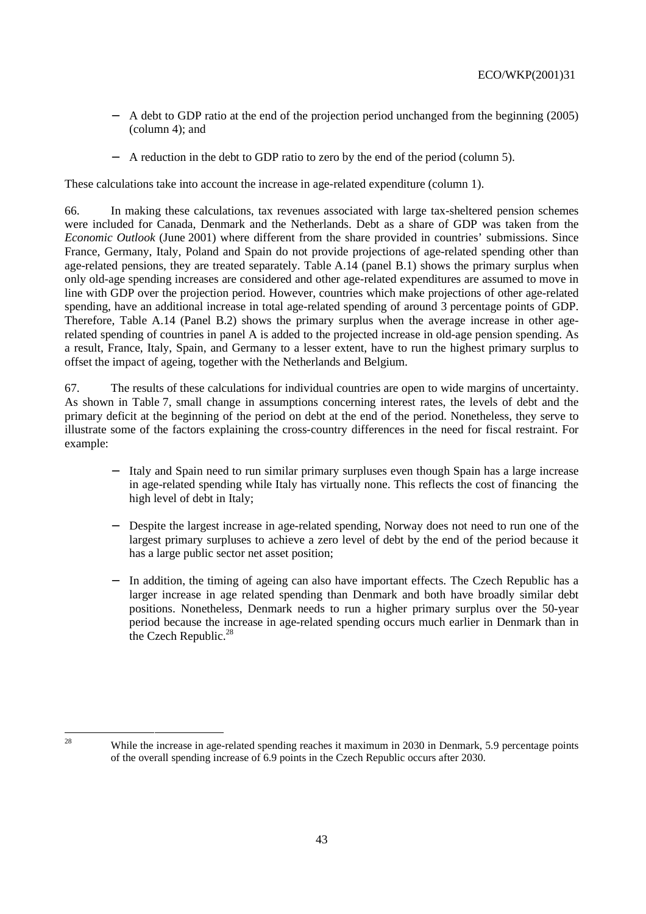- A debt to GDP ratio at the end of the projection period unchanged from the beginning (2005) (column 4); and

- A reduction in the debt to GDP ratio to zero by the end of the period (column 5).

These calculations take into account the increase in age-related expenditure (column 1).

66. In making these calculations, tax revenues associated with large tax-sheltered pension schemes were included for Canada, Denmark and the Netherlands. Debt as a share of GDP was taken from the *Economic Outlook* (June 2001) where different from the share provided in countries' submissions. Since France, Germany, Italy, Poland and Spain do not provide projections of age-related spending other than age-related pensions, they are treated separately. Table A.14 (panel B.1) shows the primary surplus when only old-age spending increases are considered and other age-related expenditures are assumed to move in line with GDP over the projection period. However, countries which make projections of other age-related spending, have an additional increase in total age-related spending of around 3 percentage points of GDP. Therefore, Table A.14 (Panel B.2) shows the primary surplus when the average increase in other age-related spending of countries in panel A is added to the projected increase in old-age pension spending. As a result, France, Italy, Spain, and Germany to a lesser extent, have to run the highest primary surplus to offset the impact of ageing, together with the Netherlands and Belgium.

67. The results of these calculations for individual countries are open to wide margins of uncertainty. As shown in Table 7, small change in assumptions concerning interest rates, the levels of debt and the primary deficit at the beginning of the period on debt at the end of the period. Nonetheless, they serve to illustrate some of the factors explaining the cross-country differences in the need for fiscal restraint. For example:

- Italy and Spain need to run similar primary surpluses even though Spain has a large increase in age-related spending while Italy has virtually none. This reflects the cost of financing the high level of debt in Italy;

- Despite the largest increase in age-related spending, Norway does not need to run one of the largest primary surpluses to achieve a zero level of debt by the end of the period because it has a large public sector net asset position;

- In addition, the timing of ageing can also have important effects. The Czech Republic has a larger increase in age related spending than Denmark and both have broadly similar debt positions. Nonetheless, Denmark needs to run a higher primary surplus over the 50-year period because the increase in age-related spending occurs much earlier in Denmark than in the Czech Republic.[28]

---

[28] While the increase in age-related spending reaches it maximum in 2030 in Denmark, 5.9 percentage points of the overall spending increase of 6.9 points in the Czech Republic occurs after 2030.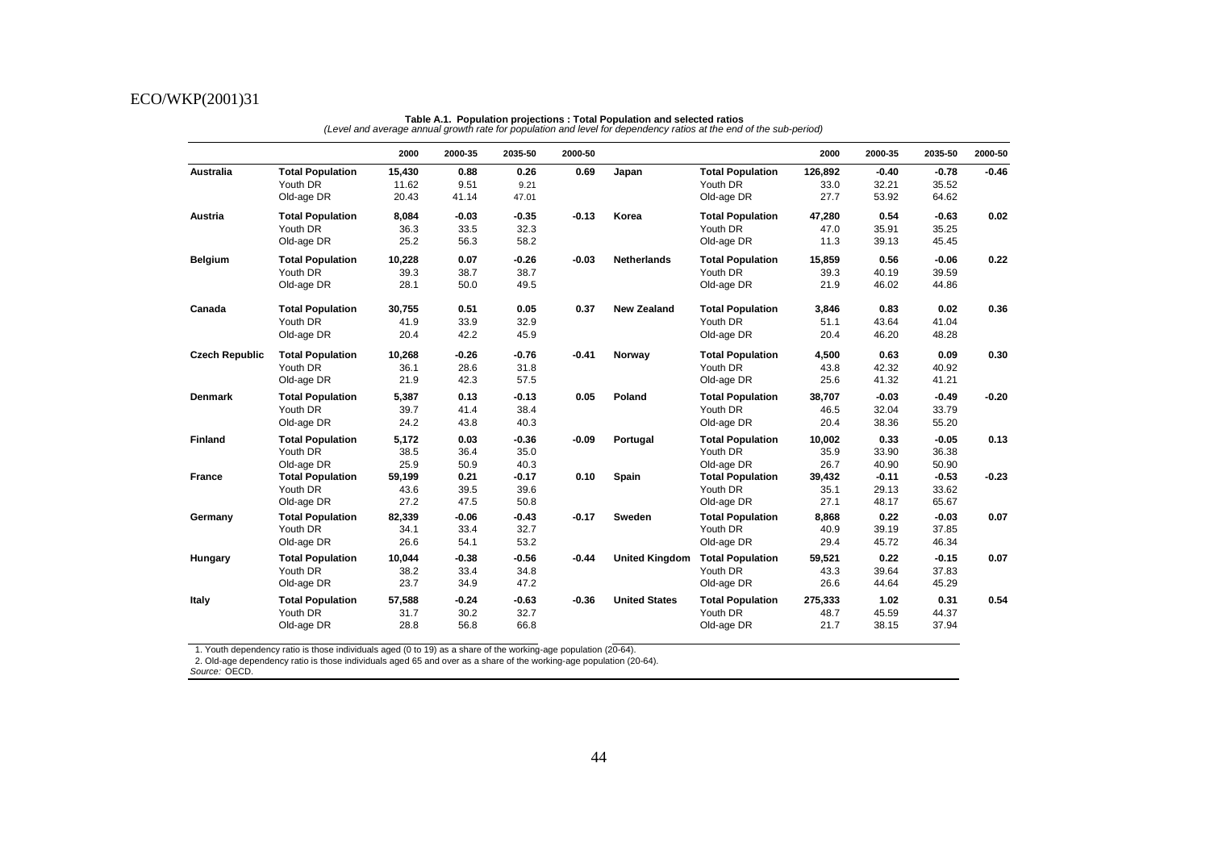**Table A.1. Population projections : Total Population and selected ratios**

*(Level and average annual growth rate for population and level for dependency ratios at the end of the sub-period)*

| | | 2000 | 2000-35 | 2035-50 | 2000-50 | | | 2000 | 2000-35 | 2035-50 | 2000-50 |
|---|---|---|---|---|---|---|---|---|---|---|---|
| **Australia** | **Total Population** | **15,430** | **0.88** | **0.26** | **0.69** | **Japan** | **Total Population** | **126,892** | **-0.40** | **-0.78** | **-0.46** |
| | Youth DR | 11.62 | 9.51 | 9.21 | | | Youth DR | 33.0 | 32.21 | 35.52 | |
| | Old-age DR | 20.43 | 41.14 | 47.01 | | | Old-age DR | 27.7 | 53.92 | 64.62 | |
| **Austria** | **Total Population** | **8,084** | **-0.03** | **-0.35** | **-0.13** | **Korea** | **Total Population** | **47,280** | **0.54** | **-0.63** | **0.02** |
| | Youth DR | 36.3 | 33.5 | 32.3 | | | Youth DR | 47.0 | 35.91 | 35.25 | |
| | Old-age DR | 25.2 | 56.3 | 58.2 | | | Old-age DR | 11.3 | 39.13 | 45.45 | |
| **Belgium** | **Total Population** | **10,228** | **0.07** | **-0.26** | **-0.03** | **Netherlands** | **Total Population** | **15,859** | **0.56** | **-0.06** | **0.22** |
| | Youth DR | 39.3 | 38.7 | 38.7 | | | Youth DR | 39.3 | 40.19 | 39.59 | |
| | Old-age DR | 28.1 | 50.0 | 49.5 | | | Old-age DR | 21.9 | 46.02 | 44.86 | |
| **Canada** | **Total Population** | **30,755** | **0.51** | **0.05** | **0.37** | **New Zealand** | **Total Population** | **3,846** | **0.83** | **0.02** | **0.36** |
| | Youth DR | 41.9 | 33.9 | 32.9 | | | Youth DR | 51.1 | 43.64 | 41.04 | |
| | Old-age DR | 20.4 | 42.2 | 45.9 | | | Old-age DR | 20.4 | 46.20 | 48.28 | |
| **Czech Republic** | **Total Population** | **10,268** | **-0.26** | **-0.76** | **-0.41** | **Norway** | **Total Population** | **4,500** | **0.63** | **0.09** | **0.30** |
| | Youth DR | 36.1 | 28.6 | 31.8 | | | Youth DR | 43.8 | 42.32 | 40.92 | |
| | Old-age DR | 21.9 | 42.3 | 57.5 | | | Old-age DR | 25.6 | 41.32 | 41.21 | |
| **Denmark** | **Total Population** | **5,387** | **0.13** | **-0.13** | **0.05** | **Poland** | **Total Population** | **38,707** | **-0.03** | **-0.49** | **-0.20** |
| | Youth DR | 39.7 | 41.4 | 38.4 | | | Youth DR | 46.5 | 32.04 | 33.79 | |
| | Old-age DR | 24.2 | 43.8 | 40.3 | | | Old-age DR | 20.4 | 38.36 | 55.20 | |
| **Finland** | **Total Population** | **5,172** | **0.03** | **-0.36** | **-0.09** | **Portugal** | **Total Population** | **10,002** | **0.33** | **-0.05** | **0.13** |
| | Youth DR | 38.5 | 36.4 | 35.0 | | | Youth DR | 35.9 | 33.90 | 36.38 | |
| | Old-age DR | 25.9 | 50.9 | 40.3 | | | Old-age DR | 26.7 | 40.90 | 50.90 | |
| **France** | **Total Population** | **59,199** | **0.21** | **-0.17** | **0.10** | **Spain** | **Total Population** | **39,432** | **-0.11** | **-0.53** | **-0.23** |
| | Youth DR | 43.6 | 39.5 | 39.6 | | | Youth DR | 35.1 | 29.13 | 33.62 | |
| | Old-age DR | 27.2 | 47.5 | 50.8 | | | Old-age DR | 27.1 | 48.17 | 65.67 | |
| **Germany** | **Total Population** | **82,339** | **-0.06** | **-0.43** | **-0.17** | **Sweden** | **Total Population** | **8,868** | **0.22** | **-0.03** | **0.07** |
| | Youth DR | 34.1 | 33.4 | 32.7 | | | Youth DR | 40.9 | 39.19 | 37.85 | |
| | Old-age DR | 26.6 | 54.1 | 53.2 | | | Old-age DR | 29.4 | 45.72 | 46.34 | |
| **Hungary** | **Total Population** | **10,044** | **-0.38** | **-0.56** | **-0.44** | **United Kingdom** | **Total Population** | **59,521** | **0.22** | **-0.15** | **0.07** |
| | Youth DR | 38.2 | 33.4 | 34.8 | | | Youth DR | 43.3 | 39.64 | 37.83 | |
| | Old-age DR | 23.7 | 34.9 | 47.2 | | | Old-age DR | 26.6 | 44.64 | 45.29 | |
| **Italy** | **Total Population** | **57,588** | **-0.24** | **-0.63** | **-0.36** | **United States** | **Total Population** | **275,333** | **1.02** | **0.31** | **0.54** |
| | Youth DR | 31.7 | 30.2 | 32.7 | | | Youth DR | 48.7 | 45.59 | 44.37 | |
| | Old-age DR | 28.8 | 56.8 | 66.8 | | | Old-age DR | 21.7 | 38.15 | 37.94 | |

1. Youth dependency ratio is those individuals aged (0 to 19) as a share of the working-age population (20-64).
2. Old-age dependency ratio is those individuals aged 65 and over as a share of the working-age population (20-64).
*Source:* OECD.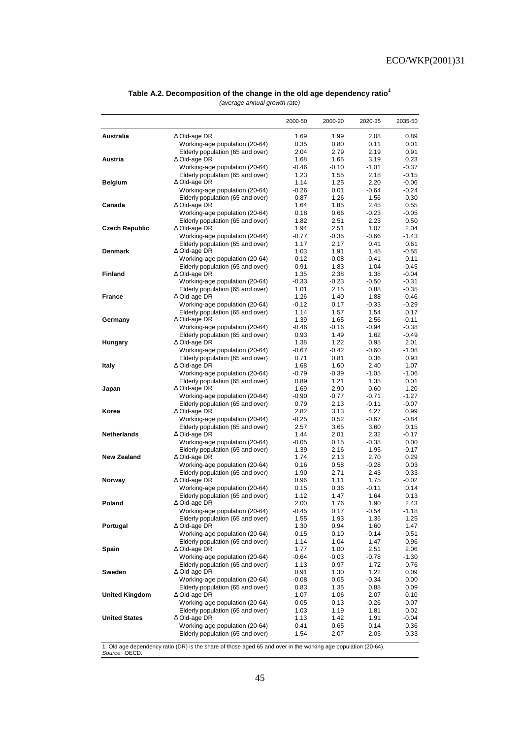**Table A.2. Decomposition of the change in the old age dependency ratio[1]**

*(average annual growth rate)*

| | | 2000-50 | 2000-20 | 2020-35 | 2035-50 |
|---|---|---|---|---|---|
| **Australia** | Δ Old-age DR | 1.69 | 1.99 | 2.08 | 0.89 |
| | Working-age population (20-64) | 0.35 | 0.80 | 0.11 | 0.01 |
| | Elderly population (65 and over) | 2.04 | 2.79 | 2.19 | 0.91 |
| **Austria** | Δ Old-age DR | 1.68 | 1.65 | 3.19 | 0.23 |
| | Working-age population (20-64) | -0.46 | -0.10 | -1.01 | -0.37 |
| | Elderly population (65 and over) | 1.23 | 1.55 | 2.18 | -0.15 |
| **Belgium** | Δ Old-age DR | 1.14 | 1.25 | 2.20 | -0.06 |
| | Working-age population (20-64) | -0.26 | 0.01 | -0.64 | -0.24 |
| | Elderly population (65 and over) | 0.87 | 1.26 | 1.56 | -0.30 |
| **Canada** | Δ Old-age DR | 1.64 | 1.85 | 2.45 | 0.55 |
| | Working-age population (20-64) | 0.18 | 0.66 | -0.23 | -0.05 |
| | Elderly population (65 and over) | 1.82 | 2.51 | 2.23 | 0.50 |
| **Czech Republic** | Δ Old-age DR | 1.94 | 2.51 | 1.07 | 2.04 |
| | Working-age population (20-64) | -0.77 | -0.35 | -0.66 | -1.43 |
| | Elderly population (65 and over) | 1.17 | 2.17 | 0.41 | 0.61 |
| **Denmark** | Δ Old-age DR | 1.03 | 1.91 | 1.45 | -0.55 |
| | Working-age population (20-64) | -0.12 | -0.08 | -0.41 | 0.11 |
| | Elderly population (65 and over) | 0.91 | 1.83 | 1.04 | -0.45 |
| **Finland** | Δ Old-age DR | 1.35 | 2.38 | 1.38 | -0.04 |
| | Working-age population (20-64) | -0.33 | -0.23 | -0.50 | -0.31 |
| | Elderly population (65 and over) | 1.01 | 2.15 | 0.88 | -0.35 |
| **France** | Δ Old-age DR | 1.26 | 1.40 | 1.88 | 0.46 |
| | Working-age population (20-64) | -0.12 | 0.17 | -0.33 | -0.29 |
| | Elderly population (65 and over) | 1.14 | 1.57 | 1.54 | 0.17 |
| **Germany** | Δ Old-age DR | 1.39 | 1.65 | 2.56 | -0.11 |
| | Working-age population (20-64) | -0.46 | -0.16 | -0.94 | -0.38 |
| | Elderly population (65 and over) | 0.93 | 1.49 | 1.62 | -0.49 |
| **Hungary** | Δ Old-age DR | 1.38 | 1.22 | 0.95 | 2.01 |
| | Working-age population (20-64) | -0.67 | -0.42 | -0.60 | -1.08 |
| | Elderly population (65 and over) | 0.71 | 0.81 | 0.36 | 0.93 |
| **Italy** | Δ Old-age DR | 1.68 | 1.60 | 2.40 | 1.07 |
| | Working-age population (20-64) | -0.79 | -0.39 | -1.05 | -1.06 |
| | Elderly population (65 and over) | 0.89 | 1.21 | 1.35 | 0.01 |
| **Japan** | Δ Old-age DR | 1.69 | 2.90 | 0.60 | 1.20 |
| | Working-age population (20-64) | -0.90 | -0.77 | -0.71 | -1.27 |
| | Elderly population (65 and over) | 0.79 | 2.13 | -0.11 | -0.07 |
| **Korea** | Δ Old-age DR | 2.82 | 3.13 | 4.27 | 0.99 |
| | Working-age population (20-64) | -0.25 | 0.52 | -0.67 | -0.84 |
| | Elderly population (65 and over) | 2.57 | 3.65 | 3.60 | 0.15 |
| **Netherlands** | Δ Old-age DR | 1.44 | 2.01 | 2.32 | -0.17 |
| | Working-age population (20-64) | -0.05 | 0.15 | -0.38 | 0.00 |
| | Elderly population (65 and over) | 1.39 | 2.16 | 1.95 | -0.17 |
| **New Zealand** | Δ Old-age DR | 1.74 | 2.13 | 2.70 | 0.29 |
| | Working-age population (20-64) | 0.16 | 0.58 | -0.28 | 0.03 |
| | Elderly population (65 and over) | 1.90 | 2.71 | 2.43 | 0.33 |
| **Norway** | Δ Old-age DR | 0.96 | 1.11 | 1.75 | -0.02 |
| | Working-age population (20-64) | 0.15 | 0.36 | -0.11 | 0.14 |
| | Elderly population (65 and over) | 1.12 | 1.47 | 1.64 | 0.13 |
| **Poland** | Δ Old-age DR | 2.00 | 1.76 | 1.90 | 2.43 |
| | Working-age population (20-64) | -0.45 | 0.17 | -0.54 | -1.18 |
| | Elderly population (65 and over) | 1.55 | 1.93 | 1.35 | 1.25 |
| **Portugal** | Δ Old-age DR | 1.30 | 0.94 | 1.60 | 1.47 |
| | Working-age population (20-64) | -0.15 | 0.10 | -0.14 | -0.51 |
| | Elderly population (65 and over) | 1.14 | 1.04 | 1.47 | 0.96 |
| **Spain** | Δ Old-age DR | 1.77 | 1.00 | 2.51 | 2.06 |
| | Working-age population (20-64) | -0.64 | -0.03 | -0.78 | -1.30 |
| | Elderly population (65 and over) | 1.13 | 0.97 | 1.72 | 0.76 |
| **Sweden** | Δ Old-age DR | 0.91 | 1.30 | 1.22 | 0.09 |
| | Working-age population (20-64) | -0.08 | 0.05 | -0.34 | 0.00 |
| | Elderly population (65 and over) | 0.83 | 1.35 | 0.88 | 0.09 |
| **United Kingdom** | Δ Old-age DR | 1.07 | 1.06 | 2.07 | 0.10 |
| | Working-age population (20-64) | -0.05 | 0.13 | -0.26 | -0.07 |
| | Elderly population (65 and over) | 1.03 | 1.19 | 1.81 | 0.02 |
| **United States** | Δ Old-age DR | 1.13 | 1.42 | 1.91 | -0.04 |
| | Working-age population (20-64) | 0.41 | 0.65 | 0.14 | 0.36 |
| | Elderly population (65 and over) | 1.54 | 2.07 | 2.05 | 0.33 |

1. Old age dependency ratio (DR) is the share of those aged 65 and over in the working age population (20-64).

*Source:* OECD.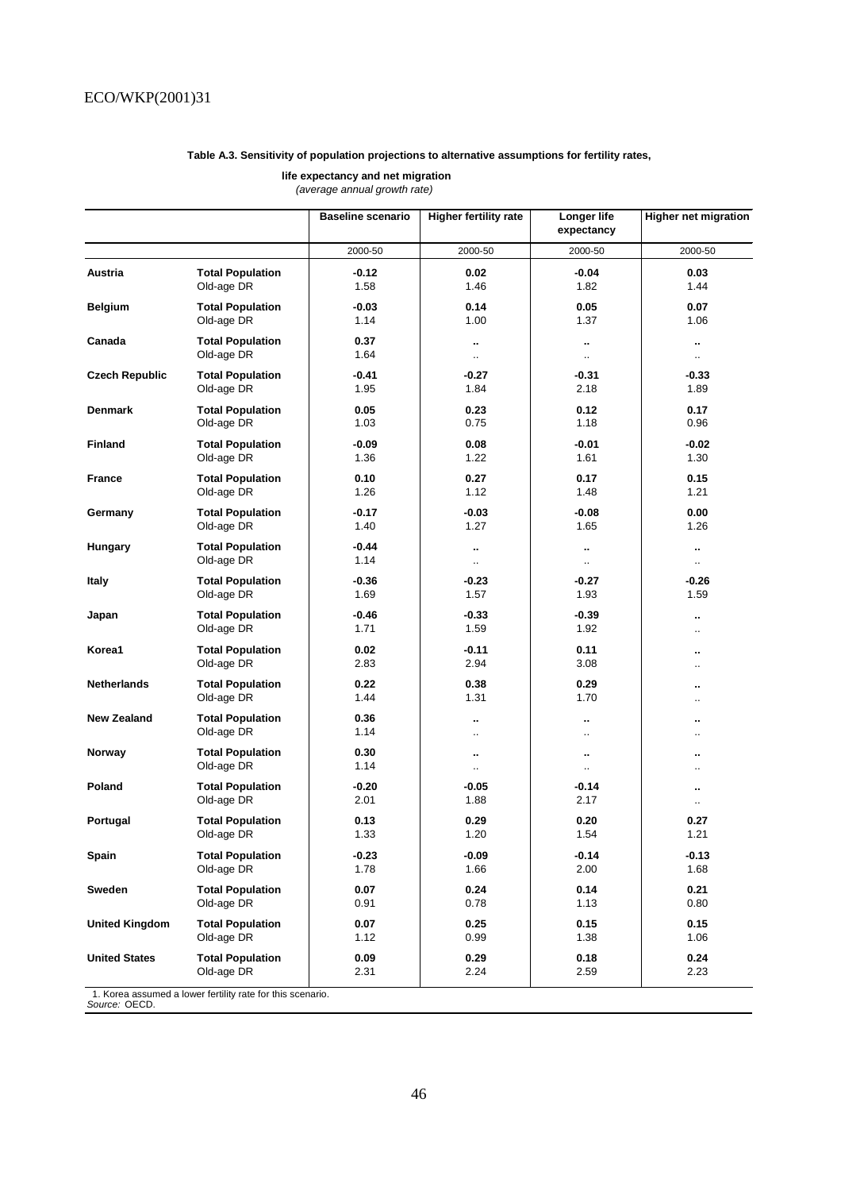**Table A.3. Sensitivity of population projections to alternative assumptions for fertility rates, life expectancy and net migration**

*(average annual growth rate)*

| | | Baseline scenario | Higher fertility rate | Longer life expectancy | Higher net migration |
|---|---|---|---|---|---|
| | | 2000-50 | 2000-50 | 2000-50 | 2000-50 |
| **Austria** | **Total Population** | **-0.12** | **0.02** | **-0.04** | **0.03** |
| | Old-age DR | 1.58 | 1.46 | 1.82 | 1.44 |
| **Belgium** | **Total Population** | **-0.03** | **0.14** | **0.05** | **0.07** |
| | Old-age DR | 1.14 | 1.00 | 1.37 | 1.06 |
| **Canada** | **Total Population** | **0.37** | **..** | **..** | **..** |
| | Old-age DR | 1.64 | .. | .. | .. |
| **Czech Republic** | **Total Population** | **-0.41** | **-0.27** | **-0.31** | **-0.33** |
| | Old-age DR | 1.95 | 1.84 | 2.18 | 1.89 |
| **Denmark** | **Total Population** | **0.05** | **0.23** | **0.12** | **0.17** |
| | Old-age DR | 1.03 | 0.75 | 1.18 | 0.96 |
| **Finland** | **Total Population** | **-0.09** | **0.08** | **-0.01** | **-0.02** |
| | Old-age DR | 1.36 | 1.22 | 1.61 | 1.30 |
| **France** | **Total Population** | **0.10** | **0.27** | **0.17** | **0.15** |
| | Old-age DR | 1.26 | 1.12 | 1.48 | 1.21 |
| **Germany** | **Total Population** | **-0.17** | **-0.03** | **-0.08** | **0.00** |
| | Old-age DR | 1.40 | 1.27 | 1.65 | 1.26 |
| **Hungary** | **Total Population** | **-0.44** | **..** | **..** | **..** |
| | Old-age DR | 1.14 | .. | .. | .. |
| **Italy** | **Total Population** | **-0.36** | **-0.23** | **-0.27** | **-0.26** |
| | Old-age DR | 1.69 | 1.57 | 1.93 | 1.59 |
| **Japan** | **Total Population** | **-0.46** | **-0.33** | **-0.39** | **..** |
| | Old-age DR | 1.71 | 1.59 | 1.92 | .. |
| **Korea1** | **Total Population** | **0.02** | **-0.11** | **0.11** | **..** |
| | Old-age DR | 2.83 | 2.94 | 3.08 | .. |
| **Netherlands** | **Total Population** | **0.22** | **0.38** | **0.29** | **..** |
| | Old-age DR | 1.44 | 1.31 | 1.70 | .. |
| **New Zealand** | **Total Population** | **0.36** | **..** | **..** | **..** |
| | Old-age DR | 1.14 | .. | .. | .. |
| **Norway** | **Total Population** | **0.30** | **..** | **..** | **..** |
| | Old-age DR | 1.14 | .. | .. | .. |
| **Poland** | **Total Population** | **-0.20** | **-0.05** | **-0.14** | **..** |
| | Old-age DR | 2.01 | 1.88 | 2.17 | .. |
| **Portugal** | **Total Population** | **0.13** | **0.29** | **0.20** | **0.27** |
| | Old-age DR | 1.33 | 1.20 | 1.54 | 1.21 |
| **Spain** | **Total Population** | **-0.23** | **-0.09** | **-0.14** | **-0.13** |
| | Old-age DR | 1.78 | 1.66 | 2.00 | 1.68 |
| **Sweden** | **Total Population** | **0.07** | **0.24** | **0.14** | **0.21** |
| | Old-age DR | 0.91 | 0.78 | 1.13 | 0.80 |
| **United Kingdom** | **Total Population** | **0.07** | **0.25** | **0.15** | **0.15** |
| | Old-age DR | 1.12 | 0.99 | 1.38 | 1.06 |
| **United States** | **Total Population** | **0.09** | **0.29** | **0.18** | **0.24** |
| | Old-age DR | 2.31 | 2.24 | 2.59 | 2.23 |

1. Korea assumed a lower fertility rate for this scenario.

*Source:* OECD.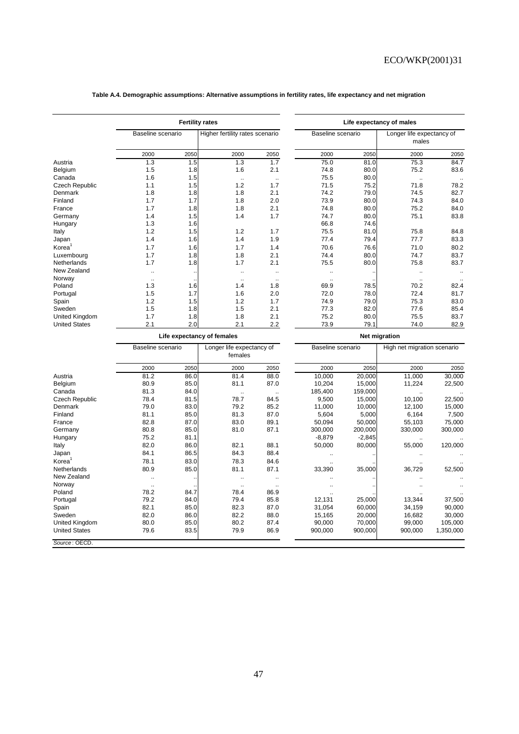**Table A.4. Demographic assumptions: Alternative assumptions in fertility rates, life expectancy and net migration**

| | Fertility rates | | | | Life expectancy of males | | | |
|---|---|---|---|---|---|---|---|---|
| | Baseline scenario | | Higher fertility rates scenario | | Baseline scenario | | Longer life expectancy of males | |
| | 2000 | 2050 | 2000 | 2050 | 2000 | 2050 | 2000 | 2050 |
| Austria | 1.3 | 1.5 | 1.3 | 1.7 | 75.0 | 81.0 | 75.3 | 84.7 |
| Belgium | 1.5 | 1.8 | 1.6 | 2.1 | 74.8 | 80.0 | 75.2 | 83.6 |
| Canada | 1.6 | 1.5 | .. | .. | 75.5 | 80.0 | .. | .. |
| Czech Republic | 1.1 | 1.5 | 1.2 | 1.7 | 71.5 | 75.2 | 71.8 | 78.2 |
| Denmark | 1.8 | 1.8 | 1.8 | 2.1 | 74.2 | 79.0 | 74.5 | 82.7 |
| Finland | 1.7 | 1.7 | 1.8 | 2.0 | 73.9 | 80.0 | 74.3 | 84.0 |
| France | 1.7 | 1.8 | 1.8 | 2.1 | 74.8 | 80.0 | 75.2 | 84.0 |
| Germany | 1.4 | 1.5 | 1.4 | 1.7 | 74.7 | 80.0 | 75.1 | 83.8 |
| Hungary | 1.3 | 1.6 | | | 66.8 | 74.6 | | |
| Italy | 1.2 | 1.5 | 1.2 | 1.7 | 75.5 | 81.0 | 75.8 | 84.8 |
| Japan | 1.4 | 1.6 | 1.4 | 1.9 | 77.4 | 79.4 | 77.7 | 83.3 |
| Korea[1] | 1.7 | 1.6 | 1.7 | 1.4 | 70.6 | 76.6 | 71.0 | 80.2 |
| Luxembourg | 1.7 | 1.8 | 1.8 | 2.1 | 74.4 | 80.0 | 74.7 | 83.7 |
| Netherlands | 1.7 | 1.8 | 1.7 | 2.1 | 75.5 | 80.0 | 75.8 | 83.7 |
| New Zealand | .. | .. | .. | .. | .. | .. | .. | .. |
| Norway | .. | .. | .. | .. | .. | .. | .. | .. |
| Poland | 1.3 | 1.6 | 1.4 | 1.8 | 69.9 | 78.5 | 70.2 | 82.4 |
| Portugal | 1.5 | 1.7 | 1.6 | 2.0 | 72.0 | 78.0 | 72.4 | 81.7 |
| Spain | 1.2 | 1.5 | 1.2 | 1.7 | 74.9 | 79.0 | 75.3 | 83.0 |
| Sweden | 1.5 | 1.8 | 1.5 | 2.1 | 77.3 | 82.0 | 77.6 | 85.4 |
| United Kingdom | 1.7 | 1.8 | 1.8 | 2.1 | 75.2 | 80.0 | 75.5 | 83.7 |
| United States | 2.1 | 2.0 | 2.1 | 2.2 | 73.9 | 79.1 | 74.0 | 82.9 |

| | Life expectancy of females | | | | Net migration | | | |
|---|---|---|---|---|---|---|---|---|
| | Baseline scenario | | Longer life expectancy of females | | Baseline scenario | | High net migration scenario | |
| | 2000 | 2050 | 2000 | 2050 | 2000 | 2050 | 2000 | 2050 |
| Austria | 81.2 | 86.0 | 81.4 | 88.0 | 10,000 | 20,000 | 11,000 | 30,000 |
| Belgium | 80.9 | 85.0 | 81.1 | 87.0 | 10,204 | 15,000 | 11,224 | 22,500 |
| Canada | 81.3 | 84.0 | .. | .. | 185,400 | 159,000 | .. | .. |
| Czech Republic | 78.4 | 81.5 | 78.7 | 84.5 | 9,500 | 15,000 | 10,100 | 22,500 |
| Denmark | 79.0 | 83.0 | 79.2 | 85.2 | 11,000 | 10,000 | 12,100 | 15,000 |
| Finland | 81.1 | 85.0 | 81.3 | 87.0 | 5,604 | 5,000 | 6,164 | 7,500 |
| France | 82.8 | 87.0 | 83.0 | 89.1 | 50,094 | 50,000 | 55,103 | 75,000 |
| Germany | 80.8 | 85.0 | 81.0 | 87.1 | 300,000 | 200,000 | 330,000 | 300,000 |
| Hungary | 75.2 | 81.1 | | | -8,879 | -2,845 | .. | .. |
| Italy | 82.0 | 86.0 | 82.1 | 88.1 | 50,000 | 80,000 | 55,000 | 120,000 |
| Japan | 84.1 | 86.5 | 84.3 | 88.4 | .. | .. | .. | .. |
| Korea[1] | 78.1 | 83.0 | 78.3 | 84.6 | .. | .. | .. | .. |
| Netherlands | 80.9 | 85.0 | 81.1 | 87.1 | 33,390 | 35,000 | 36,729 | 52,500 |
| New Zealand | .. | .. | .. | .. | .. | .. | .. | .. |
| Norway | .. | .. | .. | .. | .. | .. | .. | .. |
| Poland | 78.2 | 84.7 | 78.4 | 86.9 | .. | .. | .. | .. |
| Portugal | 79.2 | 84.0 | 79.4 | 85.8 | 12,131 | 25,000 | 13,344 | 37,500 |
| Spain | 82.1 | 85.0 | 82.3 | 87.0 | 31,054 | 60,000 | 34,159 | 90,000 |
| Sweden | 82.0 | 86.0 | 82.2 | 88.0 | 15,165 | 20,000 | 16,682 | 30,000 |
| United Kingdom | 80.0 | 85.0 | 80.2 | 87.4 | 90,000 | 70,000 | 99,000 | 105,000 |
| United States | 79.6 | 83.5 | 79.9 | 86.9 | 900,000 | 900,000 | 900,000 | 1,350,000 |

*Source*: OECD.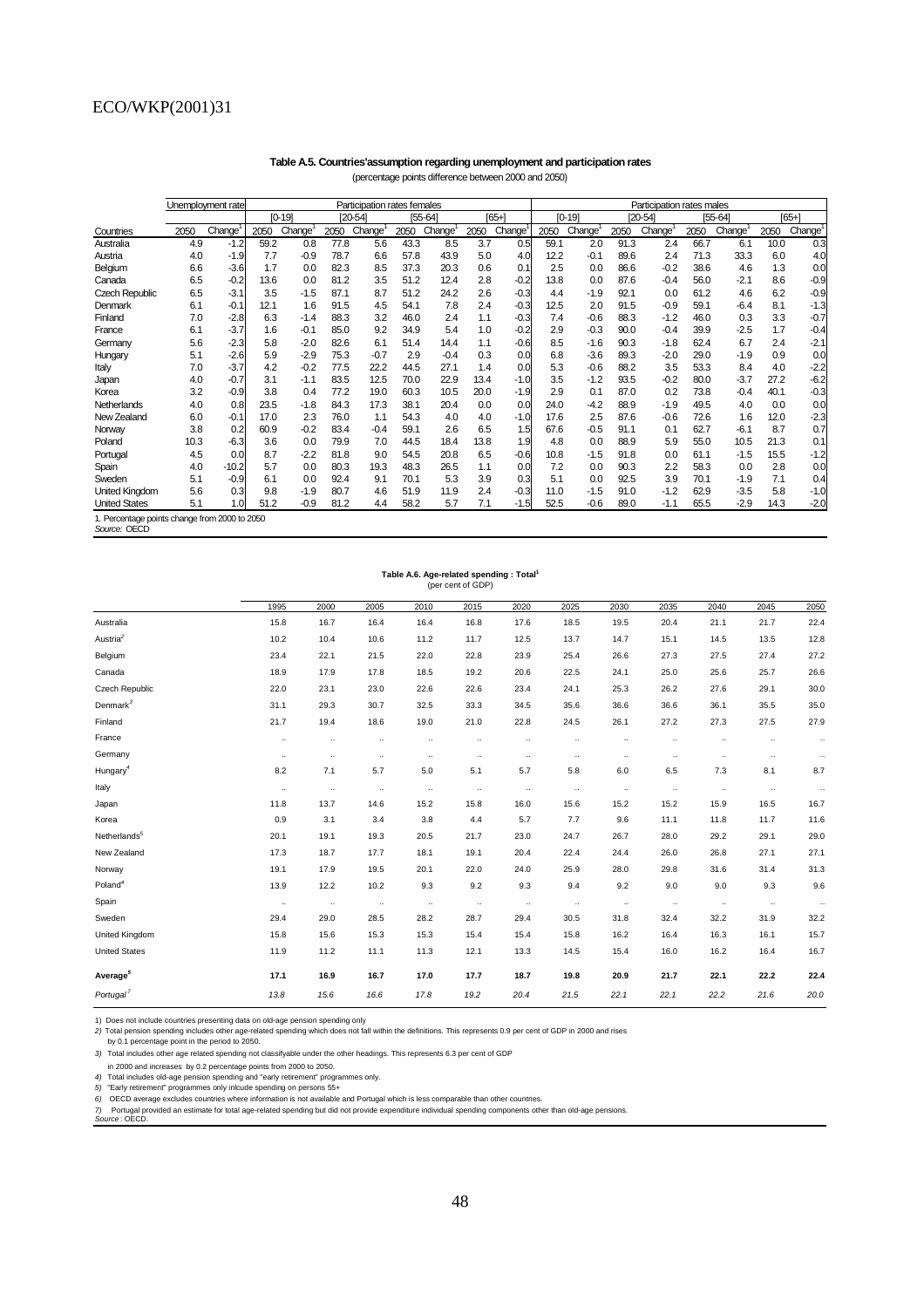**Table A.5. Countries'assumption regarding unemployment and participation rates**

(percentage points difference between 2000 and 2050)

| | Unemployment rate | | Participation rates females | | | | | | | | Participation rates males | | | | | | | |
|---|---|---|---|---|---|---|---|---|---|---|---|---|---|---|---|---|---|---|
| | | | [0-19] | | [20-54] | | [55-64] | | [65+] | | [0-19] | | [20-54] | | [55-64] | | [65+] | |
| Countries | 2050 | Change[1] | 2050 | Change[1] | 2050 | Change[1] | 2050 | Change[1] | 2050 | Change[1] | 2050 | Change[1] | 2050 | Change[1] | 2050 | Change[1] | 2050 | Change[1] |
| Australia | 4.9 | -1.2 | 59.2 | 0.8 | 77.8 | 5.6 | 43.3 | 8.5 | 3.7 | 0.5 | 59.1 | 2.0 | 91.3 | 2.4 | 66.7 | 6.1 | 10.0 | 0.3 |
| Austria | 4.0 | -1.9 | 7.7 | -0.9 | 78.7 | 6.6 | 57.8 | 43.9 | 5.0 | 4.0 | 12.2 | -0.1 | 89.6 | 2.4 | 71.3 | 33.3 | 6.0 | 4.0 |
| Belgium | 6.6 | -3.6 | 1.7 | 0.0 | 82.3 | 8.5 | 37.3 | 20.3 | 0.6 | 0.1 | 2.5 | 0.0 | 86.6 | -0.2 | 38.6 | 4.6 | 1.3 | 0.0 |
| Canada | 6.5 | -0.2 | 13.6 | 0.0 | 81.2 | 3.5 | 51.2 | 12.4 | 2.8 | -0.2 | 13.8 | 0.0 | 87.6 | -0.4 | 56.0 | -2.1 | 8.6 | -0.9 |
| Czech Republic | 6.5 | -3.1 | 3.5 | -1.5 | 87.1 | 8.7 | 51.2 | 24.2 | 2.6 | -0.3 | 4.4 | -1.9 | 92.1 | 0.0 | 61.2 | 4.6 | 6.2 | -0.9 |
| Denmark | 6.1 | -0.1 | 12.1 | 1.6 | 91.5 | 4.5 | 54.1 | 7.8 | 2.4 | -0.3 | 12.5 | 2.0 | 91.5 | -0.9 | 59.1 | -6.4 | 8.1 | -1.3 |
| Finland | 7.0 | -2.8 | 6.3 | -1.4 | 88.3 | 3.2 | 46.0 | 2.4 | 1.1 | -0.3 | 7.4 | -0.6 | 88.3 | -1.2 | 46.0 | 0.3 | 3.3 | -0.7 |
| France | 6.1 | -3.7 | 1.6 | -0.1 | 85.0 | 9.2 | 34.9 | 5.4 | 1.0 | -0.2 | 2.9 | -0.3 | 90.0 | -0.4 | 39.9 | -2.5 | 1.7 | -0.4 |
| Germany | 5.6 | -2.3 | 5.8 | -2.0 | 82.6 | 6.1 | 51.4 | 14.4 | 1.1 | -0.6 | 8.5 | -1.6 | 90.3 | -1.8 | 62.4 | 6.7 | 2.4 | -2.1 |
| Hungary | 5.1 | -2.6 | 5.9 | -2.9 | 75.3 | -0.7 | 2.9 | -0.4 | 0.3 | 0.0 | 6.8 | -3.6 | 89.3 | -2.0 | 29.0 | -1.9 | 0.9 | 0.0 |
| Italy | 7.0 | -3.7 | 4.2 | -0.2 | 77.5 | 22.2 | 44.5 | 27.1 | 1.4 | 0.0 | 5.3 | -0.6 | 88.2 | 3.5 | 53.3 | 8.4 | 4.0 | -2.2 |
| Japan | 4.0 | -0.7 | 3.1 | -1.1 | 83.5 | 12.5 | 70.0 | 22.9 | 13.4 | -1.0 | 3.5 | -1.2 | 93.5 | -0.2 | 80.0 | -3.7 | 27.2 | -6.2 |
| Korea | 3.2 | -0.9 | 3.8 | 0.4 | 77.2 | 19.0 | 60.3 | 10.5 | 20.0 | -1.9 | 2.9 | 0.1 | 87.0 | 0.2 | 73.8 | -0.4 | 40.1 | -0.3 |
| Netherlands | 4.0 | 0.8 | 23.5 | -1.8 | 84.3 | 17.3 | 38.1 | 20.4 | 0.0 | 0.0 | 24.0 | -4.2 | 88.9 | -1.9 | 49.5 | 4.0 | 0.0 | 0.0 |
| New Zealand | 6.0 | -0.1 | 17.0 | 2.3 | 76.0 | 1.1 | 54.3 | 4.0 | 4.0 | -1.0 | 17.6 | 2.5 | 87.6 | -0.6 | 72.6 | 1.6 | 12.0 | -2.3 |
| Norway | 3.8 | 0.2 | 60.9 | -0.2 | 83.4 | -0.4 | 59.1 | 2.6 | 6.5 | 1.5 | 67.6 | -0.5 | 91.1 | 0.1 | 62.7 | -6.1 | 8.7 | 0.7 |
| Poland | 10.3 | -6.3 | 3.6 | 0.0 | 79.9 | 7.0 | 44.5 | 18.4 | 13.8 | 1.9 | 4.8 | 0.0 | 88.9 | 5.9 | 55.0 | 10.5 | 21.3 | 0.1 |
| Portugal | 4.5 | 0.0 | 8.7 | -2.2 | 81.8 | 9.0 | 54.5 | 20.8 | 6.5 | -0.6 | 10.8 | -1.5 | 91.8 | 0.0 | 61.1 | -1.5 | 15.5 | -1.2 |
| Spain | 4.0 | -10.2 | 5.7 | 0.0 | 80.3 | 19.3 | 48.3 | 26.5 | 1.1 | 0.0 | 7.2 | 0.0 | 90.3 | 2.2 | 58.3 | 0.0 | 2.8 | 0.0 |
| Sweden | 5.1 | -0.9 | 6.1 | 0.0 | 92.4 | 9.1 | 70.1 | 5.3 | 3.9 | 0.3 | 5.1 | 0.0 | 92.5 | 3.9 | 70.1 | -1.9 | 7.1 | 0.4 |
| United Kingdom | 5.6 | 0.3 | 9.8 | -1.9 | 80.7 | 4.6 | 51.9 | 11.9 | 2.4 | -0.3 | 11.0 | -1.5 | 91.0 | -1.2 | 62.9 | -3.5 | 5.8 | -1.0 |
| United States | 5.1 | 1.0 | 51.2 | -0.9 | 81.2 | 4.4 | 58.2 | 5.7 | 7.1 | -1.5 | 52.5 | -0.6 | 89.0 | -1.1 | 65.5 | -2.9 | 14.3 | -2.0 |

1. Percentage points change from 2000 to 2050

*Source:* OECD

**Table A.6. Age-related spending : Total[1]**

(per cent of GDP)

| | 1995 | 2000 | 2005 | 2010 | 2015 | 2020 | 2025 | 2030 | 2035 | 2040 | 2045 | 2050 |
|---|---|---|---|---|---|---|---|---|---|---|---|---|
| Australia | 15.8 | 16.7 | 16.4 | 16.4 | 16.8 | 17.6 | 18.5 | 19.5 | 20.4 | 21.1 | 21.7 | 22.4 |
| Austria[2] | 10.2 | 10.4 | 10.6 | 11.2 | 11.7 | 12.5 | 13.7 | 14.7 | 15.1 | 14.5 | 13.5 | 12.8 |
| Belgium | 23.4 | 22.1 | 21.5 | 22.0 | 22.8 | 23.9 | 25.4 | 26.6 | 27.3 | 27.5 | 27.4 | 27.2 |
| Canada | 18.9 | 17.9 | 17.8 | 18.5 | 19.2 | 20.6 | 22.5 | 24.1 | 25.0 | 25.6 | 25.7 | 26.6 |
| Czech Republic | 22.0 | 23.1 | 23.0 | 22.6 | 22.6 | 23.4 | 24.1 | 25.3 | 26.2 | 27.6 | 29.1 | 30.0 |
| Denmark[3] | 31.1 | 29.3 | 30.7 | 32.5 | 33.3 | 34.5 | 35.6 | 36.6 | 36.6 | 36.1 | 35.5 | 35.0 |
| Finland | 21.7 | 19.4 | 18.6 | 19.0 | 21.0 | 22.8 | 24.5 | 26.1 | 27.2 | 27.3 | 27.5 | 27.9 |
| France | .. | .. | .. | .. | .. | .. | .. | .. | .. | .. | .. | .. |
| Germany | .. | .. | .. | .. | .. | .. | .. | .. | .. | .. | .. | .. |
| Hungary[4] | 8.2 | 7.1 | 5.7 | 5.0 | 5.1 | 5.7 | 5.8 | 6.0 | 6.5 | 7.3 | 8.1 | 8.7 |
| Italy | .. | .. | .. | .. | .. | .. | .. | .. | .. | .. | .. | .. |
| Japan | 11.8 | 13.7 | 14.6 | 15.2 | 15.8 | 16.0 | 15.6 | 15.2 | 15.2 | 15.9 | 16.5 | 16.7 |
| Korea | 0.9 | 3.1 | 3.4 | 3.8 | 4.4 | 5.7 | 7.7 | 9.6 | 11.1 | 11.8 | 11.7 | 11.6 |
| Netherlands[5] | 20.1 | 19.1 | 19.3 | 20.5 | 21.7 | 23.0 | 24.7 | 26.7 | 28.0 | 29.2 | 29.1 | 29.0 |
| New Zealand | 17.3 | 18.7 | 17.7 | 18.1 | 19.1 | 20.4 | 22.4 | 24.4 | 26.0 | 26.8 | 27.1 | 27.1 |
| Norway | 19.1 | 17.9 | 19.5 | 20.1 | 22.0 | 24.0 | 25.9 | 28.0 | 29.8 | 31.6 | 31.4 | 31.3 |
| Poland[4] | 13.9 | 12.2 | 10.2 | 9.3 | 9.2 | 9.3 | 9.4 | 9.2 | 9.0 | 9.0 | 9.3 | 9.6 |
| Spain | .. | .. | .. | .. | .. | .. | .. | .. | .. | .. | .. | .. |
| Sweden | 29.4 | 29.0 | 28.5 | 28.2 | 28.7 | 29.4 | 30.5 | 31.8 | 32.4 | 32.2 | 31.9 | 32.2 |
| United Kingdom | 15.8 | 15.6 | 15.3 | 15.3 | 15.4 | 15.4 | 15.8 | 16.2 | 16.4 | 16.3 | 16.1 | 15.7 |
| United States | 11.9 | 11.2 | 11.1 | 11.3 | 12.1 | 13.3 | 14.5 | 15.4 | 16.0 | 16.2 | 16.4 | 16.7 |
| **Average[6]** | **17.1** | **16.9** | **16.7** | **17.0** | **17.7** | **18.7** | **19.8** | **20.9** | **21.7** | **22.1** | **22.2** | **22.4** |
| *Portugal[7]* | *13.8* | *15.6* | *16.6* | *17.8* | *19.2* | *20.4* | *21.5* | *22.1* | *22.1* | *22.2* | *21.6* | *20.0* |

1) Does not include countries presenting data on old-age pension spending only

2) Total pension spending includes other age-related spending which does not fall within the definitions. This represents 0.9 per cent of GDP in 2000 and rises by 0.1 percentage point in the period to 2050.

3) Total includes other age related spending not classifyable under the other headings. This represents 6.3 per cent of GDP in 2000 and increases by 0.2 percentage points from 2000 to 2050.

4) Total includes old-age pension spending and "early retirement" programmes only.

5) "Early retirement" programmes only inlcude spending on persons 55+

6) OECD average excludes countries where information is not available and Portugal which is less comparable than other countries.

7) Portugal provided an estimate for total age-related spending but did not provide expenditure individual spending components other than old-age pensions.

*Source* : OECD.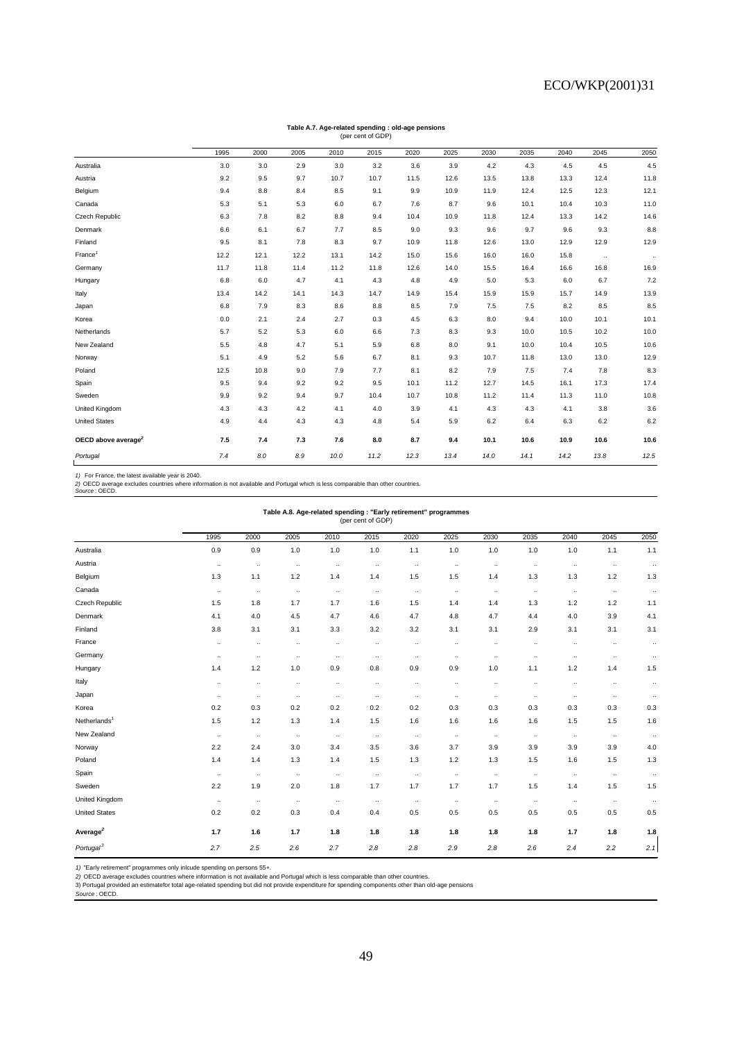**Table A.7. Age-related spending : old-age pensions**
(per cent of GDP)

| | 1995 | 2000 | 2005 | 2010 | 2015 | 2020 | 2025 | 2030 | 2035 | 2040 | 2045 | 2050 |
|---|---|---|---|---|---|---|---|---|---|---|---|---|
| Australia | 3.0 | 3.0 | 2.9 | 3.0 | 3.2 | 3.6 | 3.9 | 4.2 | 4.3 | 4.5 | 4.5 | 4.5 |
| Austria | 9.2 | 9.5 | 9.7 | 10.7 | 10.7 | 11.5 | 12.6 | 13.5 | 13.8 | 13.3 | 12.4 | 11.8 |
| Belgium | 9.4 | 8.8 | 8.4 | 8.5 | 9.1 | 9.9 | 10.9 | 11.9 | 12.4 | 12.5 | 12.3 | 12.1 |
| Canada | 5.3 | 5.1 | 5.3 | 6.0 | 6.7 | 7.6 | 8.7 | 9.6 | 10.1 | 10.4 | 10.3 | 11.0 |
| Czech Republic | 6.3 | 7.8 | 8.2 | 8.8 | 9.4 | 10.4 | 10.9 | 11.8 | 12.4 | 13.3 | 14.2 | 14.6 |
| Denmark | 6.6 | 6.1 | 6.7 | 7.7 | 8.5 | 9.0 | 9.3 | 9.6 | 9.7 | 9.6 | 9.3 | 8.8 |
| Finland | 9.5 | 8.1 | 7.8 | 8.3 | 9.7 | 10.9 | 11.8 | 12.6 | 13.0 | 12.9 | 12.9 | 12.9 |
| France[1] | 12.2 | 12.1 | 12.2 | 13.1 | 14.2 | 15.0 | 15.6 | 16.0 | 16.0 | 15.8 | .. | .. |
| Germany | 11.7 | 11.8 | 11.4 | 11.2 | 11.8 | 12.6 | 14.0 | 15.5 | 16.4 | 16.6 | 16.8 | 16.9 |
| Hungary | 6.8 | 6.0 | 4.7 | 4.1 | 4.3 | 4.8 | 4.9 | 5.0 | 5.3 | 6.0 | 6.7 | 7.2 |
| Italy | 13.4 | 14.2 | 14.1 | 14.3 | 14.7 | 14.9 | 15.4 | 15.9 | 15.9 | 15.7 | 14.9 | 13.9 |
| Japan | 6.8 | 7.9 | 8.3 | 8.6 | 8.8 | 8.5 | 7.9 | 7.5 | 7.5 | 8.2 | 8.5 | 8.5 |
| Korea | 0.0 | 2.1 | 2.4 | 2.7 | 0.3 | 4.5 | 6.3 | 8.0 | 9.4 | 10.0 | 10.1 | 10.1 |
| Netherlands | 5.7 | 5.2 | 5.3 | 6.0 | 6.6 | 7.3 | 8.3 | 9.3 | 10.0 | 10.5 | 10.2 | 10.0 |
| New Zealand | 5.5 | 4.8 | 4.7 | 5.1 | 5.9 | 6.8 | 8.0 | 9.1 | 10.0 | 10.4 | 10.5 | 10.6 |
| Norway | 5.1 | 4.9 | 5.2 | 5.6 | 6.7 | 8.1 | 9.3 | 10.7 | 11.8 | 13.0 | 13.0 | 12.9 |
| Poland | 12.5 | 10.8 | 9.0 | 7.9 | 7.7 | 8.1 | 8.2 | 7.9 | 7.5 | 7.4 | 7.8 | 8.3 |
| Spain | 9.5 | 9.4 | 9.2 | 9.2 | 9.5 | 10.1 | 11.2 | 12.7 | 14.5 | 16.1 | 17.3 | 17.4 |
| Sweden | 9.9 | 9.2 | 9.4 | 9.7 | 10.4 | 10.7 | 10.8 | 11.2 | 11.4 | 11.3 | 11.0 | 10.8 |
| United Kingdom | 4.3 | 4.3 | 4.2 | 4.1 | 4.0 | 3.9 | 4.1 | 4.3 | 4.3 | 4.1 | 3.8 | 3.6 |
| United States | 4.9 | 4.4 | 4.3 | 4.3 | 4.8 | 5.4 | 5.9 | 6.2 | 6.4 | 6.3 | 6.2 | 6.2 |
| **OECD above average[2]** | **7.5** | **7.4** | **7.3** | **7.6** | **8.0** | **8.7** | **9.4** | **10.1** | **10.6** | **10.9** | **10.6** | **10.6** |
| *Portugal* | *7.4* | *8.0* | *8.9* | *10.0* | *11.2* | *12.3* | *13.4* | *14.0* | *14.1* | *14.2* | *13.8* | *12.5* |

1) For France, the latest available year is 2040.
2) OECD average excludes countries where information is not available and Portugal which is less comparable than other countries.
*Source* : OECD.

**Table A.8. Age-related spending : "Early retirement" programmes**
(per cent of GDP)

| | 1995 | 2000 | 2005 | 2010 | 2015 | 2020 | 2025 | 2030 | 2035 | 2040 | 2045 | 2050 |
|---|---|---|---|---|---|---|---|---|---|---|---|---|
| Australia | 0.9 | 0.9 | 1.0 | 1.0 | 1.0 | 1.1 | 1.0 | 1.0 | 1.0 | 1.0 | 1.1 | 1.1 |
| Austria | .. | .. | .. | .. | .. | .. | .. | .. | .. | .. | .. | .. |
| Belgium | 1.3 | 1.1 | 1.2 | 1.4 | 1.4 | 1.5 | 1.5 | 1.4 | 1.3 | 1.3 | 1.2 | 1.3 |
| Canada | .. | .. | .. | .. | .. | .. | .. | .. | .. | .. | .. | .. |
| Czech Republic | 1.5 | 1.8 | 1.7 | 1.7 | 1.6 | 1.5 | 1.4 | 1.4 | 1.3 | 1.2 | 1.2 | 1.1 |
| Denmark | 4.1 | 4.0 | 4.5 | 4.7 | 4.6 | 4.7 | 4.8 | 4.7 | 4.4 | 4.0 | 3.9 | 4.1 |
| Finland | 3.8 | 3.1 | 3.1 | 3.3 | 3.2 | 3.2 | 3.1 | 3.1 | 2.9 | 3.1 | 3.1 | 3.1 |
| France | .. | .. | .. | .. | .. | .. | .. | .. | .. | .. | .. | .. |
| Germany | .. | .. | .. | .. | .. | .. | .. | .. | .. | .. | .. | .. |
| Hungary | 1.4 | 1.2 | 1.0 | 0.9 | 0.8 | 0.9 | 0.9 | 1.0 | 1.1 | 1.2 | 1.4 | 1.5 |
| Italy | .. | .. | .. | .. | .. | .. | .. | .. | .. | .. | .. | .. |
| Japan | .. | .. | .. | .. | .. | .. | .. | .. | .. | .. | .. | .. |
| Korea | 0.2 | 0.3 | 0.2 | 0.2 | 0.2 | 0.2 | 0.3 | 0.3 | 0.3 | 0.3 | 0.3 | 0.3 |
| Netherlands[1] | 1.5 | 1.2 | 1.3 | 1.4 | 1.5 | 1.6 | 1.6 | 1.6 | 1.6 | 1.5 | 1.5 | 1.6 |
| New Zealand | .. | .. | .. | .. | .. | .. | .. | .. | .. | .. | .. | .. |
| Norway | 2.2 | 2.4 | 3.0 | 3.4 | 3.5 | 3.6 | 3.7 | 3.9 | 3.9 | 3.9 | 3.9 | 4.0 |
| Poland | 1.4 | 1.4 | 1.3 | 1.4 | 1.5 | 1.3 | 1.2 | 1.3 | 1.5 | 1.6 | 1.5 | 1.3 |
| Spain | .. | .. | .. | .. | .. | .. | .. | .. | .. | .. | .. | .. |
| Sweden | 2.2 | 1.9 | 2.0 | 1.8 | 1.7 | 1.7 | 1.7 | 1.7 | 1.5 | 1.4 | 1.5 | 1.5 |
| United Kingdom | .. | .. | .. | .. | .. | .. | .. | .. | .. | .. | .. | .. |
| United States | 0.2 | 0.2 | 0.3 | 0.4 | 0.4 | 0.5 | 0.5 | 0.5 | 0.5 | 0.5 | 0.5 | 0.5 |
| **Average[2]** | **1.7** | **1.6** | **1.7** | **1.8** | **1.8** | **1.8** | **1.8** | **1.8** | **1.8** | **1.7** | **1.8** | **1.8** |
| *Portugal[3]* | *2.7* | *2.5* | *2.6* | *2.7* | *2.8* | *2.8* | *2.9* | *2.8* | *2.6* | *2.4* | *2.2* | *2.1* |

1) "Early retirement" programmes only inlcude spending on persons 55+.
2) OECD average excludes countries where information is not available and Portugal which is less comparable than other countries.
3) Portugal provided an estimatefor total age-related spending but did not provide expenditure for spending components other than old-age pensions
*Source* : OECD.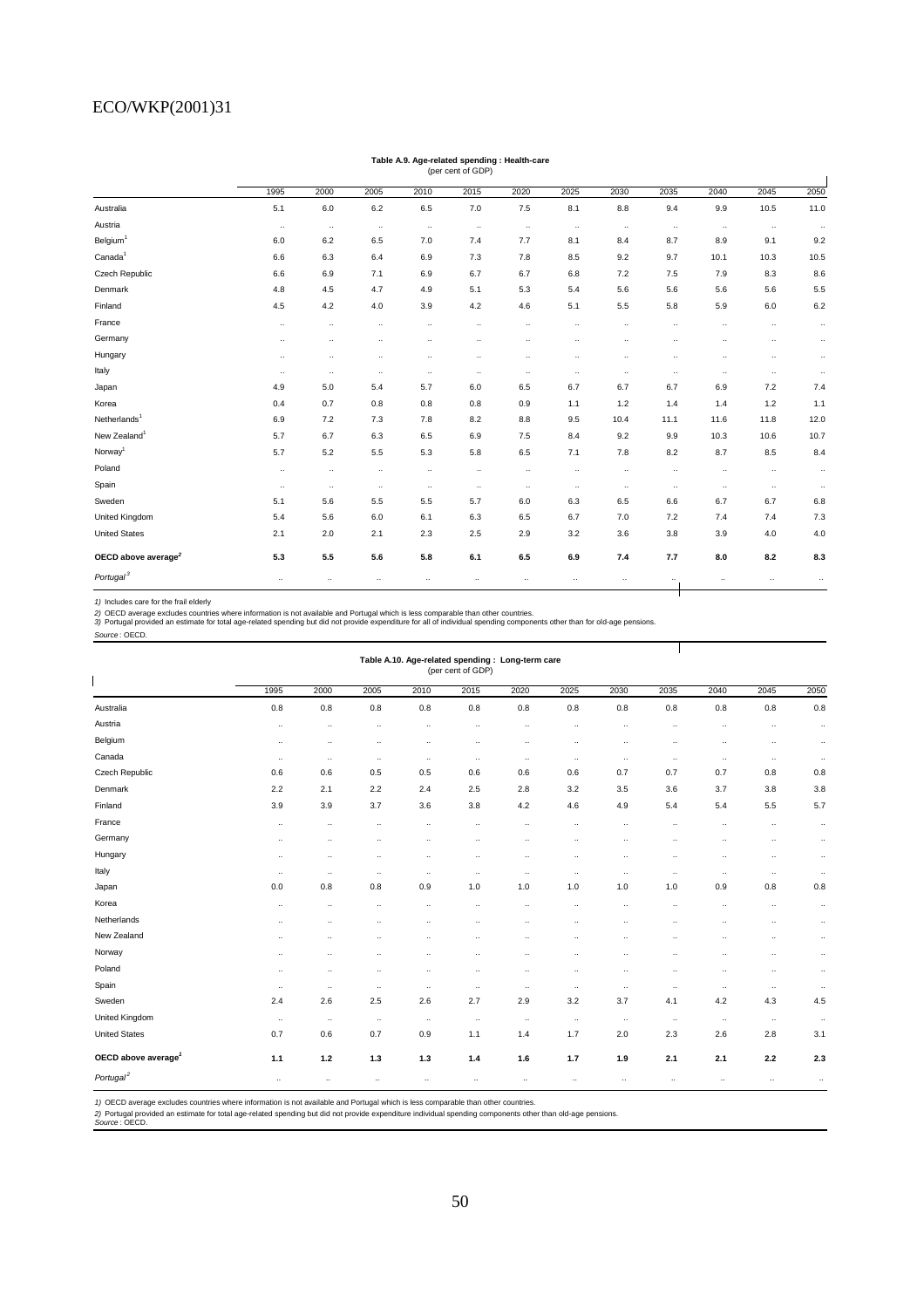**Table A.9. Age-related spending : Health-care**
(per cent of GDP)

| | 1995 | 2000 | 2005 | 2010 | 2015 | 2020 | 2025 | 2030 | 2035 | 2040 | 2045 | 2050 |
|---|---|---|---|---|---|---|---|---|---|---|---|---|
| Australia | 5.1 | 6.0 | 6.2 | 6.5 | 7.0 | 7.5 | 8.1 | 8.8 | 9.4 | 9.9 | 10.5 | 11.0 |
| Austria | .. | .. | .. | .. | .. | .. | .. | .. | .. | .. | .. | .. |
| Belgium[1] | 6.0 | 6.2 | 6.5 | 7.0 | 7.4 | 7.7 | 8.1 | 8.4 | 8.7 | 8.9 | 9.1 | 9.2 |
| Canada[1] | 6.6 | 6.3 | 6.4 | 6.9 | 7.3 | 7.8 | 8.5 | 9.2 | 9.7 | 10.1 | 10.3 | 10.5 |
| Czech Republic | 6.6 | 6.9 | 7.1 | 6.9 | 6.7 | 6.7 | 6.8 | 7.2 | 7.5 | 7.9 | 8.3 | 8.6 |
| Denmark | 4.8 | 4.5 | 4.7 | 4.9 | 5.1 | 5.3 | 5.4 | 5.6 | 5.6 | 5.6 | 5.6 | 5.5 |
| Finland | 4.5 | 4.2 | 4.0 | 3.9 | 4.2 | 4.6 | 5.1 | 5.5 | 5.8 | 5.9 | 6.0 | 6.2 |
| France | .. | .. | .. | .. | .. | .. | .. | .. | .. | .. | .. | .. |
| Germany | .. | .. | .. | .. | .. | .. | .. | .. | .. | .. | .. | .. |
| Hungary | .. | .. | .. | .. | .. | .. | .. | .. | .. | .. | .. | .. |
| Italy | .. | .. | .. | .. | .. | .. | .. | .. | .. | .. | .. | .. |
| Japan | 4.9 | 5.0 | 5.4 | 5.7 | 6.0 | 6.5 | 6.7 | 6.7 | 6.7 | 6.9 | 7.2 | 7.4 |
| Korea | 0.4 | 0.7 | 0.8 | 0.8 | 0.8 | 0.9 | 1.1 | 1.2 | 1.4 | 1.4 | 1.2 | 1.1 |
| Netherlands[1] | 6.9 | 7.2 | 7.3 | 7.8 | 8.2 | 8.8 | 9.5 | 10.4 | 11.1 | 11.6 | 11.8 | 12.0 |
| New Zealand[1] | 5.7 | 6.7 | 6.3 | 6.5 | 6.9 | 7.5 | 8.4 | 9.2 | 9.9 | 10.3 | 10.6 | 10.7 |
| Norway[1] | 5.7 | 5.2 | 5.5 | 5.3 | 5.8 | 6.5 | 7.1 | 7.8 | 8.2 | 8.7 | 8.5 | 8.4 |
| Poland | .. | .. | .. | .. | .. | .. | .. | .. | .. | .. | .. | .. |
| Spain | .. | .. | .. | .. | .. | .. | .. | .. | .. | .. | .. | .. |
| Sweden | 5.1 | 5.6 | 5.5 | 5.5 | 5.7 | 6.0 | 6.3 | 6.5 | 6.6 | 6.7 | 6.7 | 6.8 |
| United Kingdom | 5.4 | 5.6 | 6.0 | 6.1 | 6.3 | 6.5 | 6.7 | 7.0 | 7.2 | 7.4 | 7.4 | 7.3 |
| United States | 2.1 | 2.0 | 2.1 | 2.3 | 2.5 | 2.9 | 3.2 | 3.6 | 3.8 | 3.9 | 4.0 | 4.0 |
| **OECD above average[2]** | **5.3** | **5.5** | **5.6** | **5.8** | **6.1** | **6.5** | **6.9** | **7.4** | **7.7** | **8.0** | **8.2** | **8.3** |
| *Portugal[3]* | .. | .. | .. | .. | .. | .. | .. | .. | .. | .. | .. | .. |

*1)* Includes care for the frail elderly
*2)* OECD average excludes countries where information is not available and Portugal which is less comparable than other countries.
*3)* Portugal provided an estimate for total age-related spending but did not provide expenditure for all of individual spending components other than for old-age pensions.
*Source* : OECD.

**Table A.10. Age-related spending : Long-term care**
(per cent of GDP)

| | 1995 | 2000 | 2005 | 2010 | 2015 | 2020 | 2025 | 2030 | 2035 | 2040 | 2045 | 2050 |
|---|---|---|---|---|---|---|---|---|---|---|---|---|
| Australia | 0.8 | 0.8 | 0.8 | 0.8 | 0.8 | 0.8 | 0.8 | 0.8 | 0.8 | 0.8 | 0.8 | 0.8 |
| Austria | .. | .. | .. | .. | .. | .. | .. | .. | .. | .. | .. | .. |
| Belgium | .. | .. | .. | .. | .. | .. | .. | .. | .. | .. | .. | .. |
| Canada | .. | .. | .. | .. | .. | .. | .. | .. | .. | .. | .. | .. |
| Czech Republic | 0.6 | 0.6 | 0.5 | 0.5 | 0.6 | 0.6 | 0.6 | 0.7 | 0.7 | 0.7 | 0.8 | 0.8 |
| Denmark | 2.2 | 2.1 | 2.2 | 2.4 | 2.5 | 2.8 | 3.2 | 3.5 | 3.6 | 3.7 | 3.8 | 3.8 |
| Finland | 3.9 | 3.9 | 3.7 | 3.6 | 3.8 | 4.2 | 4.6 | 4.9 | 5.4 | 5.4 | 5.5 | 5.7 |
| France | .. | .. | .. | .. | .. | .. | .. | .. | .. | .. | .. | .. |
| Germany | .. | .. | .. | .. | .. | .. | .. | .. | .. | .. | .. | .. |
| Hungary | .. | .. | .. | .. | .. | .. | .. | .. | .. | .. | .. | .. |
| Italy | .. | .. | .. | .. | .. | .. | .. | .. | .. | .. | .. | .. |
| Japan | 0.0 | 0.8 | 0.8 | 0.9 | 1.0 | 1.0 | 1.0 | 1.0 | 1.0 | 0.9 | 0.8 | 0.8 |
| Korea | .. | .. | .. | .. | .. | .. | .. | .. | .. | .. | .. | .. |
| Netherlands | .. | .. | .. | .. | .. | .. | .. | .. | .. | .. | .. | .. |
| New Zealand | .. | .. | .. | .. | .. | .. | .. | .. | .. | .. | .. | .. |
| Norway | .. | .. | .. | .. | .. | .. | .. | .. | .. | .. | .. | .. |
| Poland | .. | .. | .. | .. | .. | .. | .. | .. | .. | .. | .. | .. |
| Spain | .. | .. | .. | .. | .. | .. | .. | .. | .. | .. | .. | .. |
| Sweden | 2.4 | 2.6 | 2.5 | 2.6 | 2.7 | 2.9 | 3.2 | 3.7 | 4.1 | 4.2 | 4.3 | 4.5 |
| United Kingdom | .. | .. | .. | .. | .. | .. | .. | .. | .. | .. | .. | .. |
| United States | 0.7 | 0.6 | 0.7 | 0.9 | 1.1 | 1.4 | 1.7 | 2.0 | 2.3 | 2.6 | 2.8 | 3.1 |
| **OECD above average[1]** | **1.1** | **1.2** | **1.3** | **1.3** | **1.4** | **1.6** | **1.7** | **1.9** | **2.1** | **2.1** | **2.2** | **2.3** |
| *Portugal[2]* | .. | .. | .. | .. | .. | .. | .. | .. | .. | .. | .. | .. |

*1)* OECD average excludes countries where information is not available and Portugal which is less comparable than other countries.
*2)* Portugal provided an estimate for total age-related spending but did not provide expenditure individual spending components other than old-age pensions.
*Source* : OECD.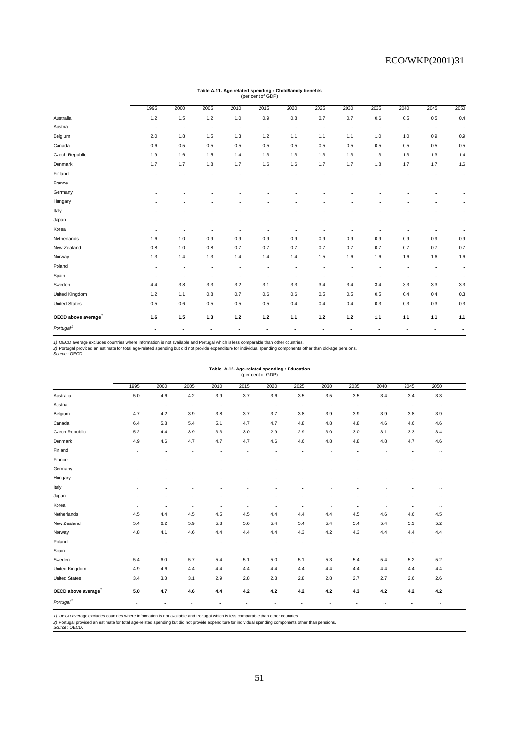**Table A.11. Age-related spending : Child/family benefits**
(per cent of GDP)

| | 1995 | 2000 | 2005 | 2010 | 2015 | 2020 | 2025 | 2030 | 2035 | 2040 | 2045 | 2050 |
|---|---|---|---|---|---|---|---|---|---|---|---|---|
| Australia | 1.2 | 1.5 | 1.2 | 1.0 | 0.9 | 0.8 | 0.7 | 0.7 | 0.6 | 0.5 | 0.5 | 0.4 |
| Austria | .. | .. | .. | .. | .. | .. | .. | .. | .. | .. | .. | .. |
| Belgium | 2.0 | 1.8 | 1.5 | 1.3 | 1.2 | 1.1 | 1.1 | 1.1 | 1.0 | 1.0 | 0.9 | 0.9 |
| Canada | 0.6 | 0.5 | 0.5 | 0.5 | 0.5 | 0.5 | 0.5 | 0.5 | 0.5 | 0.5 | 0.5 | 0.5 |
| Czech Republic | 1.9 | 1.6 | 1.5 | 1.4 | 1.3 | 1.3 | 1.3 | 1.3 | 1.3 | 1.3 | 1.3 | 1.4 |
| Denmark | 1.7 | 1.7 | 1.8 | 1.7 | 1.6 | 1.6 | 1.7 | 1.7 | 1.8 | 1.7 | 1.7 | 1.6 |
| Finland | .. | .. | .. | .. | .. | .. | .. | .. | .. | .. | .. | .. |
| France | .. | .. | .. | .. | .. | .. | .. | .. | .. | .. | .. | .. |
| Germany | .. | .. | .. | .. | .. | .. | .. | .. | .. | .. | .. | .. |
| Hungary | .. | .. | .. | .. | .. | .. | .. | .. | .. | .. | .. | .. |
| Italy | .. | .. | .. | .. | .. | .. | .. | .. | .. | .. | .. | .. |
| Japan | .. | .. | .. | .. | .. | .. | .. | .. | .. | .. | .. | .. |
| Korea | .. | .. | .. | .. | .. | .. | .. | .. | .. | .. | .. | .. |
| Netherlands | 1.6 | 1.0 | 0.9 | 0.9 | 0.9 | 0.9 | 0.9 | 0.9 | 0.9 | 0.9 | 0.9 | 0.9 |
| New Zealand | 0.8 | 1.0 | 0.8 | 0.7 | 0.7 | 0.7 | 0.7 | 0.7 | 0.7 | 0.7 | 0.7 | 0.7 |
| Norway | 1.3 | 1.4 | 1.3 | 1.4 | 1.4 | 1.4 | 1.5 | 1.6 | 1.6 | 1.6 | 1.6 | 1.6 |
| Poland | .. | .. | .. | .. | .. | .. | .. | .. | .. | .. | .. | .. |
| Spain | .. | .. | .. | .. | .. | .. | .. | .. | .. | .. | .. | .. |
| Sweden | 4.4 | 3.8 | 3.3 | 3.2 | 3.1 | 3.3 | 3.4 | 3.4 | 3.4 | 3.3 | 3.3 | 3.3 |
| United Kingdom | 1.2 | 1.1 | 0.8 | 0.7 | 0.6 | 0.6 | 0.5 | 0.5 | 0.5 | 0.4 | 0.4 | 0.3 |
| United States | 0.5 | 0.6 | 0.5 | 0.5 | 0.5 | 0.4 | 0.4 | 0.4 | 0.3 | 0.3 | 0.3 | 0.3 |
| **OECD above average[1]** | **1.6** | **1.5** | **1.3** | **1.2** | **1.2** | **1.1** | **1.2** | **1.2** | **1.1** | **1.1** | **1.1** | **1.1** |
| *Portugal[2]* | .. | .. | .. | .. | .. | .. | .. | .. | .. | .. | .. | .. |

1) OECD average excludes countries where information is not available and Portugal which is less comparable than other countries.
2) Portugal provided an estimate for total age-related spending but did not provide expenditure for individual spending components other than old-age pensions.
*Source* : OECD.

**Table A.12. Age-related spending : Education**
(per cent of GDP)

| | 1995 | 2000 | 2005 | 2010 | 2015 | 2020 | 2025 | 2030 | 2035 | 2040 | 2045 | 2050 |
|---|---|---|---|---|---|---|---|---|---|---|---|---|
| Australia | 5.0 | 4.6 | 4.2 | 3.9 | 3.7 | 3.6 | 3.5 | 3.5 | 3.5 | 3.4 | 3.4 | 3.3 |
| Austria | .. | .. | .. | .. | .. | .. | .. | .. | .. | .. | .. | .. |
| Belgium | 4.7 | 4.2 | 3.9 | 3.8 | 3.7 | 3.7 | 3.8 | 3.9 | 3.9 | 3.9 | 3.8 | 3.9 |
| Canada | 6.4 | 5.8 | 5.4 | 5.1 | 4.7 | 4.7 | 4.8 | 4.8 | 4.8 | 4.6 | 4.6 | 4.6 |
| Czech Republic | 5.2 | 4.4 | 3.9 | 3.3 | 3.0 | 2.9 | 2.9 | 3.0 | 3.0 | 3.1 | 3.3 | 3.4 |
| Denmark | 4.9 | 4.6 | 4.7 | 4.7 | 4.7 | 4.6 | 4.6 | 4.8 | 4.8 | 4.8 | 4.7 | 4.6 |
| Finland | .. | .. | .. | .. | .. | .. | .. | .. | .. | .. | .. | .. |
| France | .. | .. | .. | .. | .. | .. | .. | .. | .. | .. | .. | .. |
| Germany | .. | .. | .. | .. | .. | .. | .. | .. | .. | .. | .. | .. |
| Hungary | .. | .. | .. | .. | .. | .. | .. | .. | .. | .. | .. | .. |
| Italy | .. | .. | .. | .. | .. | .. | .. | .. | .. | .. | .. | .. |
| Japan | .. | .. | .. | .. | .. | .. | .. | .. | .. | .. | .. | .. |
| Korea | .. | .. | .. | .. | .. | .. | .. | .. | .. | .. | .. | .. |
| Netherlands | 4.5 | 4.4 | 4.5 | 4.5 | 4.5 | 4.4 | 4.4 | 4.4 | 4.5 | 4.6 | 4.6 | 4.5 |
| New Zealand | 5.4 | 6.2 | 5.9 | 5.8 | 5.6 | 5.4 | 5.4 | 5.4 | 5.4 | 5.4 | 5.3 | 5.2 |
| Norway | 4.8 | 4.1 | 4.6 | 4.4 | 4.4 | 4.4 | 4.3 | 4.2 | 4.3 | 4.4 | 4.4 | 4.4 |
| Poland | .. | .. | .. | .. | .. | .. | .. | .. | .. | .. | .. | .. |
| Spain | .. | .. | .. | .. | .. | .. | .. | .. | .. | .. | .. | .. |
| Sweden | 5.4 | 6.0 | 5.7 | 5.4 | 5.1 | 5.0 | 5.1 | 5.3 | 5.4 | 5.4 | 5.2 | 5.2 |
| United Kingdom | 4.9 | 4.6 | 4.4 | 4.4 | 4.4 | 4.4 | 4.4 | 4.4 | 4.4 | 4.4 | 4.4 | 4.4 |
| United States | 3.4 | 3.3 | 3.1 | 2.9 | 2.8 | 2.8 | 2.8 | 2.8 | 2.7 | 2.7 | 2.6 | 2.6 |
| **OECD above average[1]** | **5.0** | **4.7** | **4.6** | **4.4** | **4.2** | **4.2** | **4.2** | **4.2** | **4.3** | **4.2** | **4.2** | **4.2** |
| *Portugal[2]* | .. | .. | .. | .. | .. | .. | .. | .. | .. | .. | .. | .. |

1) OECD average excludes countries where information is not available and Portugal which is less comparable than other countries.
2) Portugal provided an estimate for total age-related spending but did not provide expenditure for individual spending components other than pensions.
*Source* : OECD.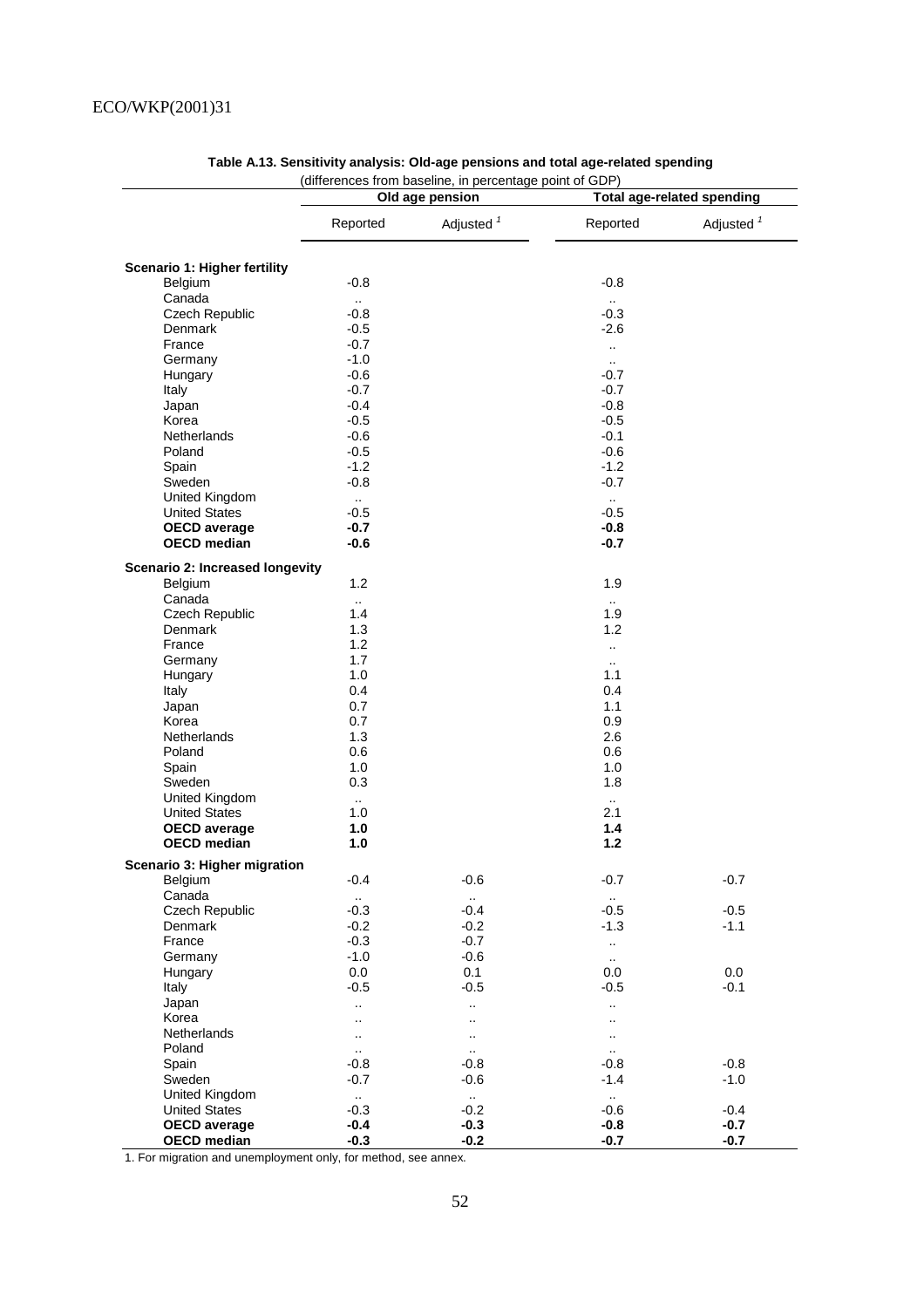**Table A.13. Sensitivity analysis: Old-age pensions and total age-related spending**

(differences from baseline, in percentage point of GDP)

| | Old age pension | | Total age-related spending | |
|---|---|---|---|---|
| | Reported | Adjusted [1] | Reported | Adjusted [1] |
| **Scenario 1: Higher fertility** | | | | |
| Belgium | -0.8 | | -0.8 | |
| Canada | .. | | .. | |
| Czech Republic | -0.8 | | -0.3 | |
| Denmark | -0.5 | | -2.6 | |
| France | -0.7 | | .. | |
| Germany | -1.0 | | .. | |
| Hungary | -0.6 | | -0.7 | |
| Italy | -0.7 | | -0.7 | |
| Japan | -0.4 | | -0.8 | |
| Korea | -0.5 | | -0.5 | |
| Netherlands | -0.6 | | -0.1 | |
| Poland | -0.5 | | -0.6 | |
| Spain | -1.2 | | -1.2 | |
| Sweden | -0.8 | | -0.7 | |
| United Kingdom | .. | | .. | |
| United States | -0.5 | | -0.5 | |
| **OECD average** | **-0.7** | | **-0.8** | |
| **OECD median** | **-0.6** | | **-0.7** | |
| **Scenario 2: Increased longevity** | | | | |
| Belgium | 1.2 | | 1.9 | |
| Canada | .. | | .. | |
| Czech Republic | 1.4 | | 1.9 | |
| Denmark | 1.3 | | 1.2 | |
| France | 1.2 | | .. | |
| Germany | 1.7 | | .. | |
| Hungary | 1.0 | | 1.1 | |
| Italy | 0.4 | | 0.4 | |
| Japan | 0.7 | | 1.1 | |
| Korea | 0.7 | | 0.9 | |
| Netherlands | 1.3 | | 2.6 | |
| Poland | 0.6 | | 0.6 | |
| Spain | 1.0 | | 1.0 | |
| Sweden | 0.3 | | 1.8 | |
| United Kingdom | .. | | .. | |
| United States | 1.0 | | 2.1 | |
| **OECD average** | **1.0** | | **1.4** | |
| **OECD median** | **1.0** | | **1.2** | |
| **Scenario 3: Higher migration** | | | | |
| Belgium | -0.4 | -0.6 | -0.7 | -0.7 |
| Canada | .. | .. | .. | |
| Czech Republic | -0.3 | -0.4 | -0.5 | -0.5 |
| Denmark | -0.2 | -0.2 | -1.3 | -1.1 |
| France | -0.3 | -0.7 | .. | |
| Germany | -1.0 | -0.6 | .. | |
| Hungary | 0.0 | 0.1 | 0.0 | 0.0 |
| Italy | -0.5 | -0.5 | -0.5 | -0.1 |
| Japan | .. | .. | .. | |
| Korea | .. | .. | .. | |
| Netherlands | .. | .. | .. | |
| Poland | .. | .. | .. | |
| Spain | -0.8 | -0.8 | -0.8 | -0.8 |
| Sweden | -0.7 | -0.6 | -1.4 | -1.0 |
| United Kingdom | .. | .. | .. | |
| United States | -0.3 | -0.2 | -0.6 | -0.4 |
| **OECD average** | **-0.4** | **-0.3** | **-0.8** | **-0.7** |
| **OECD median** | **-0.3** | **-0.2** | **-0.7** | **-0.7** |

1. For migration and unemployment only, for method, see annex.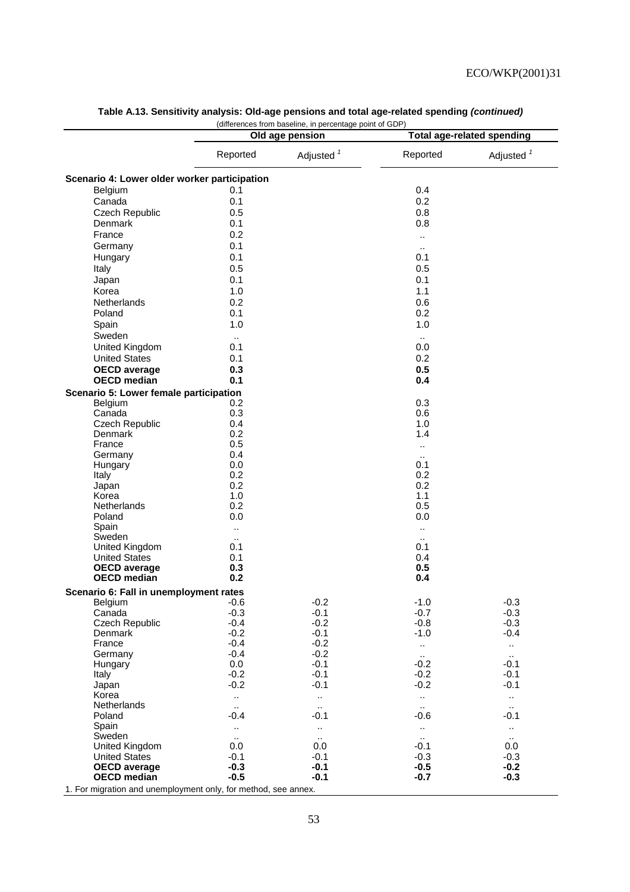**Table A.13. Sensitivity analysis: Old-age pensions and total age-related spending *(continued)***

(differences from baseline, in percentage point of GDP)

| | Old age pension | | Total age-related spending | |
|---|---|---|---|---|
| | Reported | Adjusted [1] | Reported | Adjusted [1] |
| **Scenario 4: Lower older worker participation** | | | | |
| Belgium | 0.1 | | 0.4 | |
| Canada | 0.1 | | 0.2 | |
| Czech Republic | 0.5 | | 0.8 | |
| Denmark | 0.1 | | 0.8 | |
| France | 0.2 | | .. | |
| Germany | 0.1 | | .. | |
| Hungary | 0.1 | | 0.1 | |
| Italy | 0.5 | | 0.5 | |
| Japan | 0.1 | | 0.1 | |
| Korea | 1.0 | | 1.1 | |
| Netherlands | 0.2 | | 0.6 | |
| Poland | 0.1 | | 0.2 | |
| Spain | 1.0 | | 1.0 | |
| Sweden | .. | | .. | |
| United Kingdom | 0.1 | | 0.0 | |
| United States | 0.1 | | 0.2 | |
| **OECD average** | **0.3** | | **0.5** | |
| **OECD median** | **0.1** | | **0.4** | |
| **Scenario 5: Lower female participation** | | | | |
| Belgium | 0.2 | | 0.3 | |
| Canada | 0.3 | | 0.6 | |
| Czech Republic | 0.4 | | 1.0 | |
| Denmark | 0.2 | | 1.4 | |
| France | 0.5 | | .. | |
| Germany | 0.4 | | .. | |
| Hungary | 0.0 | | 0.1 | |
| Italy | 0.2 | | 0.2 | |
| Japan | 0.2 | | 0.2 | |
| Korea | 1.0 | | 1.1 | |
| Netherlands | 0.2 | | 0.5 | |
| Poland | 0.0 | | 0.0 | |
| Spain | .. | | .. | |
| Sweden | .. | | .. | |
| United Kingdom | 0.1 | | 0.1 | |
| United States | 0.1 | | 0.4 | |
| **OECD average** | **0.3** | | **0.5** | |
| **OECD median** | **0.2** | | **0.4** | |
| **Scenario 6: Fall in unemployment rates** | | | | |
| Belgium | -0.6 | -0.2 | -1.0 | -0.3 |
| Canada | -0.3 | -0.1 | -0.7 | -0.3 |
| Czech Republic | -0.4 | -0.2 | -0.8 | -0.3 |
| Denmark | -0.2 | -0.1 | -1.0 | -0.4 |
| France | -0.4 | -0.2 | .. | .. |
| Germany | -0.4 | -0.2 | .. | .. |
| Hungary | 0.0 | -0.1 | -0.2 | -0.1 |
| Italy | -0.2 | -0.1 | -0.2 | -0.1 |
| Japan | -0.2 | -0.1 | -0.2 | -0.1 |
| Korea | .. | .. | .. | .. |
| Netherlands | .. | .. | .. | .. |
| Poland | -0.4 | -0.1 | -0.6 | -0.1 |
| Spain | .. | .. | .. | .. |
| Sweden | .. | .. | .. | .. |
| United Kingdom | 0.0 | 0.0 | -0.1 | 0.0 |
| United States | -0.1 | -0.1 | -0.3 | -0.3 |
| **OECD average** | **-0.3** | **-0.1** | **-0.5** | **-0.2** |
| **OECD median** | **-0.5** | **-0.1** | **-0.7** | **-0.3** |

1. For migration and unemployment only, for method, see annex.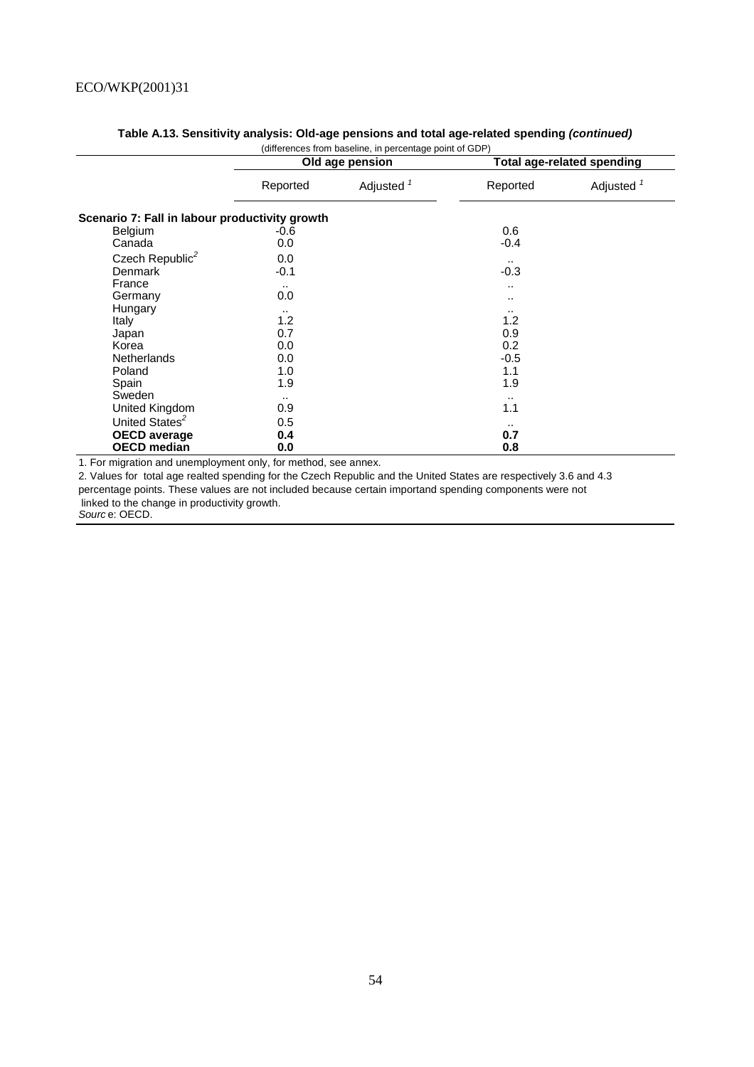**Table A.13. Sensitivity analysis: Old-age pensions and total age-related spending *(continued)***

(differences from baseline, in percentage point of GDP)

| | Old age pension | | Total age-related spending | |
|---|---|---|---|---|
| | Reported | Adjusted [1] | Reported | Adjusted [1] |
| **Scenario 7: Fall in labour productivity growth** | | | | |
| Belgium | -0.6 | | 0.6 | |
| Canada | 0.0 | | -0.4 | |
| Czech Republic[2] | 0.0 | | .. | |
| Denmark | -0.1 | | -0.3 | |
| France | .. | | .. | |
| Germany | 0.0 | | .. | |
| Hungary | .. | | .. | |
| Italy | 1.2 | | 1.2 | |
| Japan | 0.7 | | 0.9 | |
| Korea | 0.0 | | 0.2 | |
| Netherlands | 0.0 | | -0.5 | |
| Poland | 1.0 | | 1.1 | |
| Spain | 1.9 | | 1.9 | |
| Sweden | .. | | .. | |
| United Kingdom | 0.9 | | 1.1 | |
| United States[2] | 0.5 | | .. | |
| **OECD average** | **0.4** | | **0.7** | |
| **OECD median** | **0.0** | | **0.8** | |

1. For migration and unemployment only, for method, see annex.

2. Values for total age realted spending for the Czech Republic and the United States are respectively 3.6 and 4.3 percentage points. These values are not included because certain importand spending components were not linked to the change in productivity growth.

*Source*: OECD.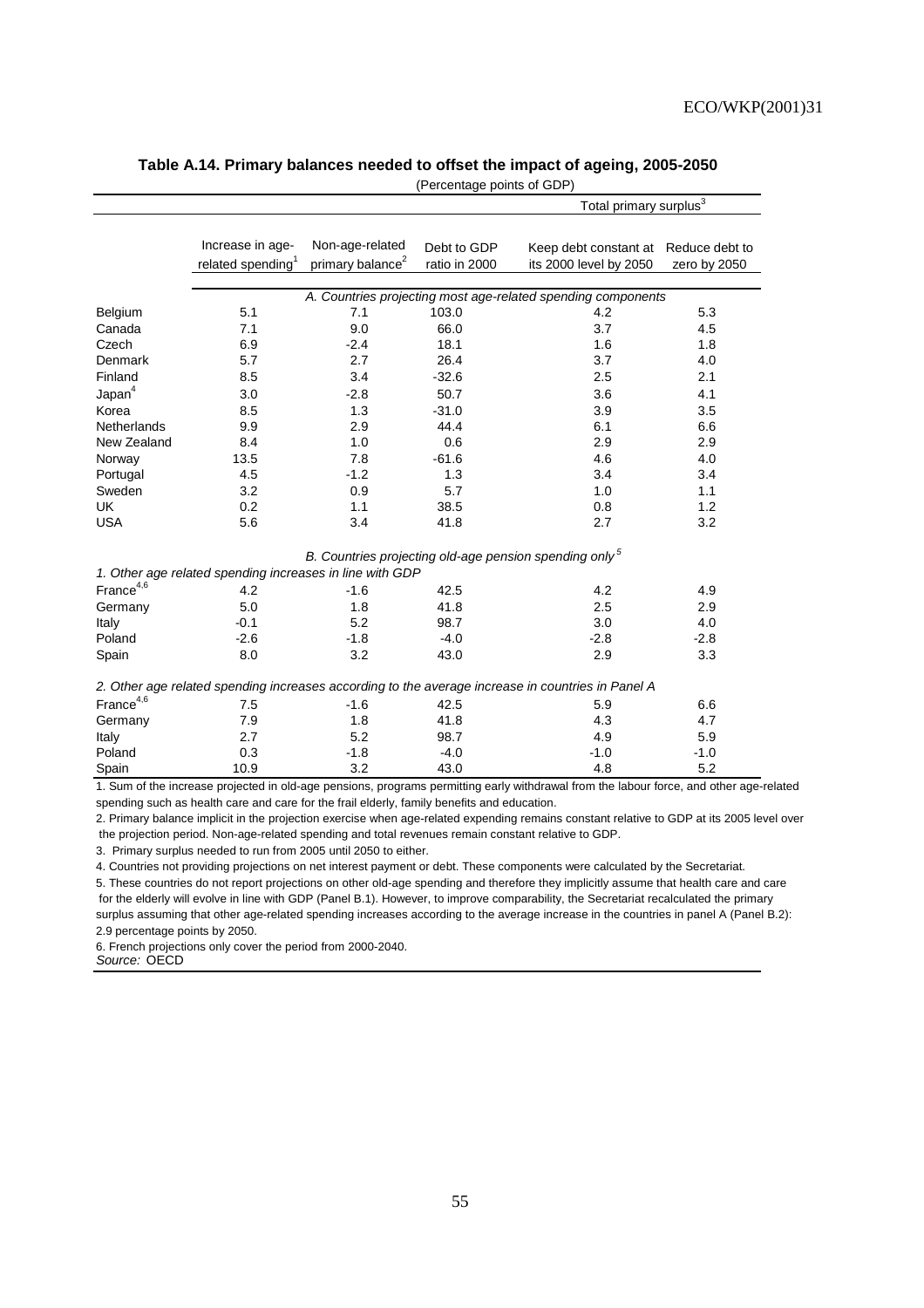**Table A.14. Primary balances needed to offset the impact of ageing, 2005-2050**

(Percentage points of GDP)

| | Increase in age-related spending[1] | Non-age-related primary balance[2] | Debt to GDP ratio in 2000 | Total primary surplus[3] | |
|---|---|---|---|---|---|
| | | | | Keep debt constant at its 2000 level by 2050 | Reduce debt to zero by 2050 |
| *A. Countries projecting most age-related spending components* | | | | | |
| Belgium | 5.1 | 7.1 | 103.0 | 4.2 | 5.3 |
| Canada | 7.1 | 9.0 | 66.0 | 3.7 | 4.5 |
| Czech | 6.9 | -2.4 | 18.1 | 1.6 | 1.8 |
| Denmark | 5.7 | 2.7 | 26.4 | 3.7 | 4.0 |
| Finland | 8.5 | 3.4 | -32.6 | 2.5 | 2.1 |
| Japan[4] | 3.0 | -2.8 | 50.7 | 3.6 | 4.1 |
| Korea | 8.5 | 1.3 | -31.0 | 3.9 | 3.5 |
| Netherlands | 9.9 | 2.9 | 44.4 | 6.1 | 6.6 |
| New Zealand | 8.4 | 1.0 | 0.6 | 2.9 | 2.9 |
| Norway | 13.5 | 7.8 | -61.6 | 4.6 | 4.0 |
| Portugal | 4.5 | -1.2 | 1.3 | 3.4 | 3.4 |
| Sweden | 3.2 | 0.9 | 5.7 | 1.0 | 1.1 |
| UK | 0.2 | 1.1 | 38.5 | 0.8 | 1.2 |
| USA | 5.6 | 3.4 | 41.8 | 2.7 | 3.2 |
| *B. Countries projecting old-age pension spending only[5]* | | | | | |
| *1. Other age related spending increases in line with GDP* | | | | | |
| France[4,6] | 4.2 | -1.6 | 42.5 | 4.2 | 4.9 |
| Germany | 5.0 | 1.8 | 41.8 | 2.5 | 2.9 |
| Italy | -0.1 | 5.2 | 98.7 | 3.0 | 4.0 |
| Poland | -2.6 | -1.8 | -4.0 | -2.8 | -2.8 |
| Spain | 8.0 | 3.2 | 43.0 | 2.9 | 3.3 |
| *2. Other age related spending increases according to the average increase in countries in Panel A* | | | | | |
| France[4,6] | 7.5 | -1.6 | 42.5 | 5.9 | 6.6 |
| Germany | 7.9 | 1.8 | 41.8 | 4.3 | 4.7 |
| Italy | 2.7 | 5.2 | 98.7 | 4.9 | 5.9 |
| Poland | 0.3 | -1.8 | -4.0 | -1.0 | -1.0 |
| Spain | 10.9 | 3.2 | 43.0 | 4.8 | 5.2 |

1. Sum of the increase projected in old-age pensions, programs permitting early withdrawal from the labour force, and other age-related spending such as health care and care for the frail elderly, family benefits and education.

2. Primary balance implicit in the projection exercise when age-related expending remains constant relative to GDP at its 2005 level over the projection period. Non-age-related spending and total revenues remain constant relative to GDP.

3. Primary surplus needed to run from 2005 until 2050 to either.

4. Countries not providing projections on net interest payment or debt. These components were calculated by the Secretariat.

5. These countries do not report projections on other old-age spending and therefore they implicitly assume that health care and care for the elderly will evolve in line with GDP (Panel B.1). However, to improve comparability, the Secretariat recalculated the primary surplus assuming that other age-related spending increases according to the average increase in the countries in panel A (Panel B.2): 2.9 percentage points by 2050.

6. French projections only cover the period from 2000-2040.

*Source:* OECD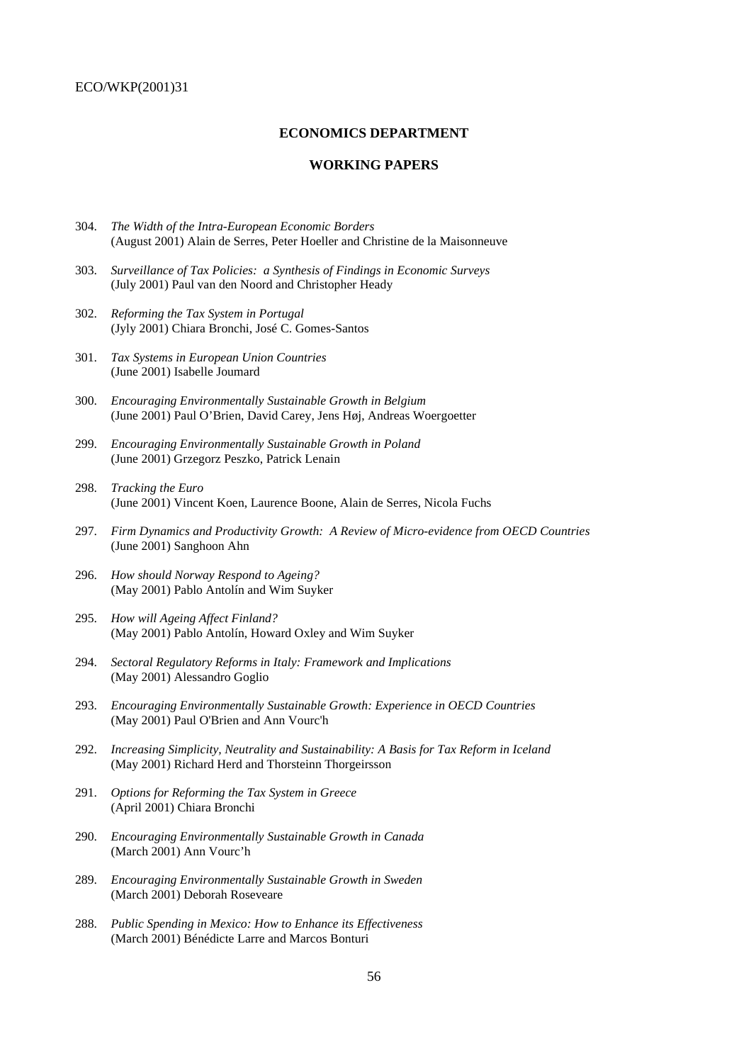## ECONOMICS DEPARTMENT

## WORKING PAPERS

304. *The Width of the Intra-European Economic Borders*
(August 2001) Alain de Serres, Peter Hoeller and Christine de la Maisonneuve

303. *Surveillance of Tax Policies: a Synthesis of Findings in Economic Surveys*
(July 2001) Paul van den Noord and Christopher Heady

302. *Reforming the Tax System in Portugal*
(Jyly 2001) Chiara Bronchi, José C. Gomes-Santos

301. *Tax Systems in European Union Countries*
(June 2001) Isabelle Joumard

300. *Encouraging Environmentally Sustainable Growth in Belgium*
(June 2001) Paul O'Brien, David Carey, Jens Høj, Andreas Woergoetter

299. *Encouraging Environmentally Sustainable Growth in Poland*
(June 2001) Grzegorz Peszko, Patrick Lenain

298. *Tracking the Euro*
(June 2001) Vincent Koen, Laurence Boone, Alain de Serres, Nicola Fuchs

297. *Firm Dynamics and Productivity Growth: A Review of Micro-evidence from OECD Countries*
(June 2001) Sanghoon Ahn

296. *How should Norway Respond to Ageing?*
(May 2001) Pablo Antolín and Wim Suyker

295. *How will Ageing Affect Finland?*
(May 2001) Pablo Antolín, Howard Oxley and Wim Suyker

294. *Sectoral Regulatory Reforms in Italy: Framework and Implications*
(May 2001) Alessandro Goglio

293. *Encouraging Environmentally Sustainable Growth: Experience in OECD Countries*
(May 2001) Paul O'Brien and Ann Vourc'h

292. *Increasing Simplicity, Neutrality and Sustainability: A Basis for Tax Reform in Iceland*
(May 2001) Richard Herd and Thorsteinn Thorgeirsson

291. *Options for Reforming the Tax System in Greece*
(April 2001) Chiara Bronchi

290. *Encouraging Environmentally Sustainable Growth in Canada*
(March 2001) Ann Vourc'h

289. *Encouraging Environmentally Sustainable Growth in Sweden*
(March 2001) Deborah Roseveare

288. *Public Spending in Mexico: How to Enhance its Effectiveness*
(March 2001) Bénédicte Larre and Marcos Bonturi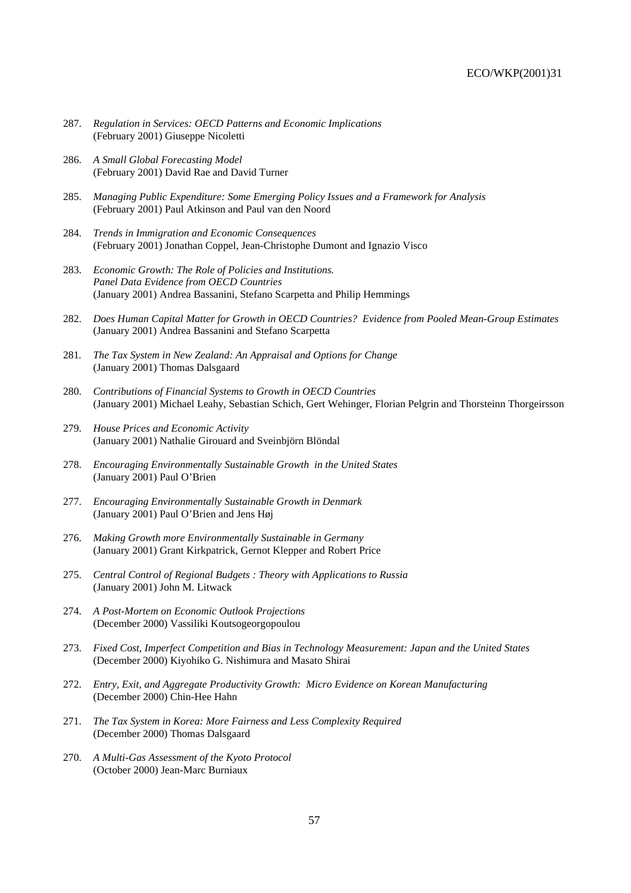287. *Regulation in Services: OECD Patterns and Economic Implications*
(February 2001) Giuseppe Nicoletti

286. *A Small Global Forecasting Model*
(February 2001) David Rae and David Turner

285. *Managing Public Expenditure: Some Emerging Policy Issues and a Framework for Analysis*
(February 2001) Paul Atkinson and Paul van den Noord

284. *Trends in Immigration and Economic Consequences*
(February 2001) Jonathan Coppel, Jean-Christophe Dumont and Ignazio Visco

283. *Economic Growth: The Role of Policies and Institutions. Panel Data Evidence from OECD Countries*
(January 2001) Andrea Bassanini, Stefano Scarpetta and Philip Hemmings

282. *Does Human Capital Matter for Growth in OECD Countries? Evidence from Pooled Mean-Group Estimates*
(January 2001) Andrea Bassanini and Stefano Scarpetta

281. *The Tax System in New Zealand: An Appraisal and Options for Change*
(January 2001) Thomas Dalsgaard

280. *Contributions of Financial Systems to Growth in OECD Countries*
(January 2001) Michael Leahy, Sebastian Schich, Gert Wehinger, Florian Pelgrin and Thorsteinn Thorgeirsson

279. *House Prices and Economic Activity*
(January 2001) Nathalie Girouard and Sveinbjörn Blöndal

278. *Encouraging Environmentally Sustainable Growth in the United States*
(January 2001) Paul O'Brien

277. *Encouraging Environmentally Sustainable Growth in Denmark*
(January 2001) Paul O'Brien and Jens Høj

276. *Making Growth more Environmentally Sustainable in Germany*
(January 2001) Grant Kirkpatrick, Gernot Klepper and Robert Price

275. *Central Control of Regional Budgets : Theory with Applications to Russia*
(January 2001) John M. Litwack

274. *A Post-Mortem on Economic Outlook Projections*
(December 2000) Vassiliki Koutsogeorgopoulou

273. *Fixed Cost, Imperfect Competition and Bias in Technology Measurement: Japan and the United States*
(December 2000) Kiyohiko G. Nishimura and Masato Shirai

272. *Entry, Exit, and Aggregate Productivity Growth: Micro Evidence on Korean Manufacturing*
(December 2000) Chin-Hee Hahn

271. *The Tax System in Korea: More Fairness and Less Complexity Required*
(December 2000) Thomas Dalsgaard

270. *A Multi-Gas Assessment of the Kyoto Protocol*
(October 2000) Jean-Marc Burniaux